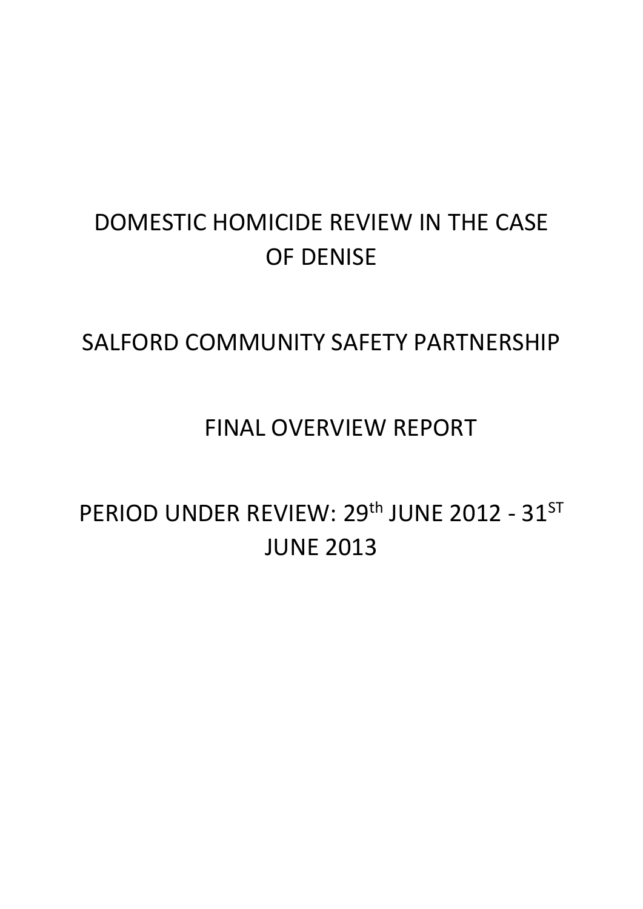# DOMESTIC HOMICIDE REVIEW IN THE CASE OF DENISE

## SALFORD COMMUNITY SAFETY PARTNERSHIP

## FINAL OVERVIEW REPORT

## PERIOD UNDER REVIEW: 29th JUNE 2012 - 31ST JUNE 2013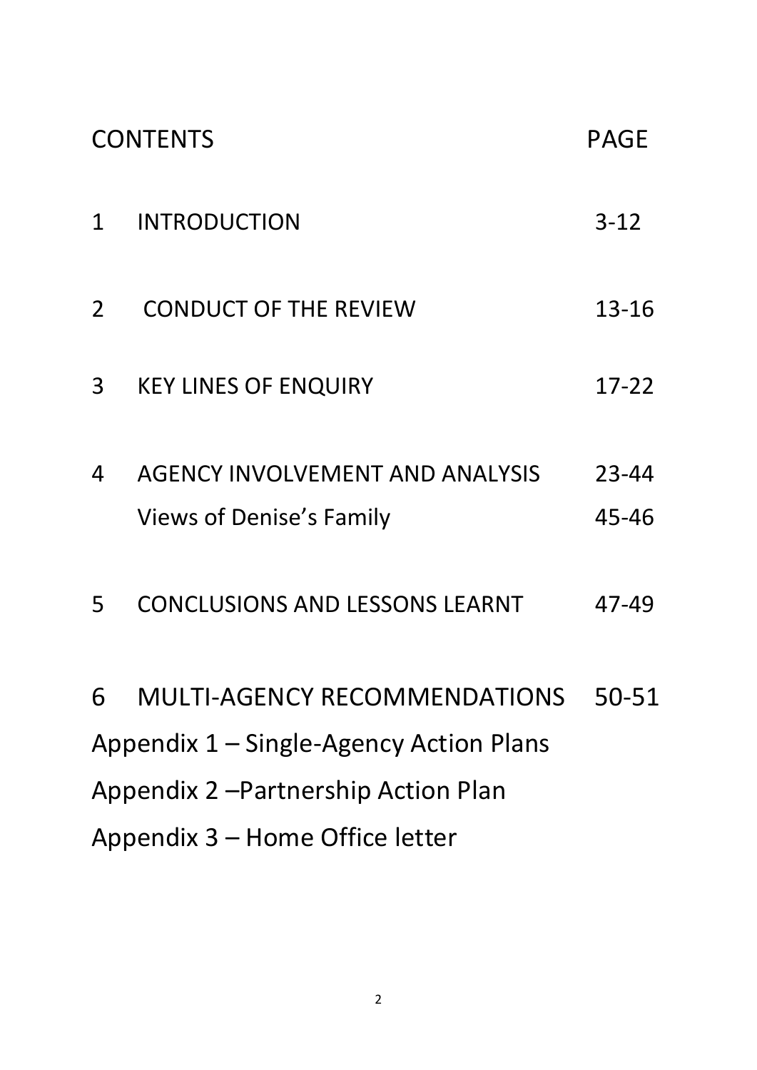| CONTENTS | | PAGE |
| --- | --- | --- |
| 1 | INTRODUCTION | 3-12 |
| 2 | CONDUCT OF THE REVIEW | 13-16 |
| 3 | KEY LINES OF ENQUIRY | 17-22 |
| 4 | AGENCY INVOLVEMENT AND ANALYSIS | 23-44 |
| | Views of Denise's Family | 45-46 |
| 5 | CONCLUSIONS AND LESSONS LEARNT | 47-49 |
| 6 | MULTI-AGENCY RECOMMENDATIONS | 50-51 |

Appendix 1 – Single-Agency Action Plans

Appendix 2 –Partnership Action Plan

Appendix 3 – Home Office letter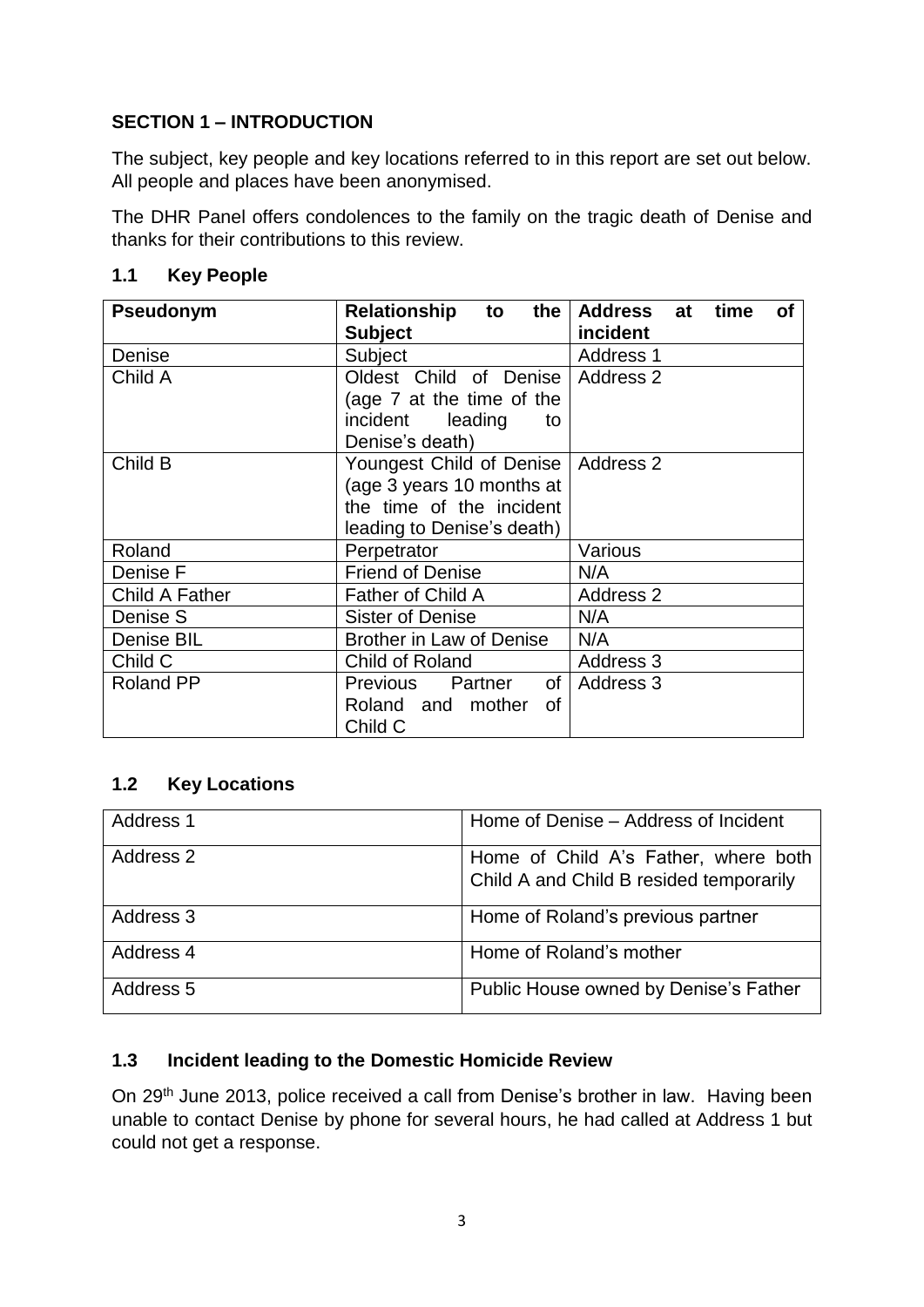## SECTION 1 – INTRODUCTION

The subject, key people and key locations referred to in this report are set out below. All people and places have been anonymised.

The DHR Panel offers condolences to the family on the tragic death of Denise and thanks for their contributions to this review.

### 1.1 Key People

| Pseudonym | Relationship to the Subject | Address at time of incident |
|---|---|---|
| Denise | Subject | Address 1 |
| Child A | Oldest Child of Denise (age 7 at the time of the incident leading to Denise's death) | Address 2 |
| Child B | Youngest Child of Denise (age 3 years 10 months at the time of the incident leading to Denise's death) | Address 2 |
| Roland | Perpetrator | Various |
| Denise F | Friend of Denise | N/A |
| Child A Father | Father of Child A | Address 2 |
| Denise S | Sister of Denise | N/A |
| Denise BIL | Brother in Law of Denise | N/A |
| Child C | Child of Roland | Address 3 |
| Roland PP | Previous Partner of Roland and mother of Child C | Address 3 |

### 1.2 Key Locations

| | |
|---|---|
| Address 1 | Home of Denise – Address of Incident |
| Address 2 | Home of Child A's Father, where both Child A and Child B resided temporarily |
| Address 3 | Home of Roland's previous partner |
| Address 4 | Home of Roland's mother |
| Address 5 | Public House owned by Denise's Father |

### 1.3 Incident leading to the Domestic Homicide Review

On 29th June 2013, police received a call from Denise's brother in law. Having been unable to contact Denise by phone for several hours, he had called at Address 1 but could not get a response.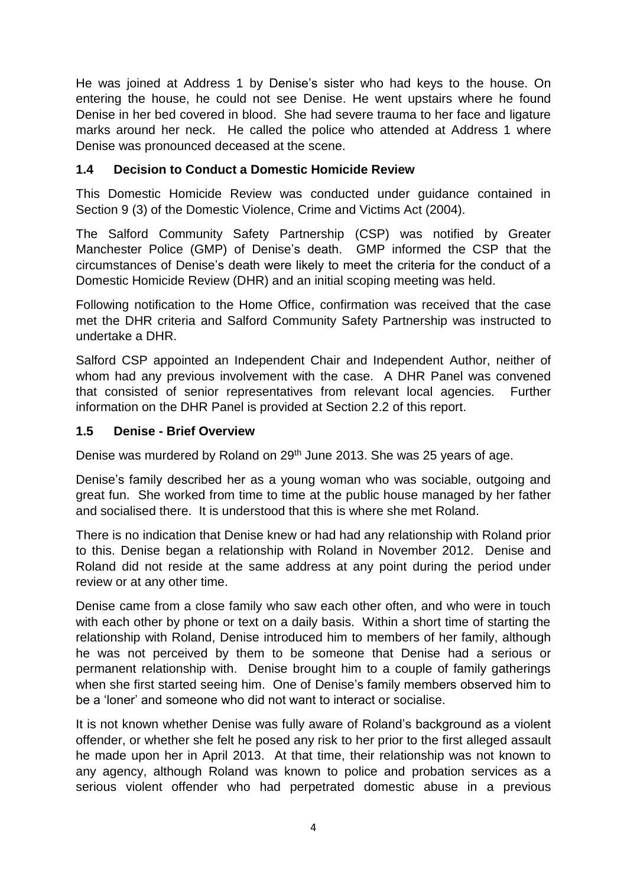He was joined at Address 1 by Denise's sister who had keys to the house. On entering the house, he could not see Denise. He went upstairs where he found Denise in her bed covered in blood. She had severe trauma to her face and ligature marks around her neck. He called the police who attended at Address 1 where Denise was pronounced deceased at the scene.

### 1.4 Decision to Conduct a Domestic Homicide Review

This Domestic Homicide Review was conducted under guidance contained in Section 9 (3) of the Domestic Violence, Crime and Victims Act (2004).

The Salford Community Safety Partnership (CSP) was notified by Greater Manchester Police (GMP) of Denise's death. GMP informed the CSP that the circumstances of Denise's death were likely to meet the criteria for the conduct of a Domestic Homicide Review (DHR) and an initial scoping meeting was held.

Following notification to the Home Office, confirmation was received that the case met the DHR criteria and Salford Community Safety Partnership was instructed to undertake a DHR.

Salford CSP appointed an Independent Chair and Independent Author, neither of whom had any previous involvement with the case. A DHR Panel was convened that consisted of senior representatives from relevant local agencies. Further information on the DHR Panel is provided at Section 2.2 of this report.

### 1.5 Denise - Brief Overview

Denise was murdered by Roland on 29th June 2013. She was 25 years of age.

Denise's family described her as a young woman who was sociable, outgoing and great fun. She worked from time to time at the public house managed by her father and socialised there. It is understood that this is where she met Roland.

There is no indication that Denise knew or had had any relationship with Roland prior to this. Denise began a relationship with Roland in November 2012. Denise and Roland did not reside at the same address at any point during the period under review or at any other time.

Denise came from a close family who saw each other often, and who were in touch with each other by phone or text on a daily basis. Within a short time of starting the relationship with Roland, Denise introduced him to members of her family, although he was not perceived by them to be someone that Denise had a serious or permanent relationship with. Denise brought him to a couple of family gatherings when she first started seeing him. One of Denise's family members observed him to be a 'loner' and someone who did not want to interact or socialise.

It is not known whether Denise was fully aware of Roland's background as a violent offender, or whether she felt he posed any risk to her prior to the first alleged assault he made upon her in April 2013. At that time, their relationship was not known to any agency, although Roland was known to police and probation services as a serious violent offender who had perpetrated domestic abuse in a previous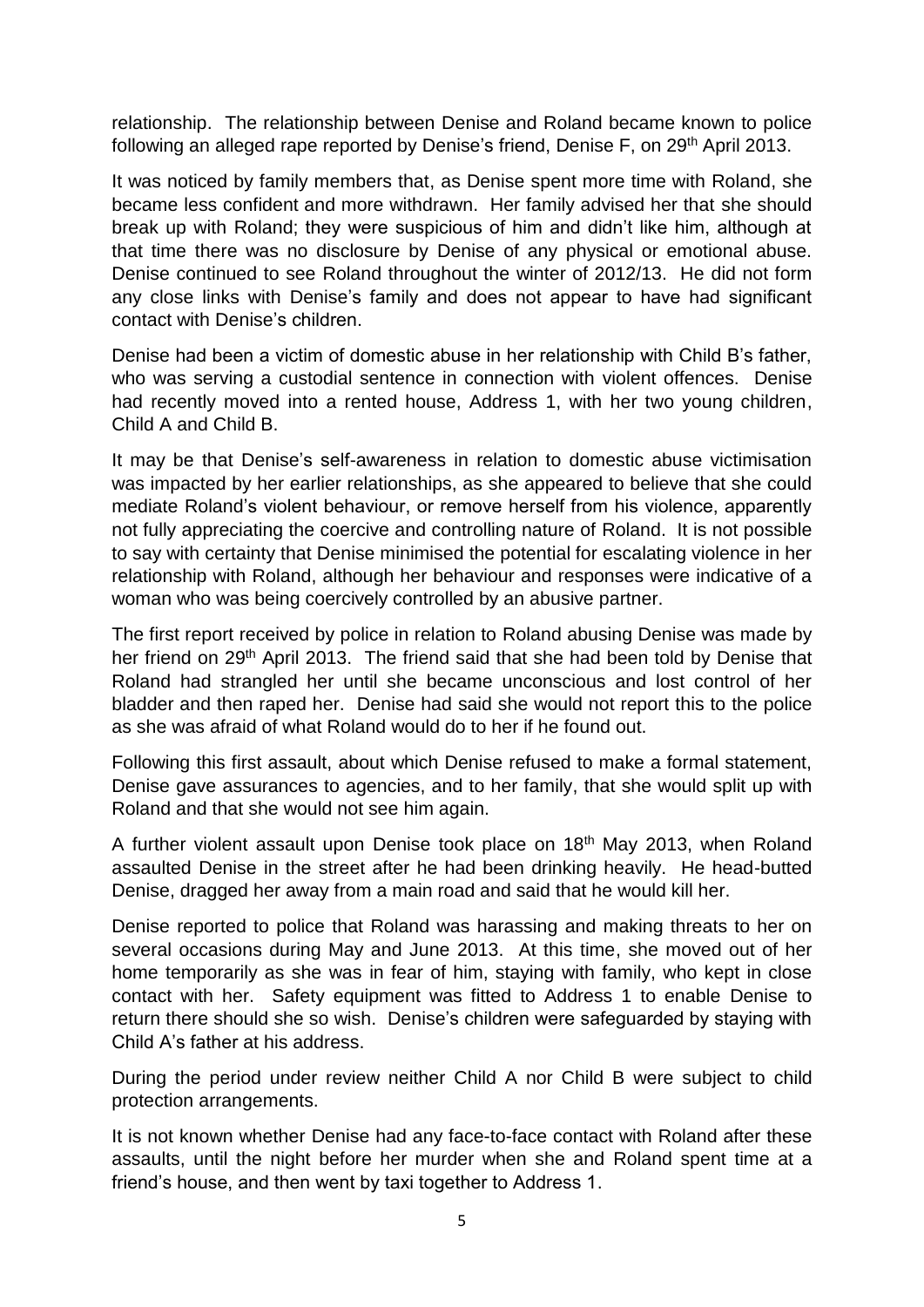relationship. The relationship between Denise and Roland became known to police following an alleged rape reported by Denise's friend, Denise F, on 29th April 2013.

It was noticed by family members that, as Denise spent more time with Roland, she became less confident and more withdrawn. Her family advised her that she should break up with Roland; they were suspicious of him and didn't like him, although at that time there was no disclosure by Denise of any physical or emotional abuse. Denise continued to see Roland throughout the winter of 2012/13. He did not form any close links with Denise's family and does not appear to have had significant contact with Denise's children.

Denise had been a victim of domestic abuse in her relationship with Child B's father, who was serving a custodial sentence in connection with violent offences. Denise had recently moved into a rented house, Address 1, with her two young children, Child A and Child B.

It may be that Denise's self-awareness in relation to domestic abuse victimisation was impacted by her earlier relationships, as she appeared to believe that she could mediate Roland's violent behaviour, or remove herself from his violence, apparently not fully appreciating the coercive and controlling nature of Roland. It is not possible to say with certainty that Denise minimised the potential for escalating violence in her relationship with Roland, although her behaviour and responses were indicative of a woman who was being coercively controlled by an abusive partner.

The first report received by police in relation to Roland abusing Denise was made by her friend on 29th April 2013. The friend said that she had been told by Denise that Roland had strangled her until she became unconscious and lost control of her bladder and then raped her. Denise had said she would not report this to the police as she was afraid of what Roland would do to her if he found out.

Following this first assault, about which Denise refused to make a formal statement, Denise gave assurances to agencies, and to her family, that she would split up with Roland and that she would not see him again.

A further violent assault upon Denise took place on 18th May 2013, when Roland assaulted Denise in the street after he had been drinking heavily. He head-butted Denise, dragged her away from a main road and said that he would kill her.

Denise reported to police that Roland was harassing and making threats to her on several occasions during May and June 2013. At this time, she moved out of her home temporarily as she was in fear of him, staying with family, who kept in close contact with her. Safety equipment was fitted to Address 1 to enable Denise to return there should she so wish. Denise's children were safeguarded by staying with Child A's father at his address.

During the period under review neither Child A nor Child B were subject to child protection arrangements.

It is not known whether Denise had any face-to-face contact with Roland after these assaults, until the night before her murder when she and Roland spent time at a friend's house, and then went by taxi together to Address 1.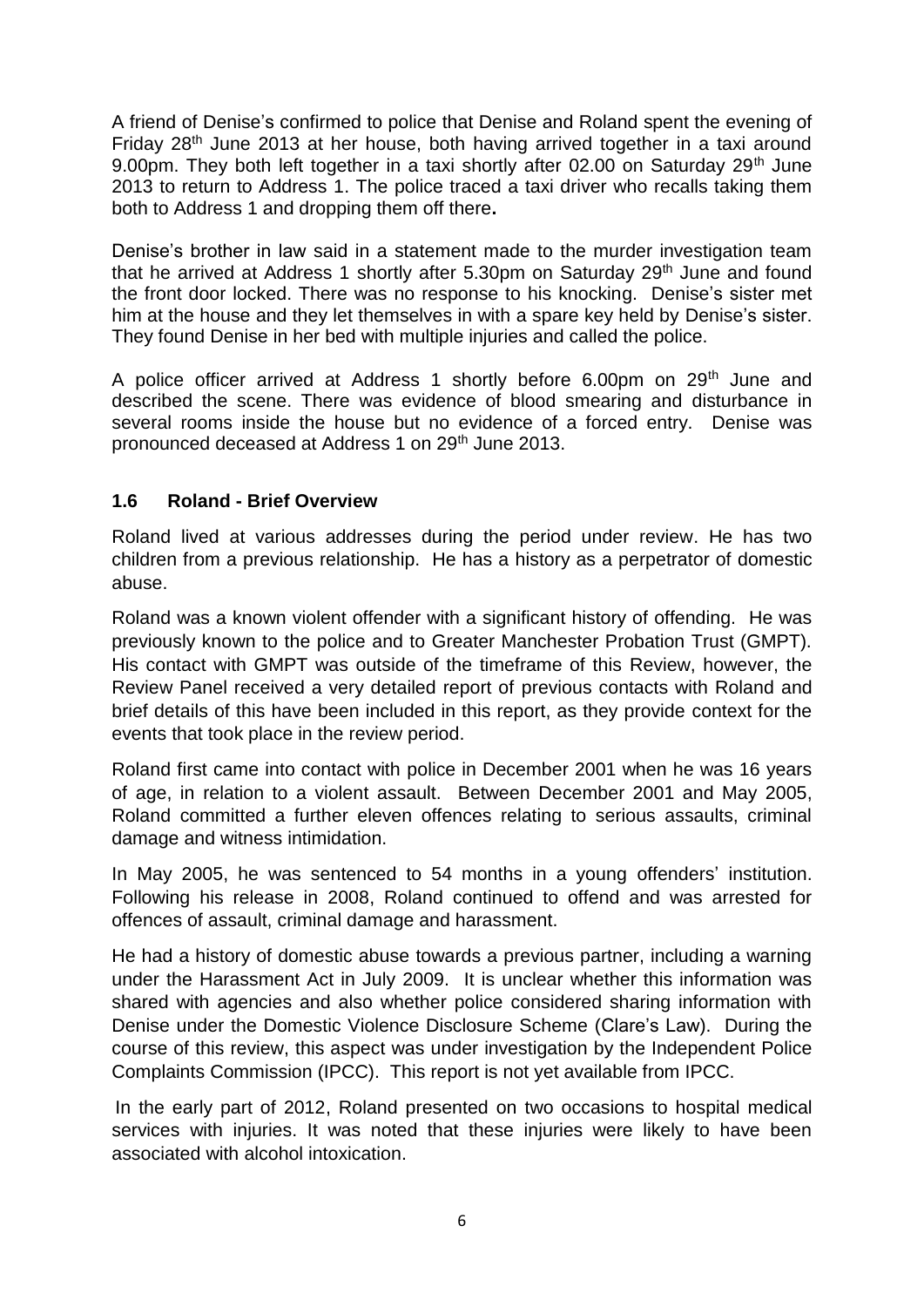A friend of Denise's confirmed to police that Denise and Roland spent the evening of Friday 28th June 2013 at her house, both having arrived together in a taxi around 9.00pm. They both left together in a taxi shortly after 02.00 on Saturday 29th June 2013 to return to Address 1. The police traced a taxi driver who recalls taking them both to Address 1 and dropping them off there**.**

Denise's brother in law said in a statement made to the murder investigation team that he arrived at Address 1 shortly after 5.30pm on Saturday 29th June and found the front door locked. There was no response to his knocking. Denise's sister met him at the house and they let themselves in with a spare key held by Denise's sister. They found Denise in her bed with multiple injuries and called the police.

A police officer arrived at Address 1 shortly before 6.00pm on 29th June and described the scene. There was evidence of blood smearing and disturbance in several rooms inside the house but no evidence of a forced entry. Denise was pronounced deceased at Address 1 on 29th June 2013.

### 1.6 Roland - Brief Overview

Roland lived at various addresses during the period under review. He has two children from a previous relationship. He has a history as a perpetrator of domestic abuse.

Roland was a known violent offender with a significant history of offending. He was previously known to the police and to Greater Manchester Probation Trust (GMPT). His contact with GMPT was outside of the timeframe of this Review, however, the Review Panel received a very detailed report of previous contacts with Roland and brief details of this have been included in this report, as they provide context for the events that took place in the review period.

Roland first came into contact with police in December 2001 when he was 16 years of age, in relation to a violent assault. Between December 2001 and May 2005, Roland committed a further eleven offences relating to serious assaults, criminal damage and witness intimidation.

In May 2005, he was sentenced to 54 months in a young offenders' institution. Following his release in 2008, Roland continued to offend and was arrested for offences of assault, criminal damage and harassment.

He had a history of domestic abuse towards a previous partner, including a warning under the Harassment Act in July 2009. It is unclear whether this information was shared with agencies and also whether police considered sharing information with Denise under the Domestic Violence Disclosure Scheme (Clare's Law). During the course of this review, this aspect was under investigation by the Independent Police Complaints Commission (IPCC). This report is not yet available from IPCC.

In the early part of 2012, Roland presented on two occasions to hospital medical services with injuries. It was noted that these injuries were likely to have been associated with alcohol intoxication.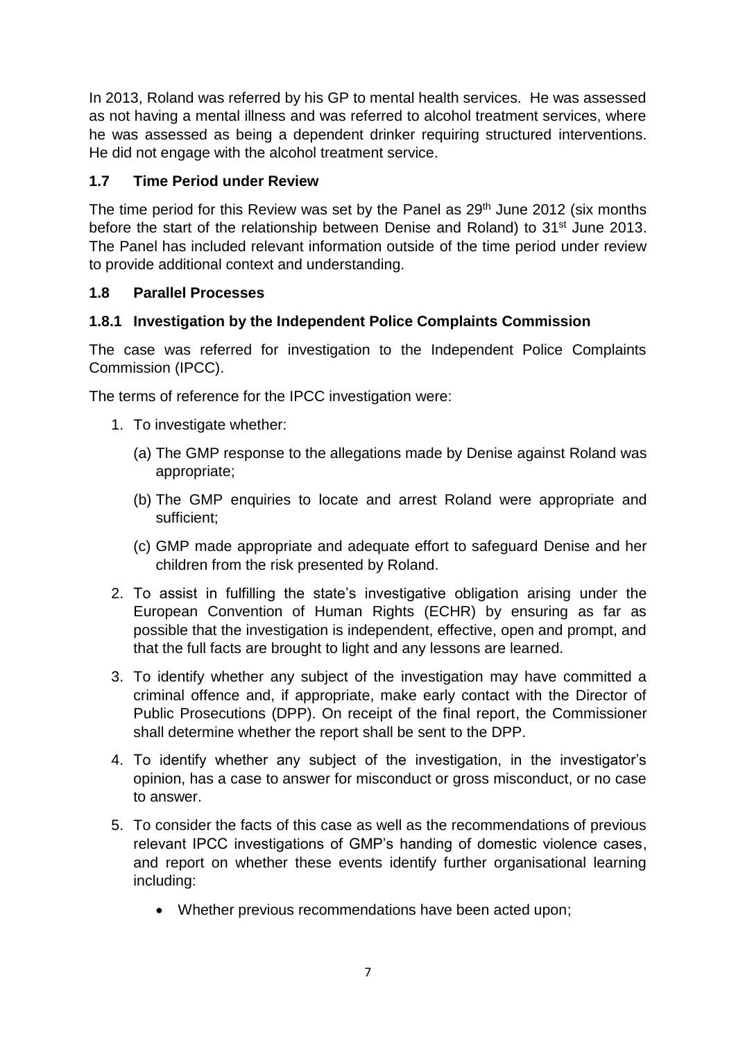In 2013, Roland was referred by his GP to mental health services. He was assessed as not having a mental illness and was referred to alcohol treatment services, where he was assessed as being a dependent drinker requiring structured interventions. He did not engage with the alcohol treatment service.

### 1.7 Time Period under Review

The time period for this Review was set by the Panel as 29th June 2012 (six months before the start of the relationship between Denise and Roland) to 31st June 2013. The Panel has included relevant information outside of the time period under review to provide additional context and understanding.

### 1.8 Parallel Processes

#### 1.8.1 Investigation by the Independent Police Complaints Commission

The case was referred for investigation to the Independent Police Complaints Commission (IPCC).

The terms of reference for the IPCC investigation were:

1. To investigate whether:
   (a) The GMP response to the allegations made by Denise against Roland was appropriate;
   (b) The GMP enquiries to locate and arrest Roland were appropriate and sufficient;
   (c) GMP made appropriate and adequate effort to safeguard Denise and her children from the risk presented by Roland.
2. To assist in fulfilling the state's investigative obligation arising under the European Convention of Human Rights (ECHR) by ensuring as far as possible that the investigation is independent, effective, open and prompt, and that the full facts are brought to light and any lessons are learned.
3. To identify whether any subject of the investigation may have committed a criminal offence and, if appropriate, make early contact with the Director of Public Prosecutions (DPP). On receipt of the final report, the Commissioner shall determine whether the report shall be sent to the DPP.
4. To identify whether any subject of the investigation, in the investigator's opinion, has a case to answer for misconduct or gross misconduct, or no case to answer.
5. To consider the facts of this case as well as the recommendations of previous relevant IPCC investigations of GMP's handing of domestic violence cases, and report on whether these events identify further organisational learning including:
   - Whether previous recommendations have been acted upon;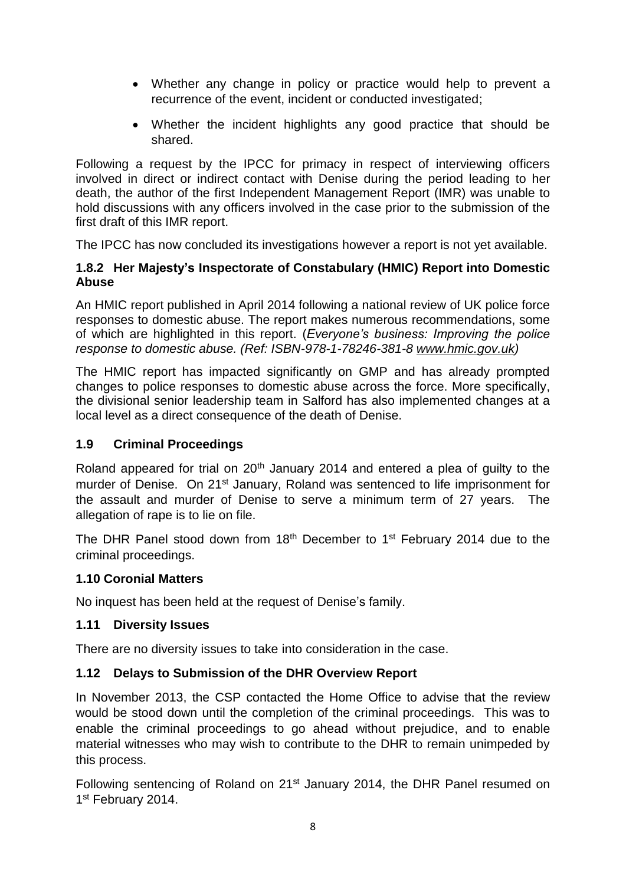- Whether any change in policy or practice would help to prevent a recurrence of the event, incident or conducted investigated;
- Whether the incident highlights any good practice that should be shared.

Following a request by the IPCC for primacy in respect of interviewing officers involved in direct or indirect contact with Denise during the period leading to her death, the author of the first Independent Management Report (IMR) was unable to hold discussions with any officers involved in the case prior to the submission of the first draft of this IMR report.

The IPCC has now concluded its investigations however a report is not yet available.

### 1.8.2 Her Majesty's Inspectorate of Constabulary (HMIC) Report into Domestic Abuse

An HMIC report published in April 2014 following a national review of UK police force responses to domestic abuse. The report makes numerous recommendations, some of which are highlighted in this report. (*Everyone's business: Improving the police response to domestic abuse. (Ref: ISBN-978-1-78246-381-8 www.hmic.gov.uk)*

The HMIC report has impacted significantly on GMP and has already prompted changes to police responses to domestic abuse across the force. More specifically, the divisional senior leadership team in Salford has also implemented changes at a local level as a direct consequence of the death of Denise.

## 1.9 Criminal Proceedings

Roland appeared for trial on 20th January 2014 and entered a plea of guilty to the murder of Denise. On 21st January, Roland was sentenced to life imprisonment for the assault and murder of Denise to serve a minimum term of 27 years. The allegation of rape is to lie on file.

The DHR Panel stood down from 18th December to 1st February 2014 due to the criminal proceedings.

## 1.10 Coronial Matters

No inquest has been held at the request of Denise's family.

## 1.11 Diversity Issues

There are no diversity issues to take into consideration in the case.

## 1.12 Delays to Submission of the DHR Overview Report

In November 2013, the CSP contacted the Home Office to advise that the review would be stood down until the completion of the criminal proceedings. This was to enable the criminal proceedings to go ahead without prejudice, and to enable material witnesses who may wish to contribute to the DHR to remain unimpeded by this process.

Following sentencing of Roland on 21st January 2014, the DHR Panel resumed on 1st February 2014.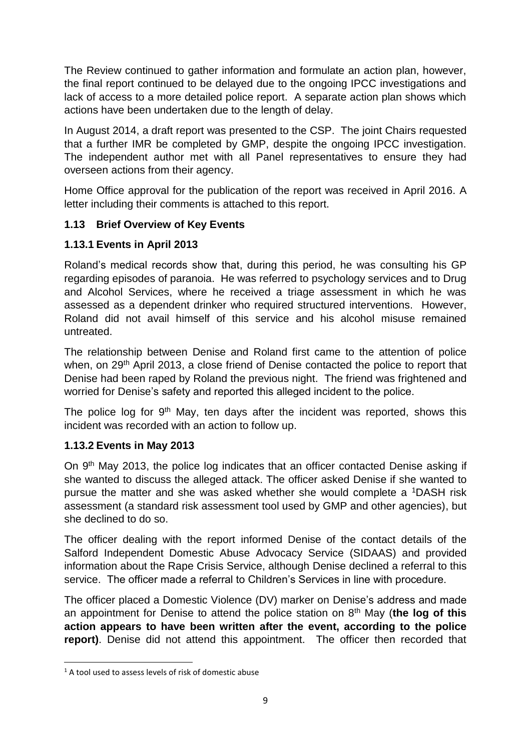The Review continued to gather information and formulate an action plan, however, the final report continued to be delayed due to the ongoing IPCC investigations and lack of access to a more detailed police report. A separate action plan shows which actions have been undertaken due to the length of delay.

In August 2014, a draft report was presented to the CSP. The joint Chairs requested that a further IMR be completed by GMP, despite the ongoing IPCC investigation. The independent author met with all Panel representatives to ensure they had overseen actions from their agency.

Home Office approval for the publication of the report was received in April 2016. A letter including their comments is attached to this report.

### 1.13 Brief Overview of Key Events

#### 1.13.1 Events in April 2013

Roland's medical records show that, during this period, he was consulting his GP regarding episodes of paranoia. He was referred to psychology services and to Drug and Alcohol Services, where he received a triage assessment in which he was assessed as a dependent drinker who required structured interventions. However, Roland did not avail himself of this service and his alcohol misuse remained untreated.

The relationship between Denise and Roland first came to the attention of police when, on 29th April 2013, a close friend of Denise contacted the police to report that Denise had been raped by Roland the previous night. The friend was frightened and worried for Denise's safety and reported this alleged incident to the police.

The police log for 9th May, ten days after the incident was reported, shows this incident was recorded with an action to follow up.

#### 1.13.2 Events in May 2013

On 9th May 2013, the police log indicates that an officer contacted Denise asking if she wanted to discuss the alleged attack. The officer asked Denise if she wanted to pursue the matter and she was asked whether she would complete a [1]DASH risk assessment (a standard risk assessment tool used by GMP and other agencies), but she declined to do so.

The officer dealing with the report informed Denise of the contact details of the Salford Independent Domestic Abuse Advocacy Service (SIDAAS) and provided information about the Rape Crisis Service, although Denise declined a referral to this service. The officer made a referral to Children's Services in line with procedure.

The officer placed a Domestic Violence (DV) marker on Denise's address and made an appointment for Denise to attend the police station on 8th May (**the log of this action appears to have been written after the event, according to the police report)**. Denise did not attend this appointment. The officer then recorded that

[1] A tool used to assess levels of risk of domestic abuse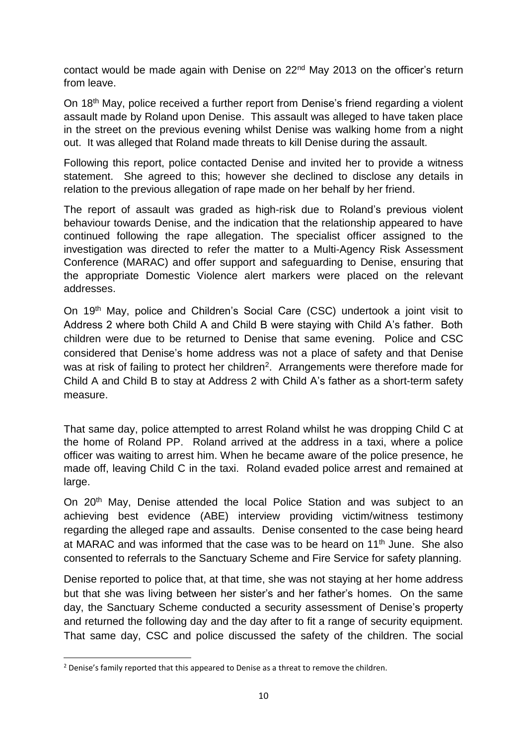contact would be made again with Denise on 22nd May 2013 on the officer's return from leave.

On 18th May, police received a further report from Denise's friend regarding a violent assault made by Roland upon Denise. This assault was alleged to have taken place in the street on the previous evening whilst Denise was walking home from a night out. It was alleged that Roland made threats to kill Denise during the assault.

Following this report, police contacted Denise and invited her to provide a witness statement. She agreed to this; however she declined to disclose any details in relation to the previous allegation of rape made on her behalf by her friend.

The report of assault was graded as high-risk due to Roland's previous violent behaviour towards Denise, and the indication that the relationship appeared to have continued following the rape allegation. The specialist officer assigned to the investigation was directed to refer the matter to a Multi-Agency Risk Assessment Conference (MARAC) and offer support and safeguarding to Denise, ensuring that the appropriate Domestic Violence alert markers were placed on the relevant addresses.

On 19th May, police and Children's Social Care (CSC) undertook a joint visit to Address 2 where both Child A and Child B were staying with Child A's father. Both children were due to be returned to Denise that same evening. Police and CSC considered that Denise's home address was not a place of safety and that Denise was at risk of failing to protect her children[2]. Arrangements were therefore made for Child A and Child B to stay at Address 2 with Child A's father as a short-term safety measure.

That same day, police attempted to arrest Roland whilst he was dropping Child C at the home of Roland PP. Roland arrived at the address in a taxi, where a police officer was waiting to arrest him. When he became aware of the police presence, he made off, leaving Child C in the taxi. Roland evaded police arrest and remained at large.

On 20th May, Denise attended the local Police Station and was subject to an achieving best evidence (ABE) interview providing victim/witness testimony regarding the alleged rape and assaults. Denise consented to the case being heard at MARAC and was informed that the case was to be heard on 11th June. She also consented to referrals to the Sanctuary Scheme and Fire Service for safety planning.

Denise reported to police that, at that time, she was not staying at her home address but that she was living between her sister's and her father's homes. On the same day, the Sanctuary Scheme conducted a security assessment of Denise's property and returned the following day and the day after to fit a range of security equipment. That same day, CSC and police discussed the safety of the children. The social

[2] Denise's family reported that this appeared to Denise as a threat to remove the children.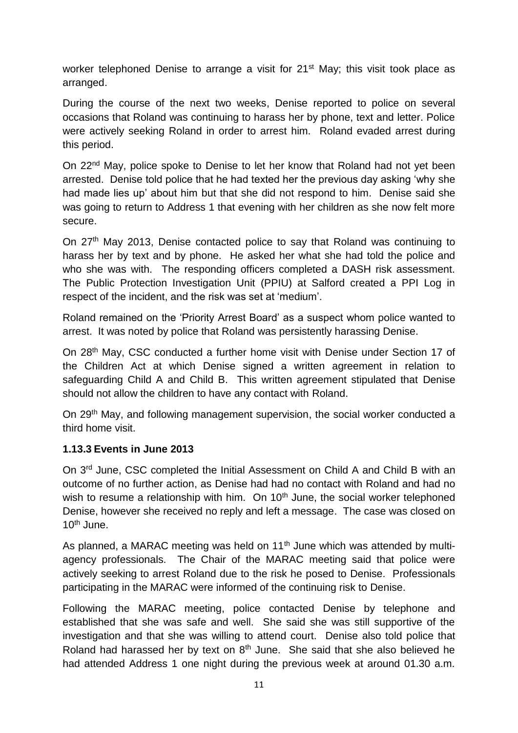worker telephoned Denise to arrange a visit for 21st May; this visit took place as arranged.

During the course of the next two weeks, Denise reported to police on several occasions that Roland was continuing to harass her by phone, text and letter. Police were actively seeking Roland in order to arrest him. Roland evaded arrest during this period.

On 22nd May, police spoke to Denise to let her know that Roland had not yet been arrested. Denise told police that he had texted her the previous day asking 'why she had made lies up' about him but that she did not respond to him. Denise said she was going to return to Address 1 that evening with her children as she now felt more secure.

On 27th May 2013, Denise contacted police to say that Roland was continuing to harass her by text and by phone. He asked her what she had told the police and who she was with. The responding officers completed a DASH risk assessment. The Public Protection Investigation Unit (PPIU) at Salford created a PPI Log in respect of the incident, and the risk was set at 'medium'.

Roland remained on the 'Priority Arrest Board' as a suspect whom police wanted to arrest. It was noted by police that Roland was persistently harassing Denise.

On 28th May, CSC conducted a further home visit with Denise under Section 17 of the Children Act at which Denise signed a written agreement in relation to safeguarding Child A and Child B. This written agreement stipulated that Denise should not allow the children to have any contact with Roland.

On 29th May, and following management supervision, the social worker conducted a third home visit.

### 1.13.3 Events in June 2013

On 3rd June, CSC completed the Initial Assessment on Child A and Child B with an outcome of no further action, as Denise had had no contact with Roland and had no wish to resume a relationship with him. On 10th June, the social worker telephoned Denise, however she received no reply and left a message. The case was closed on 10th June.

As planned, a MARAC meeting was held on 11th June which was attended by multi-agency professionals. The Chair of the MARAC meeting said that police were actively seeking to arrest Roland due to the risk he posed to Denise. Professionals participating in the MARAC were informed of the continuing risk to Denise.

Following the MARAC meeting, police contacted Denise by telephone and established that she was safe and well. She said she was still supportive of the investigation and that she was willing to attend court. Denise also told police that Roland had harassed her by text on 8th June. She said that she also believed he had attended Address 1 one night during the previous week at around 01.30 a.m.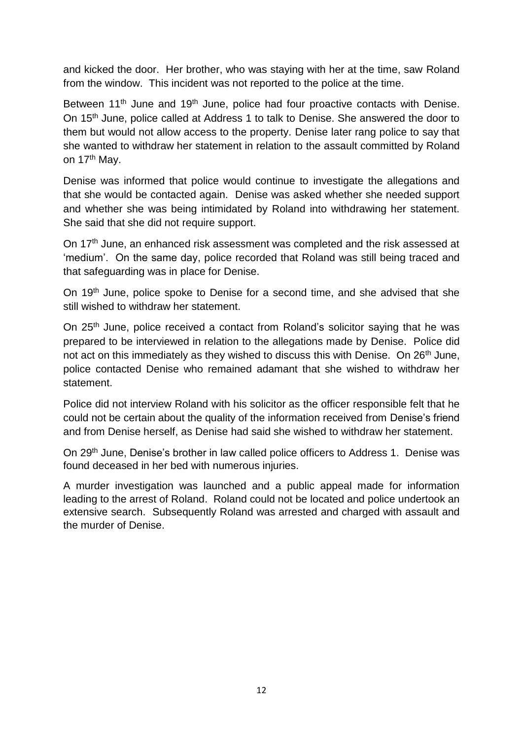and kicked the door. Her brother, who was staying with her at the time, saw Roland from the window. This incident was not reported to the police at the time.

Between 11th June and 19th June, police had four proactive contacts with Denise. On 15th June, police called at Address 1 to talk to Denise. She answered the door to them but would not allow access to the property. Denise later rang police to say that she wanted to withdraw her statement in relation to the assault committed by Roland on 17th May.

Denise was informed that police would continue to investigate the allegations and that she would be contacted again. Denise was asked whether she needed support and whether she was being intimidated by Roland into withdrawing her statement. She said that she did not require support.

On 17th June, an enhanced risk assessment was completed and the risk assessed at 'medium'. On the same day, police recorded that Roland was still being traced and that safeguarding was in place for Denise.

On 19th June, police spoke to Denise for a second time, and she advised that she still wished to withdraw her statement.

On 25th June, police received a contact from Roland's solicitor saying that he was prepared to be interviewed in relation to the allegations made by Denise. Police did not act on this immediately as they wished to discuss this with Denise. On 26th June, police contacted Denise who remained adamant that she wished to withdraw her statement.

Police did not interview Roland with his solicitor as the officer responsible felt that he could not be certain about the quality of the information received from Denise's friend and from Denise herself, as Denise had said she wished to withdraw her statement.

On 29th June, Denise's brother in law called police officers to Address 1. Denise was found deceased in her bed with numerous injuries.

A murder investigation was launched and a public appeal made for information leading to the arrest of Roland. Roland could not be located and police undertook an extensive search. Subsequently Roland was arrested and charged with assault and the murder of Denise.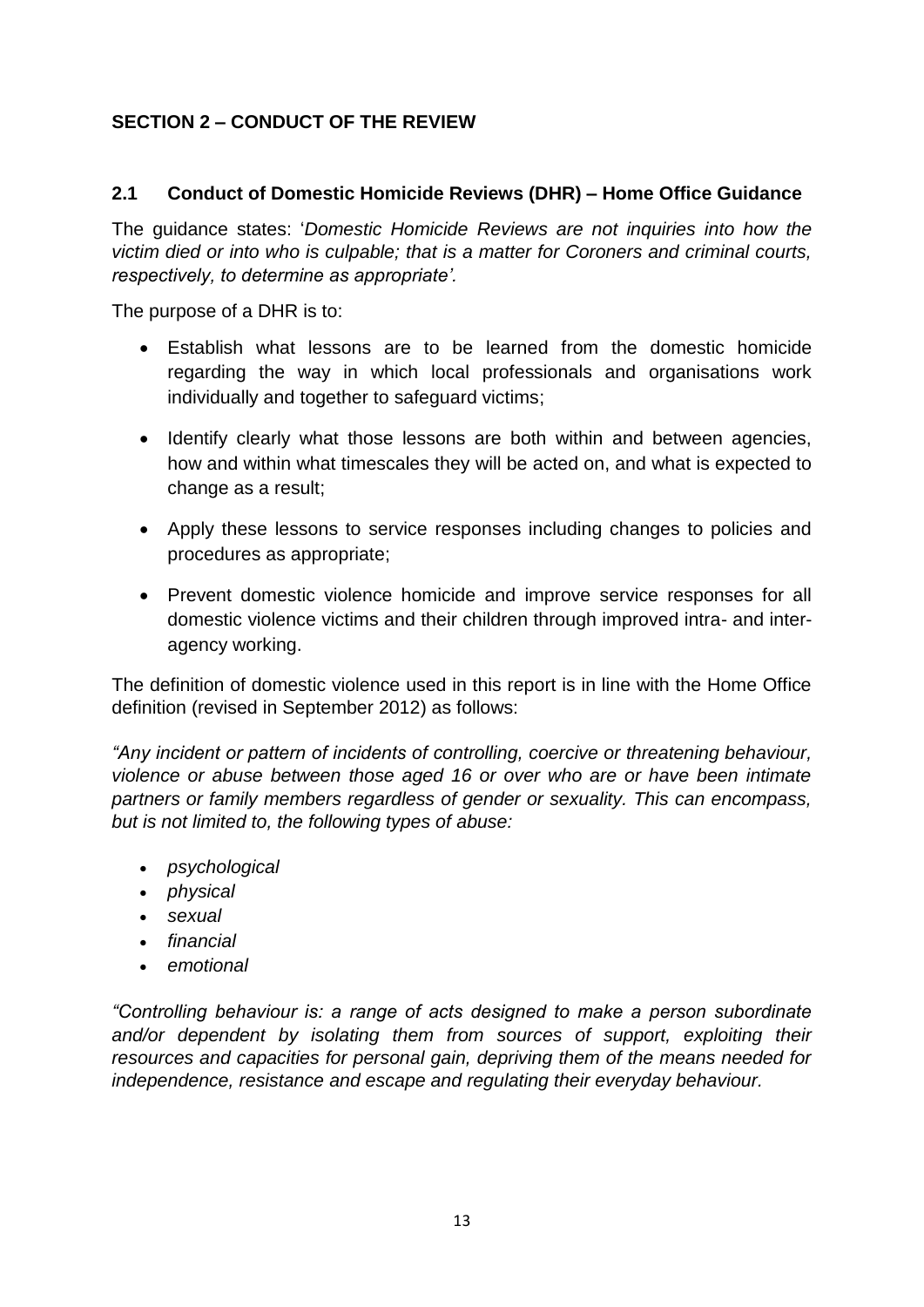## SECTION 2 – CONDUCT OF THE REVIEW

### 2.1 Conduct of Domestic Homicide Reviews (DHR) – Home Office Guidance

The guidance states: '*Domestic Homicide Reviews are not inquiries into how the victim died or into who is culpable; that is a matter for Coroners and criminal courts, respectively, to determine as appropriate'.*

The purpose of a DHR is to:

- Establish what lessons are to be learned from the domestic homicide regarding the way in which local professionals and organisations work individually and together to safeguard victims;
- Identify clearly what those lessons are both within and between agencies, how and within what timescales they will be acted on, and what is expected to change as a result;
- Apply these lessons to service responses including changes to policies and procedures as appropriate;
- Prevent domestic violence homicide and improve service responses for all domestic violence victims and their children through improved intra- and inter-agency working.

The definition of domestic violence used in this report is in line with the Home Office definition (revised in September 2012) as follows:

*"Any incident or pattern of incidents of controlling, coercive or threatening behaviour, violence or abuse between those aged 16 or over who are or have been intimate partners or family members regardless of gender or sexuality. This can encompass, but is not limited to, the following types of abuse:*

- *psychological*
- *physical*
- *sexual*
- *financial*
- *emotional*

*"Controlling behaviour is: a range of acts designed to make a person subordinate and/or dependent by isolating them from sources of support, exploiting their resources and capacities for personal gain, depriving them of the means needed for independence, resistance and escape and regulating their everyday behaviour.*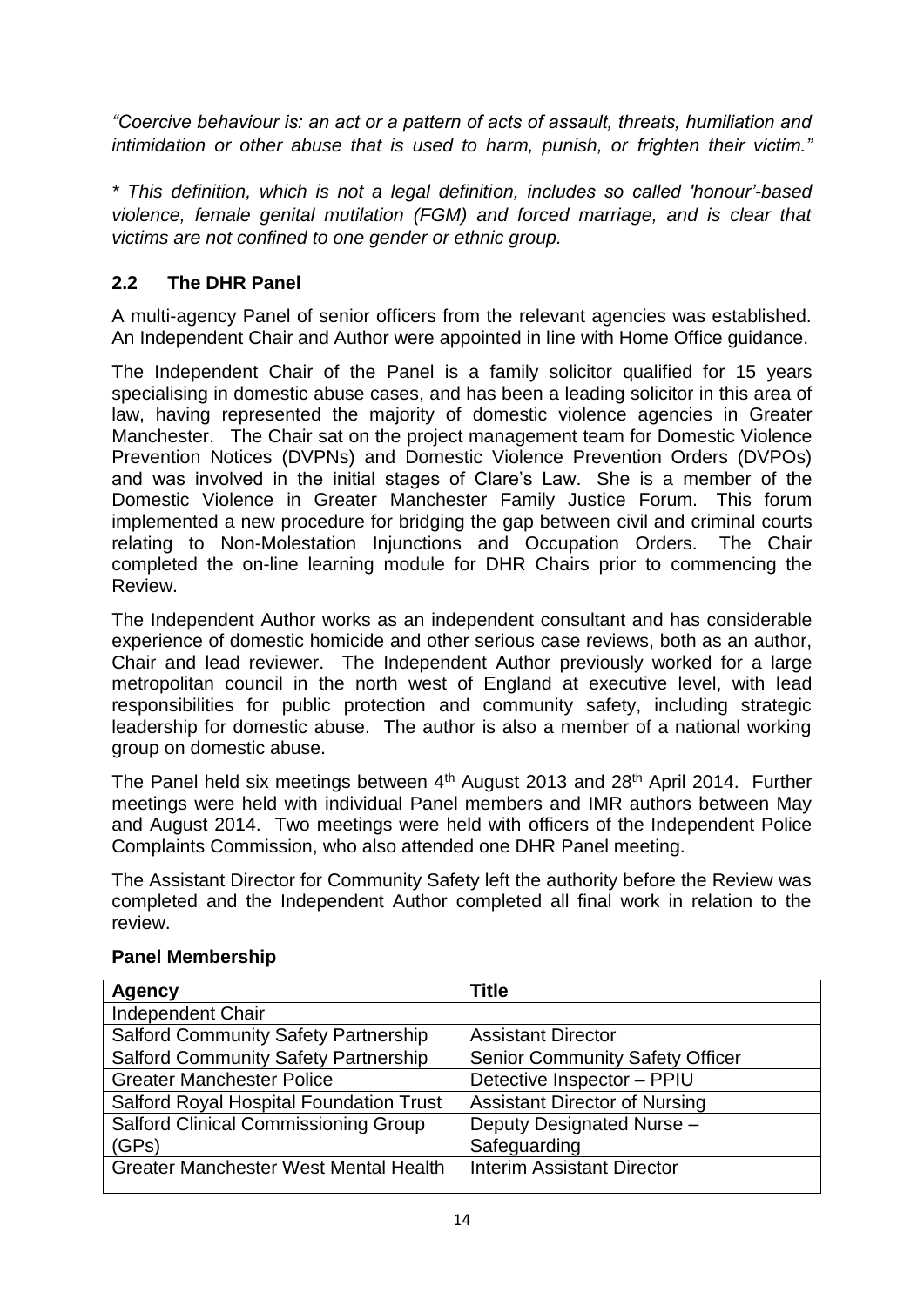*"Coercive behaviour is: an act or a pattern of acts of assault, threats, humiliation and intimidation or other abuse that is used to harm, punish, or frighten their victim."*

*\* This definition, which is not a legal definition, includes so called 'honour'-based violence, female genital mutilation (FGM) and forced marriage, and is clear that victims are not confined to one gender or ethnic group.*

## 2.2 The DHR Panel

A multi-agency Panel of senior officers from the relevant agencies was established. An Independent Chair and Author were appointed in line with Home Office guidance.

The Independent Chair of the Panel is a family solicitor qualified for 15 years specialising in domestic abuse cases, and has been a leading solicitor in this area of law, having represented the majority of domestic violence agencies in Greater Manchester. The Chair sat on the project management team for Domestic Violence Prevention Notices (DVPNs) and Domestic Violence Prevention Orders (DVPOs) and was involved in the initial stages of Clare's Law. She is a member of the Domestic Violence in Greater Manchester Family Justice Forum. This forum implemented a new procedure for bridging the gap between civil and criminal courts relating to Non-Molestation Injunctions and Occupation Orders. The Chair completed the on-line learning module for DHR Chairs prior to commencing the Review.

The Independent Author works as an independent consultant and has considerable experience of domestic homicide and other serious case reviews, both as an author, Chair and lead reviewer. The Independent Author previously worked for a large metropolitan council in the north west of England at executive level, with lead responsibilities for public protection and community safety, including strategic leadership for domestic abuse. The author is also a member of a national working group on domestic abuse.

The Panel held six meetings between 4th August 2013 and 28th April 2014. Further meetings were held with individual Panel members and IMR authors between May and August 2014. Two meetings were held with officers of the Independent Police Complaints Commission, who also attended one DHR Panel meeting.

The Assistant Director for Community Safety left the authority before the Review was completed and the Independent Author completed all final work in relation to the review.

**Panel Membership**

| Agency | Title |
|---|---|
| Independent Chair | |
| Salford Community Safety Partnership | Assistant Director |
| Salford Community Safety Partnership | Senior Community Safety Officer |
| Greater Manchester Police | Detective Inspector – PPIU |
| Salford Royal Hospital Foundation Trust | Assistant Director of Nursing |
| Salford Clinical Commissioning Group (GPs) | Deputy Designated Nurse – Safeguarding |
| Greater Manchester West Mental Health | Interim Assistant Director |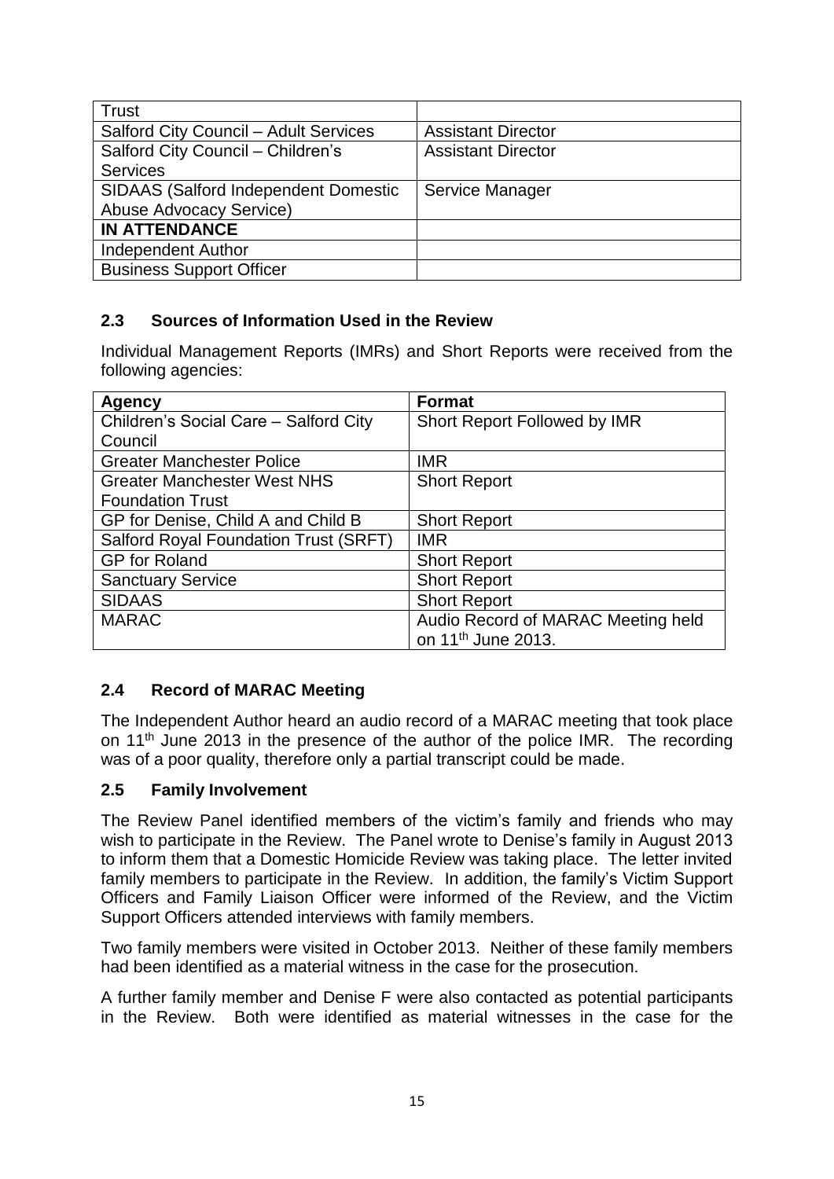| Trust | |
|---|---|
| Salford City Council – Adult Services | Assistant Director |
| Salford City Council – Children's Services | Assistant Director |
| SIDAAS (Salford Independent Domestic Abuse Advocacy Service) | Service Manager |
| **IN ATTENDANCE** | |
| Independent Author | |
| Business Support Officer | |

### 2.3 Sources of Information Used in the Review

Individual Management Reports (IMRs) and Short Reports were received from the following agencies:

| Agency | Format |
|---|---|
| Children's Social Care – Salford City Council | Short Report Followed by IMR |
| Greater Manchester Police | IMR |
| Greater Manchester West NHS Foundation Trust | Short Report |
| GP for Denise, Child A and Child B | Short Report |
| Salford Royal Foundation Trust (SRFT) | IMR |
| GP for Roland | Short Report |
| Sanctuary Service | Short Report |
| SIDAAS | Short Report |
| MARAC | Audio Record of MARAC Meeting held on 11th June 2013. |

### 2.4 Record of MARAC Meeting

The Independent Author heard an audio record of a MARAC meeting that took place on 11th June 2013 in the presence of the author of the police IMR. The recording was of a poor quality, therefore only a partial transcript could be made.

### 2.5 Family Involvement

The Review Panel identified members of the victim's family and friends who may wish to participate in the Review. The Panel wrote to Denise's family in August 2013 to inform them that a Domestic Homicide Review was taking place. The letter invited family members to participate in the Review. In addition, the family's Victim Support Officers and Family Liaison Officer were informed of the Review, and the Victim Support Officers attended interviews with family members.

Two family members were visited in October 2013. Neither of these family members had been identified as a material witness in the case for the prosecution.

A further family member and Denise F were also contacted as potential participants in the Review. Both were identified as material witnesses in the case for the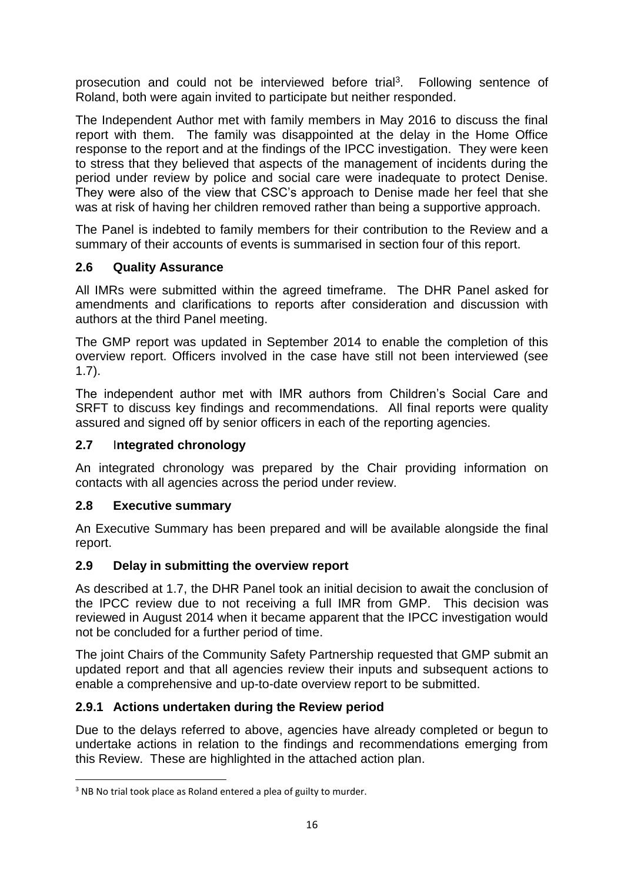prosecution and could not be interviewed before trial[3]. Following sentence of Roland, both were again invited to participate but neither responded.

The Independent Author met with family members in May 2016 to discuss the final report with them. The family was disappointed at the delay in the Home Office response to the report and at the findings of the IPCC investigation. They were keen to stress that they believed that aspects of the management of incidents during the period under review by police and social care were inadequate to protect Denise. They were also of the view that CSC's approach to Denise made her feel that she was at risk of having her children removed rather than being a supportive approach.

The Panel is indebted to family members for their contribution to the Review and a summary of their accounts of events is summarised in section four of this report.

## 2.6 Quality Assurance

All IMRs were submitted within the agreed timeframe. The DHR Panel asked for amendments and clarifications to reports after consideration and discussion with authors at the third Panel meeting.

The GMP report was updated in September 2014 to enable the completion of this overview report. Officers involved in the case have still not been interviewed (see 1.7).

The independent author met with IMR authors from Children's Social Care and SRFT to discuss key findings and recommendations. All final reports were quality assured and signed off by senior officers in each of the reporting agencies.

## 2.7 Integrated chronology

An integrated chronology was prepared by the Chair providing information on contacts with all agencies across the period under review.

## 2.8 Executive summary

An Executive Summary has been prepared and will be available alongside the final report.

## 2.9 Delay in submitting the overview report

As described at 1.7, the DHR Panel took an initial decision to await the conclusion of the IPCC review due to not receiving a full IMR from GMP. This decision was reviewed in August 2014 when it became apparent that the IPCC investigation would not be concluded for a further period of time.

The joint Chairs of the Community Safety Partnership requested that GMP submit an updated report and that all agencies review their inputs and subsequent actions to enable a comprehensive and up-to-date overview report to be submitted.

### 2.9.1 Actions undertaken during the Review period

Due to the delays referred to above, agencies have already completed or begun to undertake actions in relation to the findings and recommendations emerging from this Review. These are highlighted in the attached action plan.

---

[3] NB No trial took place as Roland entered a plea of guilty to murder.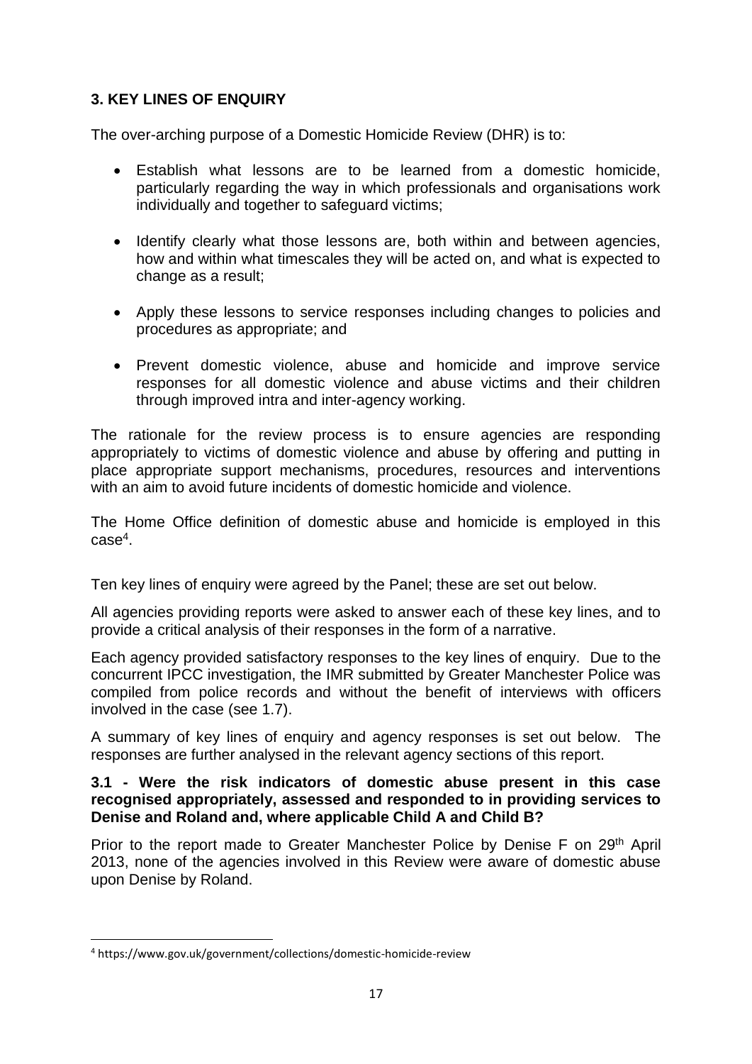## 3. KEY LINES OF ENQUIRY

The over-arching purpose of a Domestic Homicide Review (DHR) is to:

- Establish what lessons are to be learned from a domestic homicide, particularly regarding the way in which professionals and organisations work individually and together to safeguard victims;
- Identify clearly what those lessons are, both within and between agencies, how and within what timescales they will be acted on, and what is expected to change as a result;
- Apply these lessons to service responses including changes to policies and procedures as appropriate; and
- Prevent domestic violence, abuse and homicide and improve service responses for all domestic violence and abuse victims and their children through improved intra and inter-agency working.

The rationale for the review process is to ensure agencies are responding appropriately to victims of domestic violence and abuse by offering and putting in place appropriate support mechanisms, procedures, resources and interventions with an aim to avoid future incidents of domestic homicide and violence.

The Home Office definition of domestic abuse and homicide is employed in this case[4].

Ten key lines of enquiry were agreed by the Panel; these are set out below.

All agencies providing reports were asked to answer each of these key lines, and to provide a critical analysis of their responses in the form of a narrative.

Each agency provided satisfactory responses to the key lines of enquiry. Due to the concurrent IPCC investigation, the IMR submitted by Greater Manchester Police was compiled from police records and without the benefit of interviews with officers involved in the case (see 1.7).

A summary of key lines of enquiry and agency responses is set out below. The responses are further analysed in the relevant agency sections of this report.

**3.1 - Were the risk indicators of domestic abuse present in this case recognised appropriately, assessed and responded to in providing services to Denise and Roland and, where applicable Child A and Child B?**

Prior to the report made to Greater Manchester Police by Denise F on 29th April 2013, none of the agencies involved in this Review were aware of domestic abuse upon Denise by Roland.

[4] https://www.gov.uk/government/collections/domestic-homicide-review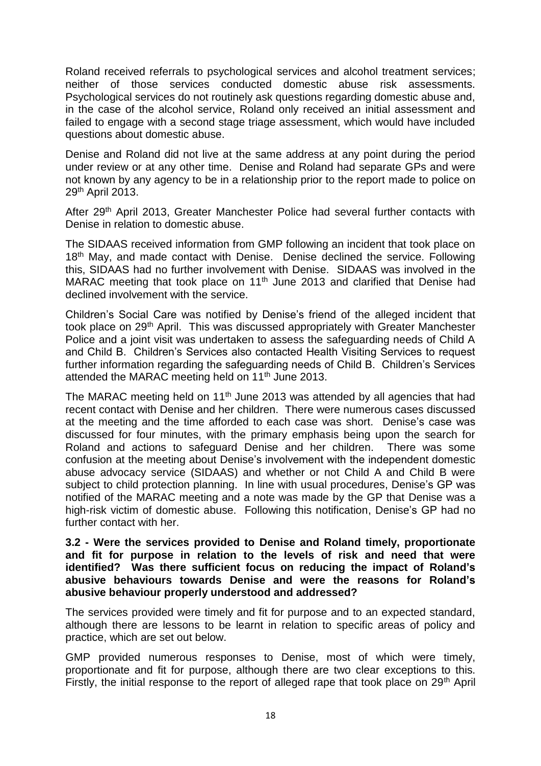Roland received referrals to psychological services and alcohol treatment services; neither of those services conducted domestic abuse risk assessments. Psychological services do not routinely ask questions regarding domestic abuse and, in the case of the alcohol service, Roland only received an initial assessment and failed to engage with a second stage triage assessment, which would have included questions about domestic abuse.

Denise and Roland did not live at the same address at any point during the period under review or at any other time. Denise and Roland had separate GPs and were not known by any agency to be in a relationship prior to the report made to police on 29th April 2013.

After 29th April 2013, Greater Manchester Police had several further contacts with Denise in relation to domestic abuse.

The SIDAAS received information from GMP following an incident that took place on 18th May, and made contact with Denise. Denise declined the service. Following this, SIDAAS had no further involvement with Denise. SIDAAS was involved in the MARAC meeting that took place on 11th June 2013 and clarified that Denise had declined involvement with the service.

Children's Social Care was notified by Denise's friend of the alleged incident that took place on 29th April. This was discussed appropriately with Greater Manchester Police and a joint visit was undertaken to assess the safeguarding needs of Child A and Child B. Children's Services also contacted Health Visiting Services to request further information regarding the safeguarding needs of Child B. Children's Services attended the MARAC meeting held on 11th June 2013.

The MARAC meeting held on 11th June 2013 was attended by all agencies that had recent contact with Denise and her children. There were numerous cases discussed at the meeting and the time afforded to each case was short. Denise's case was discussed for four minutes, with the primary emphasis being upon the search for Roland and actions to safeguard Denise and her children. There was some confusion at the meeting about Denise's involvement with the independent domestic abuse advocacy service (SIDAAS) and whether or not Child A and Child B were subject to child protection planning. In line with usual procedures, Denise's GP was notified of the MARAC meeting and a note was made by the GP that Denise was a high-risk victim of domestic abuse. Following this notification, Denise's GP had no further contact with her.

**3.2 - Were the services provided to Denise and Roland timely, proportionate and fit for purpose in relation to the levels of risk and need that were identified? Was there sufficient focus on reducing the impact of Roland's abusive behaviours towards Denise and were the reasons for Roland's abusive behaviour properly understood and addressed?**

The services provided were timely and fit for purpose and to an expected standard, although there are lessons to be learnt in relation to specific areas of policy and practice, which are set out below.

GMP provided numerous responses to Denise, most of which were timely, proportionate and fit for purpose, although there are two clear exceptions to this. Firstly, the initial response to the report of alleged rape that took place on 29th April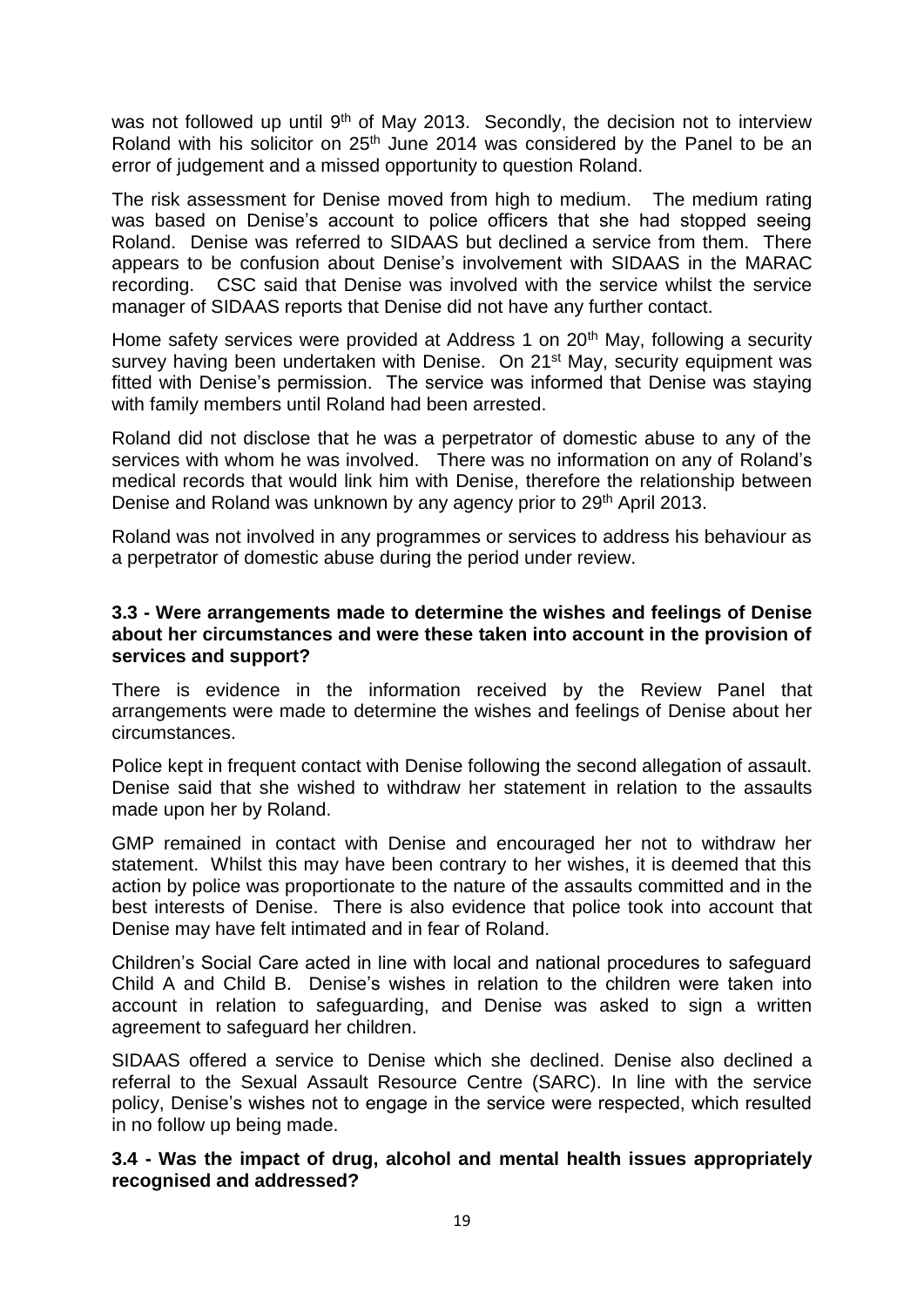was not followed up until 9th of May 2013. Secondly, the decision not to interview Roland with his solicitor on 25th June 2014 was considered by the Panel to be an error of judgement and a missed opportunity to question Roland.

The risk assessment for Denise moved from high to medium. The medium rating was based on Denise's account to police officers that she had stopped seeing Roland. Denise was referred to SIDAAS but declined a service from them. There appears to be confusion about Denise's involvement with SIDAAS in the MARAC recording. CSC said that Denise was involved with the service whilst the service manager of SIDAAS reports that Denise did not have any further contact.

Home safety services were provided at Address 1 on 20th May, following a security survey having been undertaken with Denise. On 21st May, security equipment was fitted with Denise's permission. The service was informed that Denise was staying with family members until Roland had been arrested.

Roland did not disclose that he was a perpetrator of domestic abuse to any of the services with whom he was involved. There was no information on any of Roland's medical records that would link him with Denise, therefore the relationship between Denise and Roland was unknown by any agency prior to 29th April 2013.

Roland was not involved in any programmes or services to address his behaviour as a perpetrator of domestic abuse during the period under review.

**3.3 - Were arrangements made to determine the wishes and feelings of Denise about her circumstances and were these taken into account in the provision of services and support?**

There is evidence in the information received by the Review Panel that arrangements were made to determine the wishes and feelings of Denise about her circumstances.

Police kept in frequent contact with Denise following the second allegation of assault. Denise said that she wished to withdraw her statement in relation to the assaults made upon her by Roland.

GMP remained in contact with Denise and encouraged her not to withdraw her statement. Whilst this may have been contrary to her wishes, it is deemed that this action by police was proportionate to the nature of the assaults committed and in the best interests of Denise. There is also evidence that police took into account that Denise may have felt intimated and in fear of Roland.

Children's Social Care acted in line with local and national procedures to safeguard Child A and Child B. Denise's wishes in relation to the children were taken into account in relation to safeguarding, and Denise was asked to sign a written agreement to safeguard her children.

SIDAAS offered a service to Denise which she declined. Denise also declined a referral to the Sexual Assault Resource Centre (SARC). In line with the service policy, Denise's wishes not to engage in the service were respected, which resulted in no follow up being made.

**3.4 - Was the impact of drug, alcohol and mental health issues appropriately recognised and addressed?**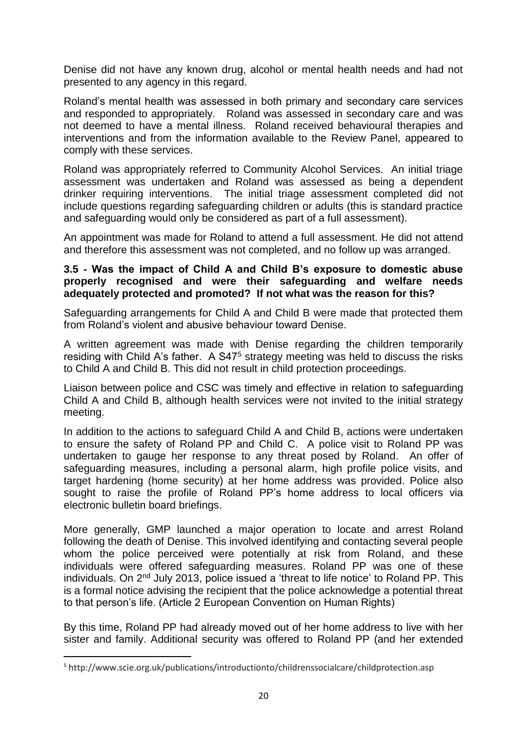Denise did not have any known drug, alcohol or mental health needs and had not presented to any agency in this regard.

Roland's mental health was assessed in both primary and secondary care services and responded to appropriately. Roland was assessed in secondary care and was not deemed to have a mental illness. Roland received behavioural therapies and interventions and from the information available to the Review Panel, appeared to comply with these services.

Roland was appropriately referred to Community Alcohol Services. An initial triage assessment was undertaken and Roland was assessed as being a dependent drinker requiring interventions. The initial triage assessment completed did not include questions regarding safeguarding children or adults (this is standard practice and safeguarding would only be considered as part of a full assessment).

An appointment was made for Roland to attend a full assessment. He did not attend and therefore this assessment was not completed, and no follow up was arranged.

**3.5 - Was the impact of Child A and Child B's exposure to domestic abuse properly recognised and were their safeguarding and welfare needs adequately protected and promoted? If not what was the reason for this?**

Safeguarding arrangements for Child A and Child B were made that protected them from Roland's violent and abusive behaviour toward Denise.

A written agreement was made with Denise regarding the children temporarily residing with Child A's father. A S47[5] strategy meeting was held to discuss the risks to Child A and Child B. This did not result in child protection proceedings.

Liaison between police and CSC was timely and effective in relation to safeguarding Child A and Child B, although health services were not invited to the initial strategy meeting.

In addition to the actions to safeguard Child A and Child B, actions were undertaken to ensure the safety of Roland PP and Child C. A police visit to Roland PP was undertaken to gauge her response to any threat posed by Roland. An offer of safeguarding measures, including a personal alarm, high profile police visits, and target hardening (home security) at her home address was provided. Police also sought to raise the profile of Roland PP's home address to local officers via electronic bulletin board briefings.

More generally, GMP launched a major operation to locate and arrest Roland following the death of Denise. This involved identifying and contacting several people whom the police perceived were potentially at risk from Roland, and these individuals were offered safeguarding measures. Roland PP was one of these individuals. On 2nd July 2013, police issued a 'threat to life notice' to Roland PP. This is a formal notice advising the recipient that the police acknowledge a potential threat to that person's life. (Article 2 European Convention on Human Rights)

By this time, Roland PP had already moved out of her home address to live with her sister and family. Additional security was offered to Roland PP (and her extended

[5] http://www.scie.org.uk/publications/introductionto/childrenssocialcare/childprotection.asp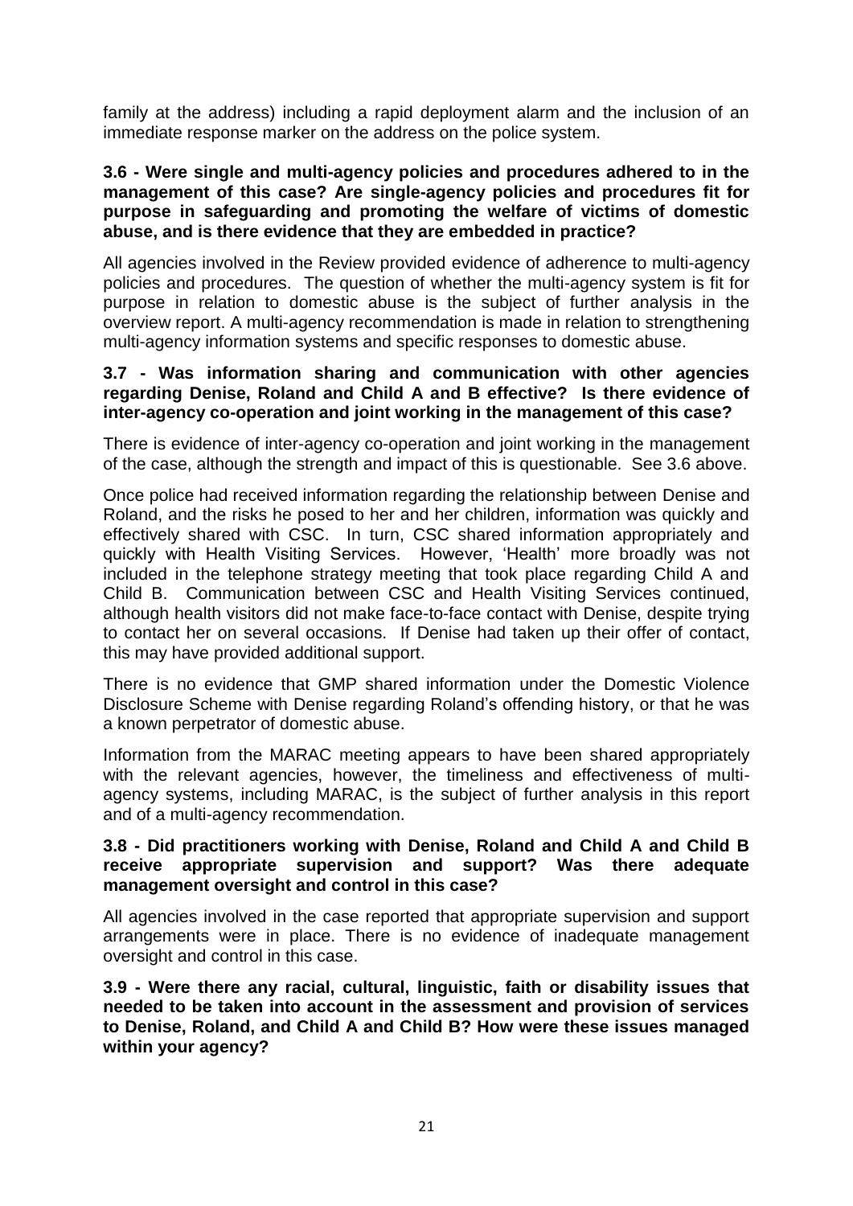family at the address) including a rapid deployment alarm and the inclusion of an immediate response marker on the address on the police system.

**3.6 - Were single and multi-agency policies and procedures adhered to in the management of this case? Are single-agency policies and procedures fit for purpose in safeguarding and promoting the welfare of victims of domestic abuse, and is there evidence that they are embedded in practice?**

All agencies involved in the Review provided evidence of adherence to multi-agency policies and procedures. The question of whether the multi-agency system is fit for purpose in relation to domestic abuse is the subject of further analysis in the overview report. A multi-agency recommendation is made in relation to strengthening multi-agency information systems and specific responses to domestic abuse.

**3.7 - Was information sharing and communication with other agencies regarding Denise, Roland and Child A and B effective? Is there evidence of inter-agency co-operation and joint working in the management of this case?**

There is evidence of inter-agency co-operation and joint working in the management of the case, although the strength and impact of this is questionable. See 3.6 above.

Once police had received information regarding the relationship between Denise and Roland, and the risks he posed to her and her children, information was quickly and effectively shared with CSC. In turn, CSC shared information appropriately and quickly with Health Visiting Services. However, 'Health' more broadly was not included in the telephone strategy meeting that took place regarding Child A and Child B. Communication between CSC and Health Visiting Services continued, although health visitors did not make face-to-face contact with Denise, despite trying to contact her on several occasions. If Denise had taken up their offer of contact, this may have provided additional support.

There is no evidence that GMP shared information under the Domestic Violence Disclosure Scheme with Denise regarding Roland's offending history, or that he was a known perpetrator of domestic abuse.

Information from the MARAC meeting appears to have been shared appropriately with the relevant agencies, however, the timeliness and effectiveness of multi-agency systems, including MARAC, is the subject of further analysis in this report and of a multi-agency recommendation.

**3.8 - Did practitioners working with Denise, Roland and Child A and Child B receive appropriate supervision and support? Was there adequate management oversight and control in this case?**

All agencies involved in the case reported that appropriate supervision and support arrangements were in place. There is no evidence of inadequate management oversight and control in this case.

**3.9 - Were there any racial, cultural, linguistic, faith or disability issues that needed to be taken into account in the assessment and provision of services to Denise, Roland, and Child A and Child B? How were these issues managed within your agency?**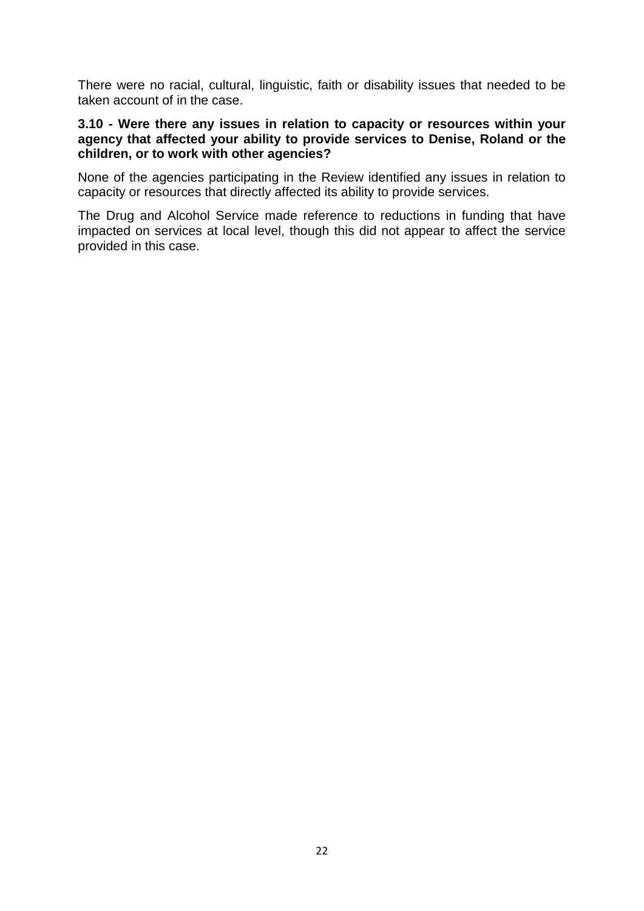There were no racial, cultural, linguistic, faith or disability issues that needed to be taken account of in the case.

**3.10 - Were there any issues in relation to capacity or resources within your agency that affected your ability to provide services to Denise, Roland or the children, or to work with other agencies?**

None of the agencies participating in the Review identified any issues in relation to capacity or resources that directly affected its ability to provide services.

The Drug and Alcohol Service made reference to reductions in funding that have impacted on services at local level, though this did not appear to affect the service provided in this case.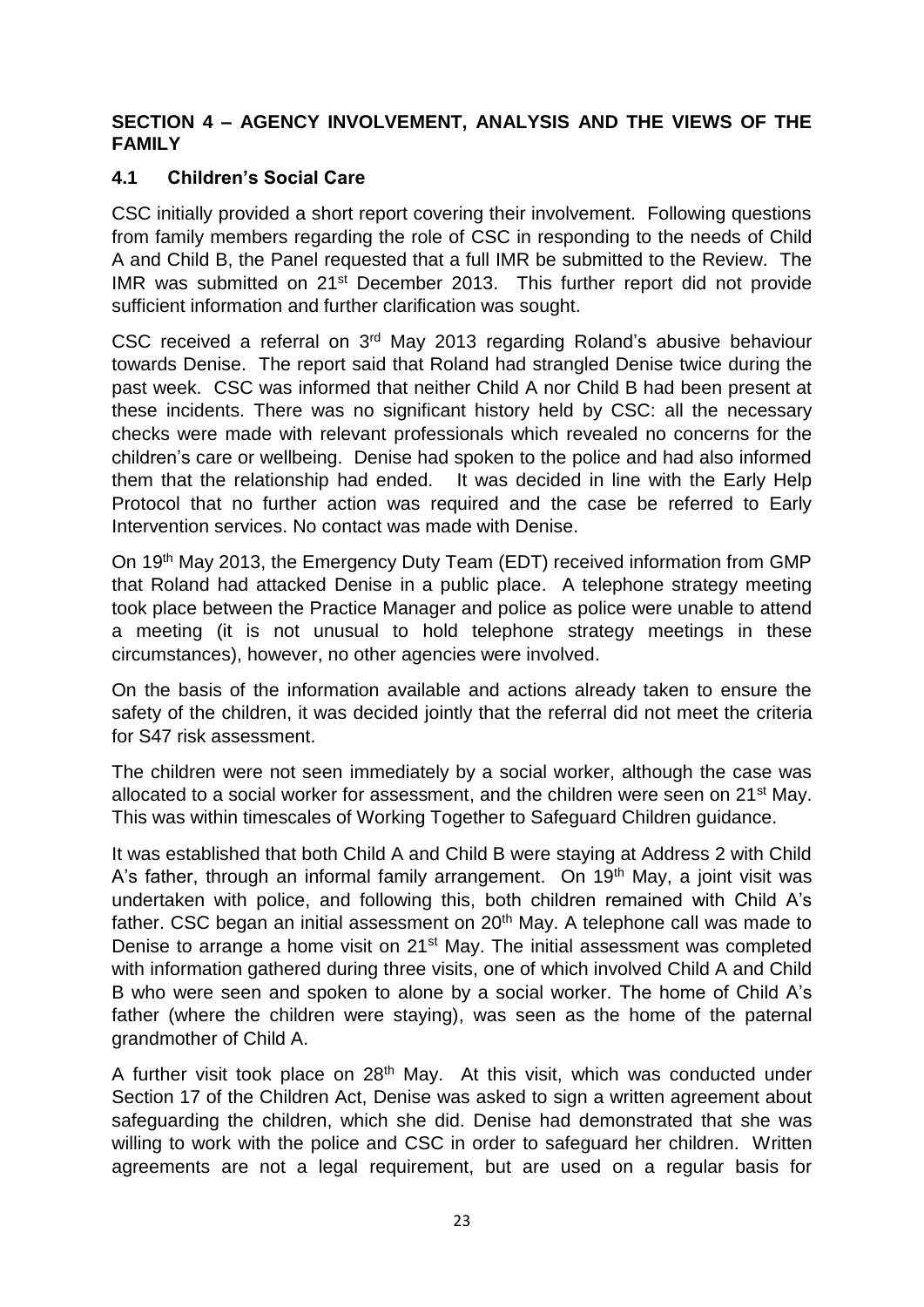## SECTION 4 – AGENCY INVOLVEMENT, ANALYSIS AND THE VIEWS OF THE FAMILY

### 4.1 Children's Social Care

CSC initially provided a short report covering their involvement. Following questions from family members regarding the role of CSC in responding to the needs of Child A and Child B, the Panel requested that a full IMR be submitted to the Review. The IMR was submitted on 21st December 2013. This further report did not provide sufficient information and further clarification was sought.

CSC received a referral on 3rd May 2013 regarding Roland's abusive behaviour towards Denise. The report said that Roland had strangled Denise twice during the past week. CSC was informed that neither Child A nor Child B had been present at these incidents. There was no significant history held by CSC: all the necessary checks were made with relevant professionals which revealed no concerns for the children's care or wellbeing. Denise had spoken to the police and had also informed them that the relationship had ended. It was decided in line with the Early Help Protocol that no further action was required and the case be referred to Early Intervention services. No contact was made with Denise.

On 19th May 2013, the Emergency Duty Team (EDT) received information from GMP that Roland had attacked Denise in a public place. A telephone strategy meeting took place between the Practice Manager and police as police were unable to attend a meeting (it is not unusual to hold telephone strategy meetings in these circumstances), however, no other agencies were involved.

On the basis of the information available and actions already taken to ensure the safety of the children, it was decided jointly that the referral did not meet the criteria for S47 risk assessment.

The children were not seen immediately by a social worker, although the case was allocated to a social worker for assessment, and the children were seen on 21st May. This was within timescales of Working Together to Safeguard Children guidance.

It was established that both Child A and Child B were staying at Address 2 with Child A's father, through an informal family arrangement. On 19th May, a joint visit was undertaken with police, and following this, both children remained with Child A's father. CSC began an initial assessment on 20th May. A telephone call was made to Denise to arrange a home visit on 21st May. The initial assessment was completed with information gathered during three visits, one of which involved Child A and Child B who were seen and spoken to alone by a social worker. The home of Child A's father (where the children were staying), was seen as the home of the paternal grandmother of Child A.

A further visit took place on 28th May. At this visit, which was conducted under Section 17 of the Children Act, Denise was asked to sign a written agreement about safeguarding the children, which she did. Denise had demonstrated that she was willing to work with the police and CSC in order to safeguard her children. Written agreements are not a legal requirement, but are used on a regular basis for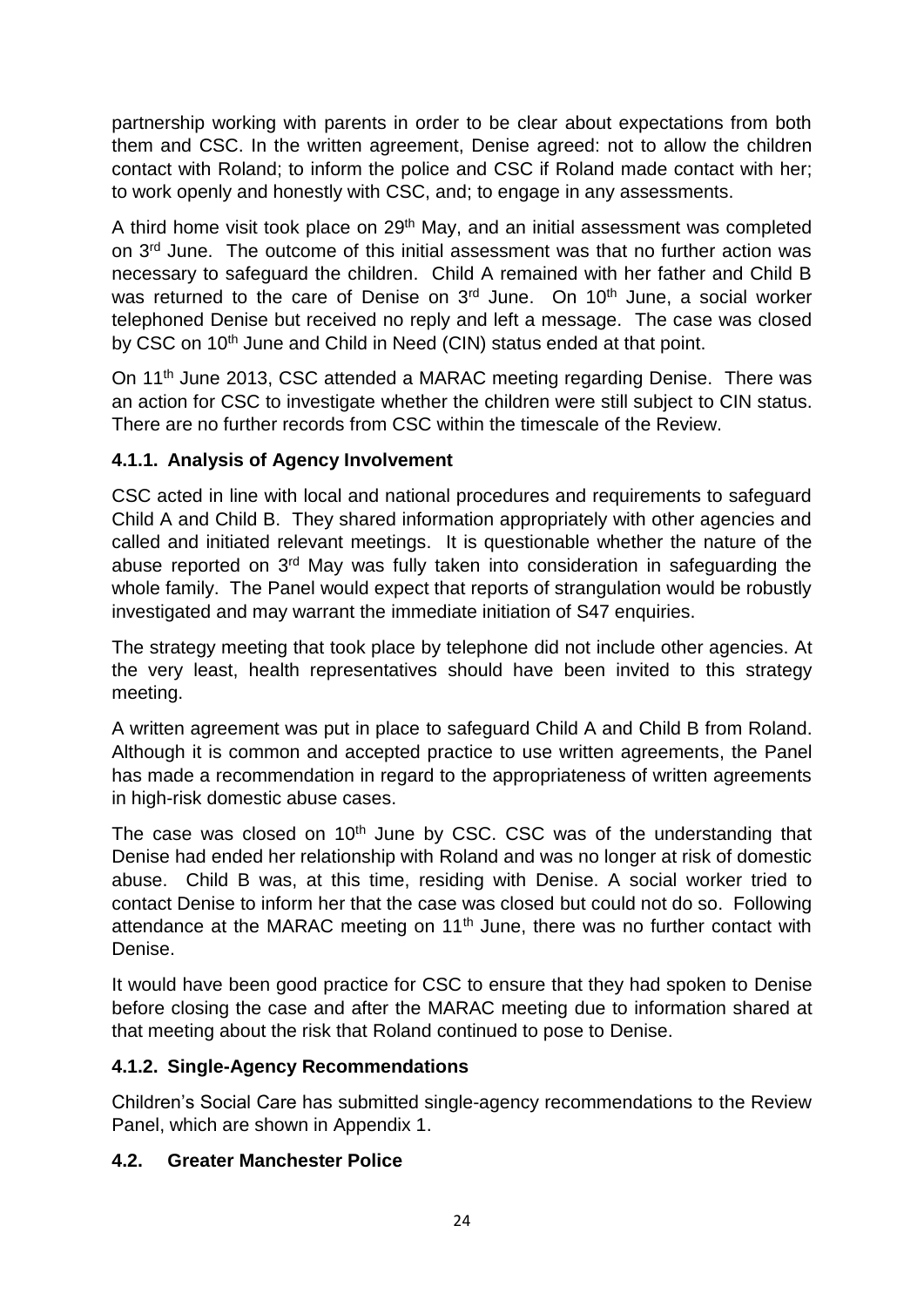partnership working with parents in order to be clear about expectations from both them and CSC. In the written agreement, Denise agreed: not to allow the children contact with Roland; to inform the police and CSC if Roland made contact with her; to work openly and honestly with CSC, and; to engage in any assessments.

A third home visit took place on 29th May, and an initial assessment was completed on 3rd June. The outcome of this initial assessment was that no further action was necessary to safeguard the children. Child A remained with her father and Child B was returned to the care of Denise on 3rd June. On 10th June, a social worker telephoned Denise but received no reply and left a message. The case was closed by CSC on 10th June and Child in Need (CIN) status ended at that point.

On 11th June 2013, CSC attended a MARAC meeting regarding Denise. There was an action for CSC to investigate whether the children were still subject to CIN status. There are no further records from CSC within the timescale of the Review.

### 4.1.1. Analysis of Agency Involvement

CSC acted in line with local and national procedures and requirements to safeguard Child A and Child B. They shared information appropriately with other agencies and called and initiated relevant meetings. It is questionable whether the nature of the abuse reported on 3rd May was fully taken into consideration in safeguarding the whole family. The Panel would expect that reports of strangulation would be robustly investigated and may warrant the immediate initiation of S47 enquiries.

The strategy meeting that took place by telephone did not include other agencies. At the very least, health representatives should have been invited to this strategy meeting.

A written agreement was put in place to safeguard Child A and Child B from Roland. Although it is common and accepted practice to use written agreements, the Panel has made a recommendation in regard to the appropriateness of written agreements in high-risk domestic abuse cases.

The case was closed on 10th June by CSC. CSC was of the understanding that Denise had ended her relationship with Roland and was no longer at risk of domestic abuse. Child B was, at this time, residing with Denise. A social worker tried to contact Denise to inform her that the case was closed but could not do so. Following attendance at the MARAC meeting on 11th June, there was no further contact with Denise.

It would have been good practice for CSC to ensure that they had spoken to Denise before closing the case and after the MARAC meeting due to information shared at that meeting about the risk that Roland continued to pose to Denise.

### 4.1.2. Single-Agency Recommendations

Children's Social Care has submitted single-agency recommendations to the Review Panel, which are shown in Appendix 1.

## 4.2. Greater Manchester Police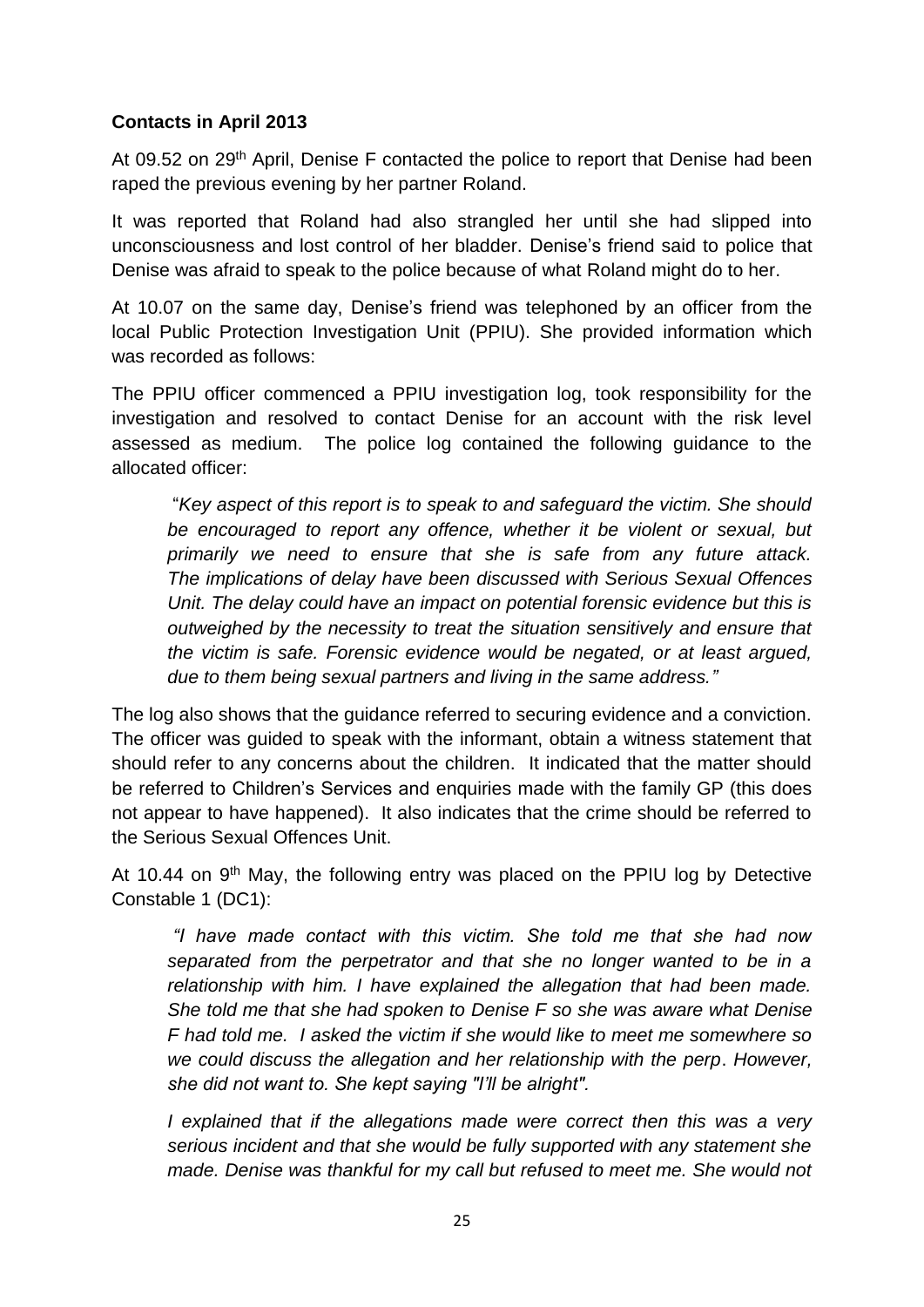**Contacts in April 2013**

At 09.52 on 29th April, Denise F contacted the police to report that Denise had been raped the previous evening by her partner Roland.

It was reported that Roland had also strangled her until she had slipped into unconsciousness and lost control of her bladder. Denise's friend said to police that Denise was afraid to speak to the police because of what Roland might do to her.

At 10.07 on the same day, Denise's friend was telephoned by an officer from the local Public Protection Investigation Unit (PPIU). She provided information which was recorded as follows:

The PPIU officer commenced a PPIU investigation log, took responsibility for the investigation and resolved to contact Denise for an account with the risk level assessed as medium. The police log contained the following guidance to the allocated officer:

> "*Key aspect of this report is to speak to and safeguard the victim. She should be encouraged to report any offence, whether it be violent or sexual, but primarily we need to ensure that she is safe from any future attack. The implications of delay have been discussed with Serious Sexual Offences Unit. The delay could have an impact on potential forensic evidence but this is outweighed by the necessity to treat the situation sensitively and ensure that the victim is safe. Forensic evidence would be negated, or at least argued, due to them being sexual partners and living in the same address."*

The log also shows that the guidance referred to securing evidence and a conviction. The officer was guided to speak with the informant, obtain a witness statement that should refer to any concerns about the children. It indicated that the matter should be referred to Children's Services and enquiries made with the family GP (this does not appear to have happened). It also indicates that the crime should be referred to the Serious Sexual Offences Unit.

At 10.44 on 9th May, the following entry was placed on the PPIU log by Detective Constable 1 (DC1):

> *"I have made contact with this victim. She told me that she had now separated from the perpetrator and that she no longer wanted to be in a relationship with him. I have explained the allegation that had been made. She told me that she had spoken to Denise F so she was aware what Denise F had told me. I asked the victim if she would like to meet me somewhere so we could discuss the allegation and her relationship with the perp. However, she did not want to. She kept saying "I'll be alright".*
>
> *I explained that if the allegations made were correct then this was a very serious incident and that she would be fully supported with any statement she made. Denise was thankful for my call but refused to meet me. She would not*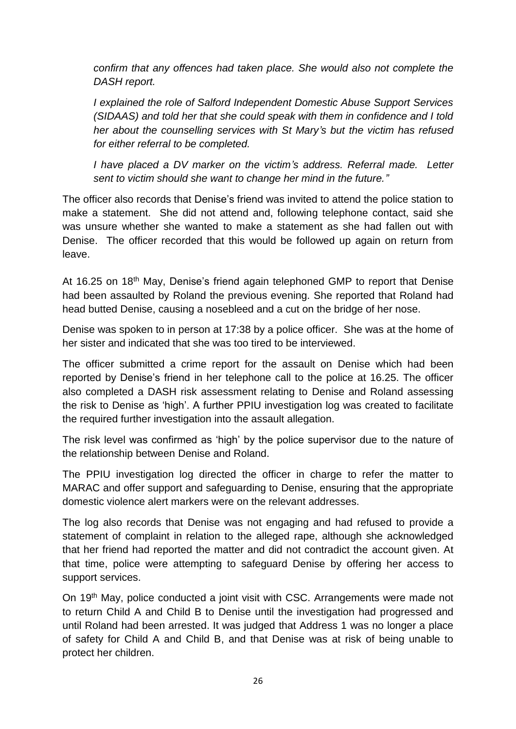*confirm that any offences had taken place. She would also not complete the DASH report.*

*I explained the role of Salford Independent Domestic Abuse Support Services (SIDAAS) and told her that she could speak with them in confidence and I told her about the counselling services with St Mary's but the victim has refused for either referral to be completed.*

*I have placed a DV marker on the victim's address. Referral made. Letter sent to victim should she want to change her mind in the future."*

The officer also records that Denise's friend was invited to attend the police station to make a statement. She did not attend and, following telephone contact, said she was unsure whether she wanted to make a statement as she had fallen out with Denise. The officer recorded that this would be followed up again on return from leave.

At 16.25 on 18th May, Denise's friend again telephoned GMP to report that Denise had been assaulted by Roland the previous evening. She reported that Roland had head butted Denise, causing a nosebleed and a cut on the bridge of her nose.

Denise was spoken to in person at 17:38 by a police officer. She was at the home of her sister and indicated that she was too tired to be interviewed.

The officer submitted a crime report for the assault on Denise which had been reported by Denise's friend in her telephone call to the police at 16.25. The officer also completed a DASH risk assessment relating to Denise and Roland assessing the risk to Denise as 'high'. A further PPIU investigation log was created to facilitate the required further investigation into the assault allegation.

The risk level was confirmed as 'high' by the police supervisor due to the nature of the relationship between Denise and Roland.

The PPIU investigation log directed the officer in charge to refer the matter to MARAC and offer support and safeguarding to Denise, ensuring that the appropriate domestic violence alert markers were on the relevant addresses.

The log also records that Denise was not engaging and had refused to provide a statement of complaint in relation to the alleged rape, although she acknowledged that her friend had reported the matter and did not contradict the account given. At that time, police were attempting to safeguard Denise by offering her access to support services.

On 19th May, police conducted a joint visit with CSC. Arrangements were made not to return Child A and Child B to Denise until the investigation had progressed and until Roland had been arrested. It was judged that Address 1 was no longer a place of safety for Child A and Child B, and that Denise was at risk of being unable to protect her children.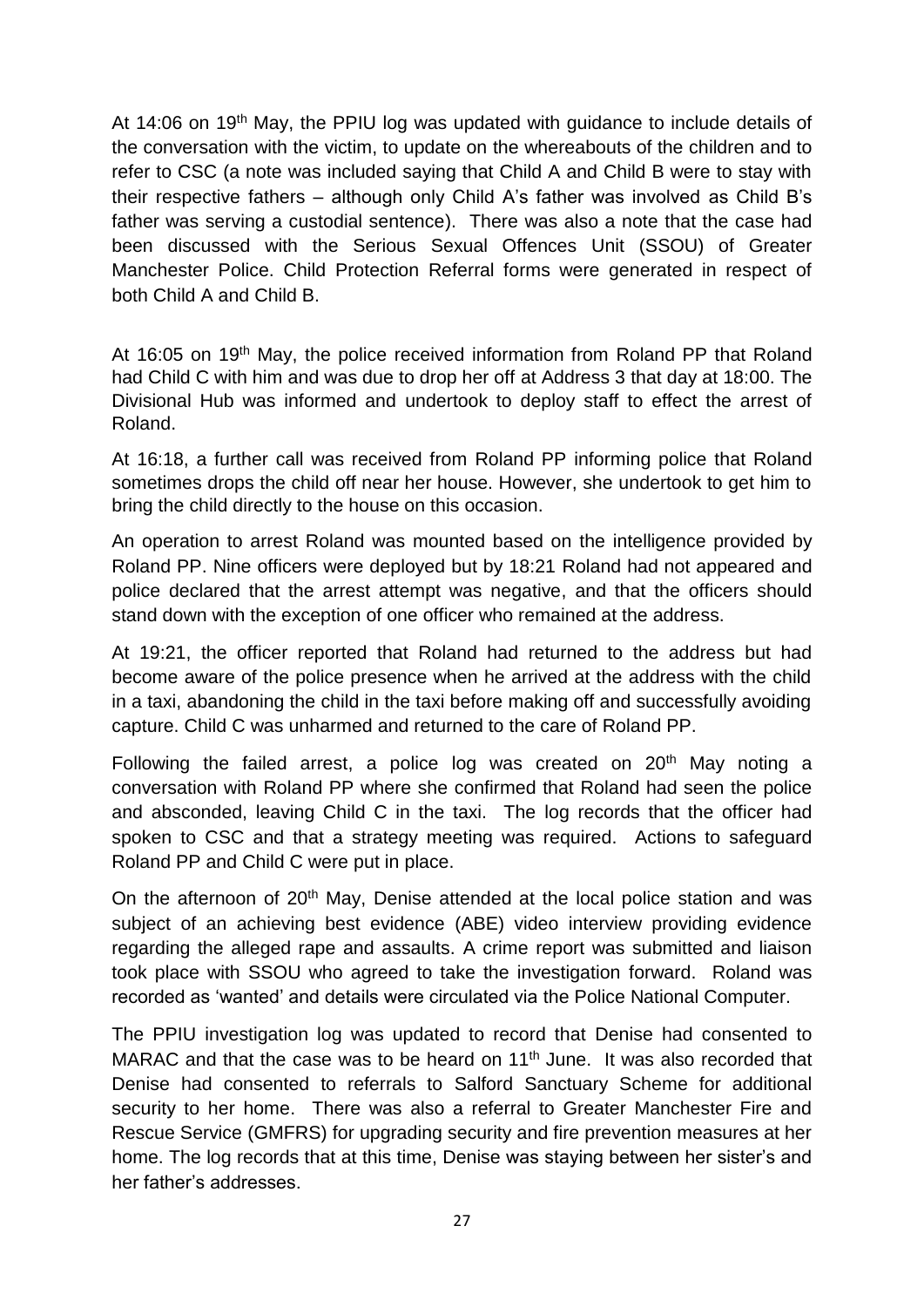At 14:06 on 19th May, the PPIU log was updated with guidance to include details of the conversation with the victim, to update on the whereabouts of the children and to refer to CSC (a note was included saying that Child A and Child B were to stay with their respective fathers – although only Child A's father was involved as Child B's father was serving a custodial sentence). There was also a note that the case had been discussed with the Serious Sexual Offences Unit (SSOU) of Greater Manchester Police. Child Protection Referral forms were generated in respect of both Child A and Child B.

At 16:05 on 19th May, the police received information from Roland PP that Roland had Child C with him and was due to drop her off at Address 3 that day at 18:00. The Divisional Hub was informed and undertook to deploy staff to effect the arrest of Roland.

At 16:18, a further call was received from Roland PP informing police that Roland sometimes drops the child off near her house. However, she undertook to get him to bring the child directly to the house on this occasion.

An operation to arrest Roland was mounted based on the intelligence provided by Roland PP. Nine officers were deployed but by 18:21 Roland had not appeared and police declared that the arrest attempt was negative, and that the officers should stand down with the exception of one officer who remained at the address.

At 19:21, the officer reported that Roland had returned to the address but had become aware of the police presence when he arrived at the address with the child in a taxi, abandoning the child in the taxi before making off and successfully avoiding capture. Child C was unharmed and returned to the care of Roland PP.

Following the failed arrest, a police log was created on 20th May noting a conversation with Roland PP where she confirmed that Roland had seen the police and absconded, leaving Child C in the taxi. The log records that the officer had spoken to CSC and that a strategy meeting was required. Actions to safeguard Roland PP and Child C were put in place.

On the afternoon of 20th May, Denise attended at the local police station and was subject of an achieving best evidence (ABE) video interview providing evidence regarding the alleged rape and assaults. A crime report was submitted and liaison took place with SSOU who agreed to take the investigation forward. Roland was recorded as 'wanted' and details were circulated via the Police National Computer.

The PPIU investigation log was updated to record that Denise had consented to MARAC and that the case was to be heard on 11th June. It was also recorded that Denise had consented to referrals to Salford Sanctuary Scheme for additional security to her home. There was also a referral to Greater Manchester Fire and Rescue Service (GMFRS) for upgrading security and fire prevention measures at her home. The log records that at this time, Denise was staying between her sister's and her father's addresses.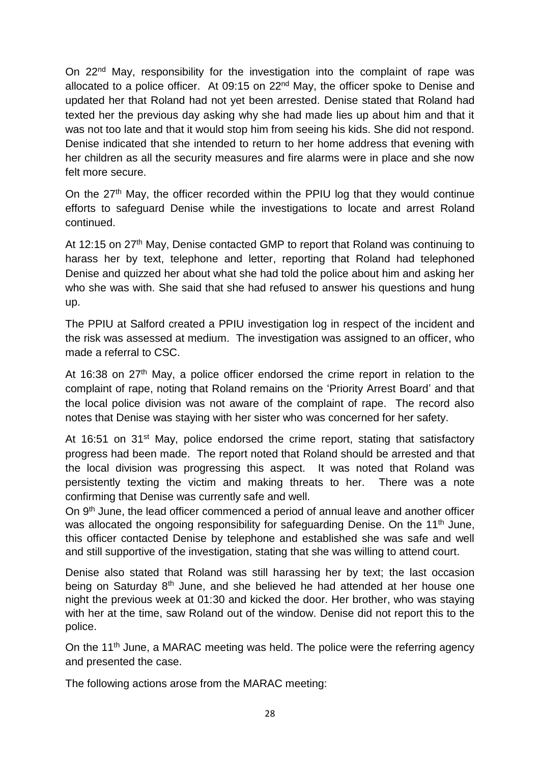On 22nd May, responsibility for the investigation into the complaint of rape was allocated to a police officer. At 09:15 on 22nd May, the officer spoke to Denise and updated her that Roland had not yet been arrested. Denise stated that Roland had texted her the previous day asking why she had made lies up about him and that it was not too late and that it would stop him from seeing his kids. She did not respond. Denise indicated that she intended to return to her home address that evening with her children as all the security measures and fire alarms were in place and she now felt more secure.

On the 27th May, the officer recorded within the PPIU log that they would continue efforts to safeguard Denise while the investigations to locate and arrest Roland continued.

At 12:15 on 27th May, Denise contacted GMP to report that Roland was continuing to harass her by text, telephone and letter, reporting that Roland had telephoned Denise and quizzed her about what she had told the police about him and asking her who she was with. She said that she had refused to answer his questions and hung up.

The PPIU at Salford created a PPIU investigation log in respect of the incident and the risk was assessed at medium. The investigation was assigned to an officer, who made a referral to CSC.

At 16:38 on 27th May, a police officer endorsed the crime report in relation to the complaint of rape, noting that Roland remains on the 'Priority Arrest Board' and that the local police division was not aware of the complaint of rape. The record also notes that Denise was staying with her sister who was concerned for her safety.

At 16:51 on 31st May, police endorsed the crime report, stating that satisfactory progress had been made. The report noted that Roland should be arrested and that the local division was progressing this aspect. It was noted that Roland was persistently texting the victim and making threats to her. There was a note confirming that Denise was currently safe and well.

On 9th June, the lead officer commenced a period of annual leave and another officer was allocated the ongoing responsibility for safeguarding Denise. On the 11th June, this officer contacted Denise by telephone and established she was safe and well and still supportive of the investigation, stating that she was willing to attend court.

Denise also stated that Roland was still harassing her by text; the last occasion being on Saturday 8th June, and she believed he had attended at her house one night the previous week at 01:30 and kicked the door. Her brother, who was staying with her at the time, saw Roland out of the window. Denise did not report this to the police.

On the 11th June, a MARAC meeting was held. The police were the referring agency and presented the case.

The following actions arose from the MARAC meeting: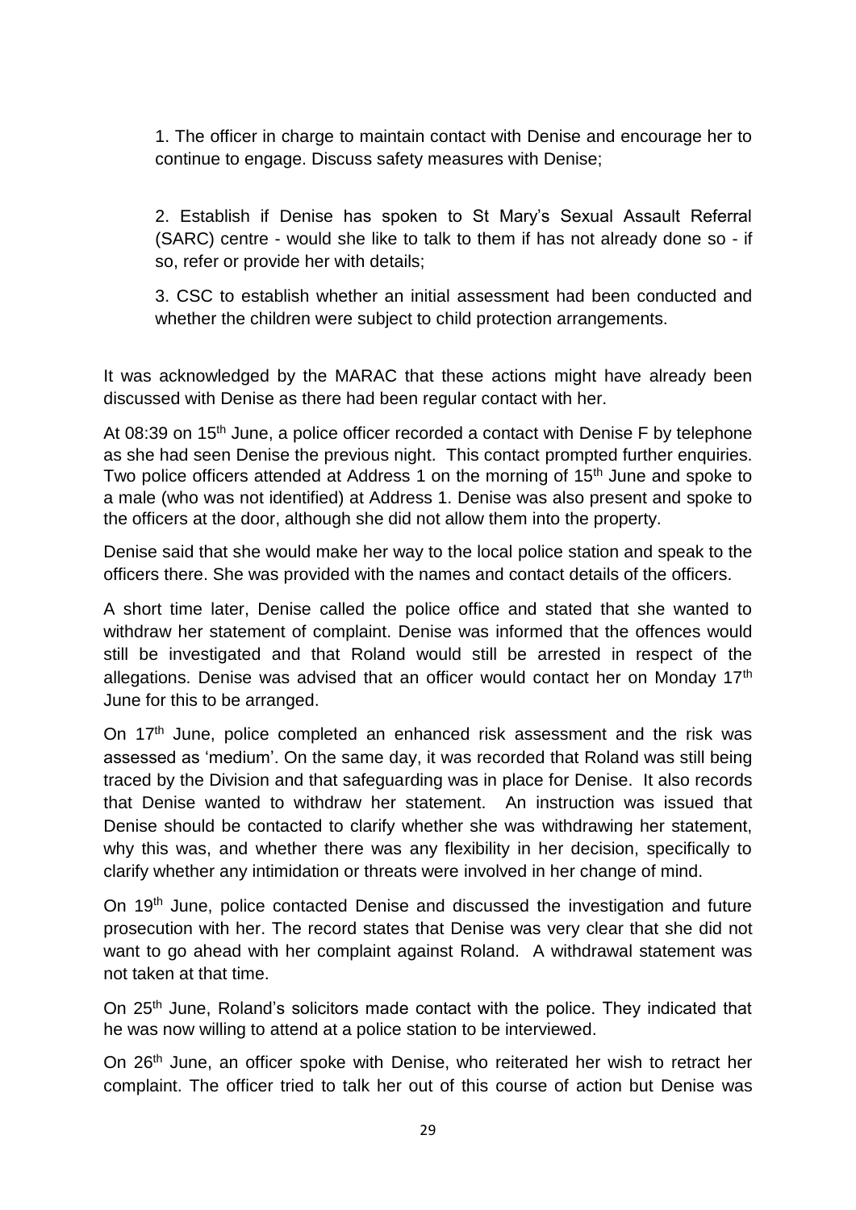1. The officer in charge to maintain contact with Denise and encourage her to continue to engage. Discuss safety measures with Denise;

2. Establish if Denise has spoken to St Mary's Sexual Assault Referral (SARC) centre - would she like to talk to them if has not already done so - if so, refer or provide her with details;

3. CSC to establish whether an initial assessment had been conducted and whether the children were subject to child protection arrangements.

It was acknowledged by the MARAC that these actions might have already been discussed with Denise as there had been regular contact with her.

At 08:39 on 15th June, a police officer recorded a contact with Denise F by telephone as she had seen Denise the previous night. This contact prompted further enquiries. Two police officers attended at Address 1 on the morning of 15th June and spoke to a male (who was not identified) at Address 1. Denise was also present and spoke to the officers at the door, although she did not allow them into the property.

Denise said that she would make her way to the local police station and speak to the officers there. She was provided with the names and contact details of the officers.

A short time later, Denise called the police office and stated that she wanted to withdraw her statement of complaint. Denise was informed that the offences would still be investigated and that Roland would still be arrested in respect of the allegations. Denise was advised that an officer would contact her on Monday 17th June for this to be arranged.

On 17th June, police completed an enhanced risk assessment and the risk was assessed as 'medium'. On the same day, it was recorded that Roland was still being traced by the Division and that safeguarding was in place for Denise. It also records that Denise wanted to withdraw her statement. An instruction was issued that Denise should be contacted to clarify whether she was withdrawing her statement, why this was, and whether there was any flexibility in her decision, specifically to clarify whether any intimidation or threats were involved in her change of mind.

On 19th June, police contacted Denise and discussed the investigation and future prosecution with her. The record states that Denise was very clear that she did not want to go ahead with her complaint against Roland. A withdrawal statement was not taken at that time.

On 25th June, Roland's solicitors made contact with the police. They indicated that he was now willing to attend at a police station to be interviewed.

On 26th June, an officer spoke with Denise, who reiterated her wish to retract her complaint. The officer tried to talk her out of this course of action but Denise was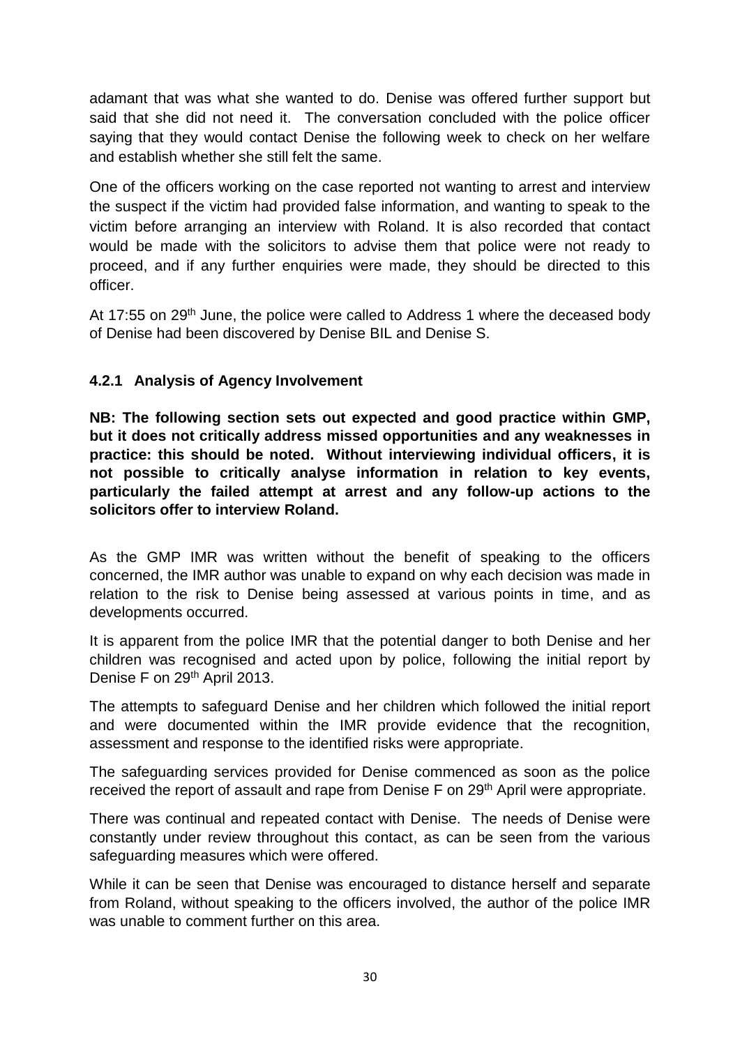adamant that was what she wanted to do. Denise was offered further support but said that she did not need it. The conversation concluded with the police officer saying that they would contact Denise the following week to check on her welfare and establish whether she still felt the same.

One of the officers working on the case reported not wanting to arrest and interview the suspect if the victim had provided false information, and wanting to speak to the victim before arranging an interview with Roland. It is also recorded that contact would be made with the solicitors to advise them that police were not ready to proceed, and if any further enquiries were made, they should be directed to this officer.

At 17:55 on 29th June, the police were called to Address 1 where the deceased body of Denise had been discovered by Denise BIL and Denise S.

### 4.2.1 Analysis of Agency Involvement

**NB: The following section sets out expected and good practice within GMP, but it does not critically address missed opportunities and any weaknesses in practice: this should be noted. Without interviewing individual officers, it is not possible to critically analyse information in relation to key events, particularly the failed attempt at arrest and any follow-up actions to the solicitors offer to interview Roland.**

As the GMP IMR was written without the benefit of speaking to the officers concerned, the IMR author was unable to expand on why each decision was made in relation to the risk to Denise being assessed at various points in time, and as developments occurred.

It is apparent from the police IMR that the potential danger to both Denise and her children was recognised and acted upon by police, following the initial report by Denise F on 29th April 2013.

The attempts to safeguard Denise and her children which followed the initial report and were documented within the IMR provide evidence that the recognition, assessment and response to the identified risks were appropriate.

The safeguarding services provided for Denise commenced as soon as the police received the report of assault and rape from Denise F on 29th April were appropriate.

There was continual and repeated contact with Denise. The needs of Denise were constantly under review throughout this contact, as can be seen from the various safeguarding measures which were offered.

While it can be seen that Denise was encouraged to distance herself and separate from Roland, without speaking to the officers involved, the author of the police IMR was unable to comment further on this area.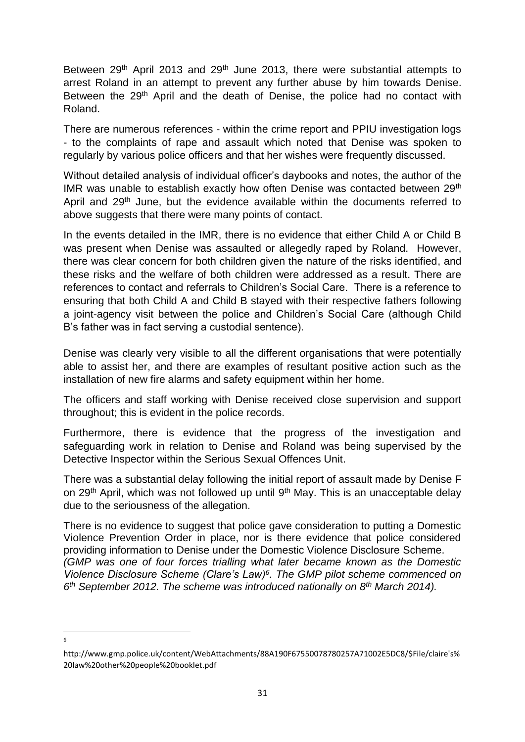Between 29th April 2013 and 29th June 2013, there were substantial attempts to arrest Roland in an attempt to prevent any further abuse by him towards Denise. Between the 29th April and the death of Denise, the police had no contact with Roland.

There are numerous references - within the crime report and PPIU investigation logs - to the complaints of rape and assault which noted that Denise was spoken to regularly by various police officers and that her wishes were frequently discussed.

Without detailed analysis of individual officer's daybooks and notes, the author of the IMR was unable to establish exactly how often Denise was contacted between 29th April and 29th June, but the evidence available within the documents referred to above suggests that there were many points of contact.

In the events detailed in the IMR, there is no evidence that either Child A or Child B was present when Denise was assaulted or allegedly raped by Roland. However, there was clear concern for both children given the nature of the risks identified, and these risks and the welfare of both children were addressed as a result. There are references to contact and referrals to Children's Social Care. There is a reference to ensuring that both Child A and Child B stayed with their respective fathers following a joint-agency visit between the police and Children's Social Care (although Child B's father was in fact serving a custodial sentence).

Denise was clearly very visible to all the different organisations that were potentially able to assist her, and there are examples of resultant positive action such as the installation of new fire alarms and safety equipment within her home.

The officers and staff working with Denise received close supervision and support throughout; this is evident in the police records.

Furthermore, there is evidence that the progress of the investigation and safeguarding work in relation to Denise and Roland was being supervised by the Detective Inspector within the Serious Sexual Offences Unit.

There was a substantial delay following the initial report of assault made by Denise F on 29th April, which was not followed up until 9th May. This is an unacceptable delay due to the seriousness of the allegation.

There is no evidence to suggest that police gave consideration to putting a Domestic Violence Prevention Order in place, nor is there evidence that police considered providing information to Denise under the Domestic Violence Disclosure Scheme. *(GMP was one of four forces trialling what later became known as the Domestic Violence Disclosure Scheme (Clare's Law)[6]. The GMP pilot scheme commenced on 6th September 2012. The scheme was introduced nationally on 8th March 2014).*

[6] http://www.gmp.police.uk/content/WebAttachments/88A190F67550078780257A71002E5DC8/$File/claire's%20law%20other%20people%20booklet.pdf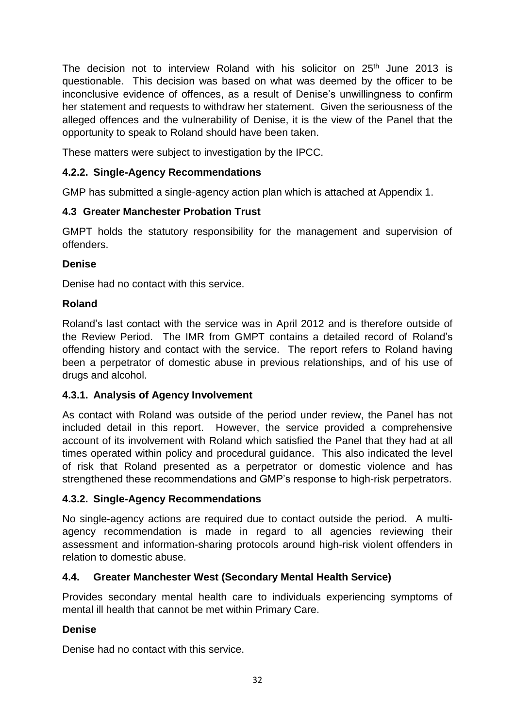The decision not to interview Roland with his solicitor on 25th June 2013 is questionable. This decision was based on what was deemed by the officer to be inconclusive evidence of offences, as a result of Denise's unwillingness to confirm her statement and requests to withdraw her statement. Given the seriousness of the alleged offences and the vulnerability of Denise, it is the view of the Panel that the opportunity to speak to Roland should have been taken.

These matters were subject to investigation by the IPCC.

### 4.2.2. Single-Agency Recommendations

GMP has submitted a single-agency action plan which is attached at Appendix 1.

### 4.3 Greater Manchester Probation Trust

GMPT holds the statutory responsibility for the management and supervision of offenders.

**Denise**

Denise had no contact with this service.

**Roland**

Roland's last contact with the service was in April 2012 and is therefore outside of the Review Period. The IMR from GMPT contains a detailed record of Roland's offending history and contact with the service. The report refers to Roland having been a perpetrator of domestic abuse in previous relationships, and of his use of drugs and alcohol.

### 4.3.1. Analysis of Agency Involvement

As contact with Roland was outside of the period under review, the Panel has not included detail in this report. However, the service provided a comprehensive account of its involvement with Roland which satisfied the Panel that they had at all times operated within policy and procedural guidance. This also indicated the level of risk that Roland presented as a perpetrator or domestic violence and has strengthened these recommendations and GMP's response to high-risk perpetrators.

### 4.3.2. Single-Agency Recommendations

No single-agency actions are required due to contact outside the period. A multi-agency recommendation is made in regard to all agencies reviewing their assessment and information-sharing protocols around high-risk violent offenders in relation to domestic abuse.

### 4.4. Greater Manchester West (Secondary Mental Health Service)

Provides secondary mental health care to individuals experiencing symptoms of mental ill health that cannot be met within Primary Care.

**Denise**

Denise had no contact with this service.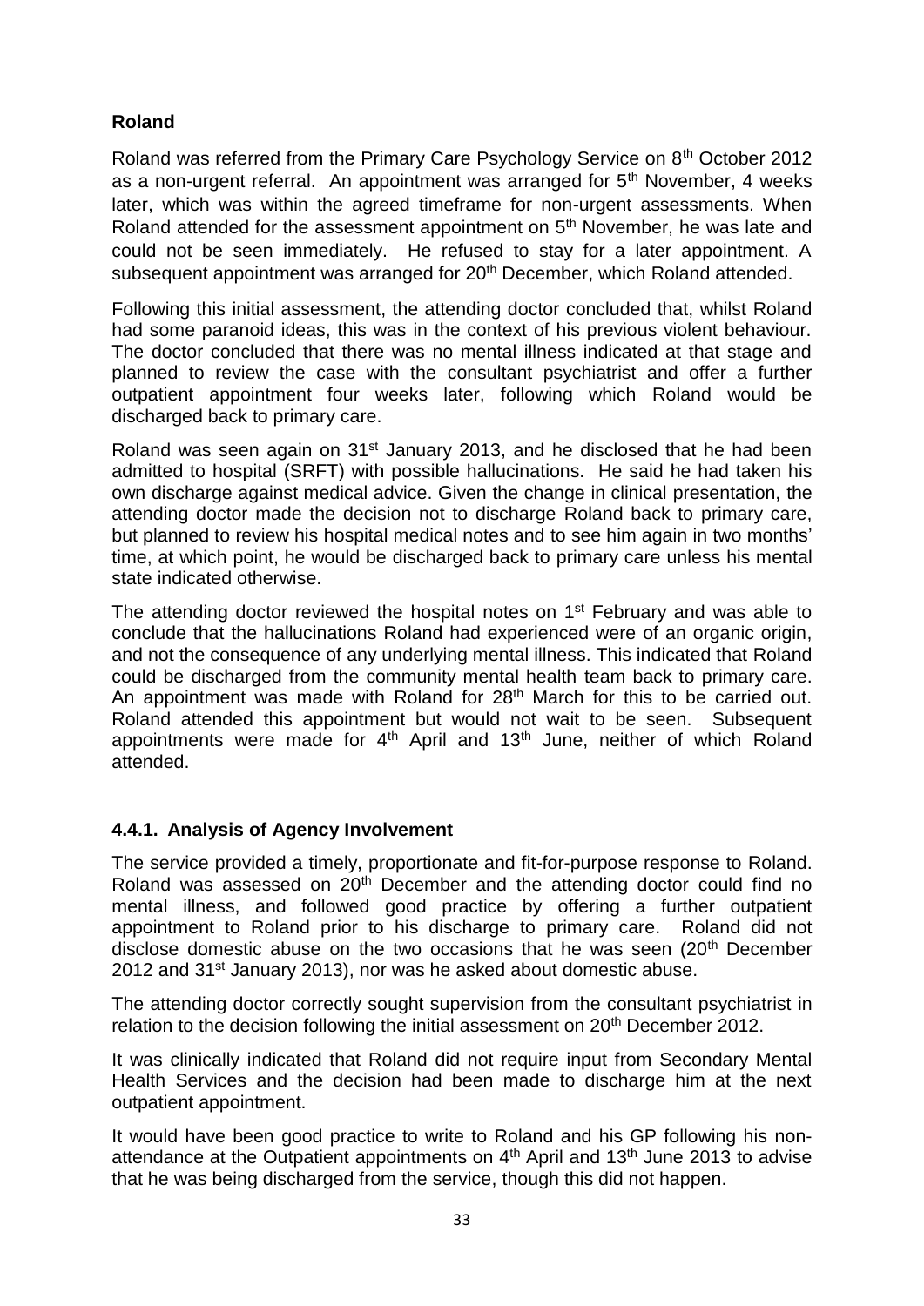**Roland**

Roland was referred from the Primary Care Psychology Service on 8th October 2012 as a non-urgent referral. An appointment was arranged for 5th November, 4 weeks later, which was within the agreed timeframe for non-urgent assessments. When Roland attended for the assessment appointment on 5th November, he was late and could not be seen immediately. He refused to stay for a later appointment. A subsequent appointment was arranged for 20th December, which Roland attended.

Following this initial assessment, the attending doctor concluded that, whilst Roland had some paranoid ideas, this was in the context of his previous violent behaviour. The doctor concluded that there was no mental illness indicated at that stage and planned to review the case with the consultant psychiatrist and offer a further outpatient appointment four weeks later, following which Roland would be discharged back to primary care.

Roland was seen again on 31st January 2013, and he disclosed that he had been admitted to hospital (SRFT) with possible hallucinations. He said he had taken his own discharge against medical advice. Given the change in clinical presentation, the attending doctor made the decision not to discharge Roland back to primary care, but planned to review his hospital medical notes and to see him again in two months' time, at which point, he would be discharged back to primary care unless his mental state indicated otherwise.

The attending doctor reviewed the hospital notes on 1st February and was able to conclude that the hallucinations Roland had experienced were of an organic origin, and not the consequence of any underlying mental illness. This indicated that Roland could be discharged from the community mental health team back to primary care. An appointment was made with Roland for 28th March for this to be carried out. Roland attended this appointment but would not wait to be seen. Subsequent appointments were made for 4th April and 13th June, neither of which Roland attended.

#### 4.4.1. Analysis of Agency Involvement

The service provided a timely, proportionate and fit-for-purpose response to Roland. Roland was assessed on 20th December and the attending doctor could find no mental illness, and followed good practice by offering a further outpatient appointment to Roland prior to his discharge to primary care. Roland did not disclose domestic abuse on the two occasions that he was seen (20th December 2012 and 31st January 2013), nor was he asked about domestic abuse.

The attending doctor correctly sought supervision from the consultant psychiatrist in relation to the decision following the initial assessment on 20th December 2012.

It was clinically indicated that Roland did not require input from Secondary Mental Health Services and the decision had been made to discharge him at the next outpatient appointment.

It would have been good practice to write to Roland and his GP following his non-attendance at the Outpatient appointments on 4th April and 13th June 2013 to advise that he was being discharged from the service, though this did not happen.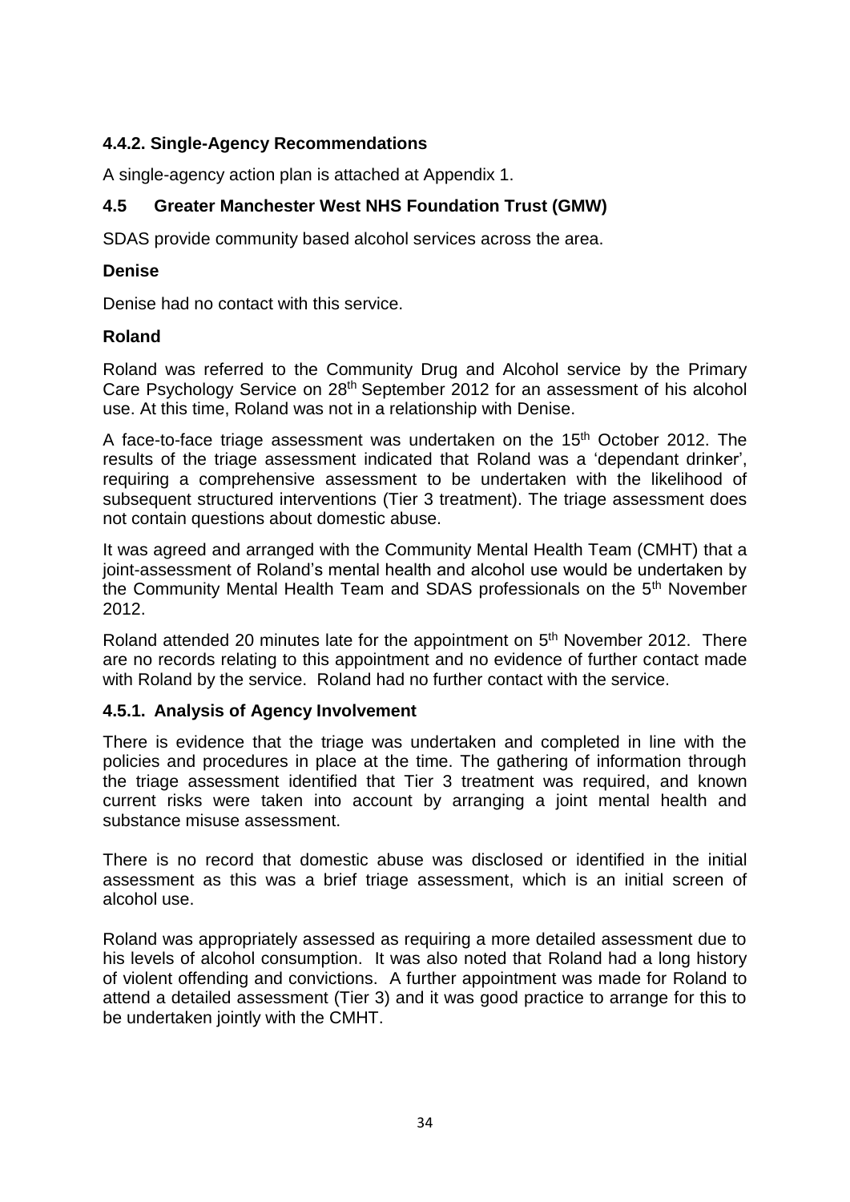### 4.4.2. Single-Agency Recommendations

A single-agency action plan is attached at Appendix 1.

## 4.5 Greater Manchester West NHS Foundation Trust (GMW)

SDAS provide community based alcohol services across the area.

**Denise**

Denise had no contact with this service.

**Roland**

Roland was referred to the Community Drug and Alcohol service by the Primary Care Psychology Service on 28th September 2012 for an assessment of his alcohol use. At this time, Roland was not in a relationship with Denise.

A face-to-face triage assessment was undertaken on the 15th October 2012. The results of the triage assessment indicated that Roland was a 'dependant drinker', requiring a comprehensive assessment to be undertaken with the likelihood of subsequent structured interventions (Tier 3 treatment). The triage assessment does not contain questions about domestic abuse.

It was agreed and arranged with the Community Mental Health Team (CMHT) that a joint-assessment of Roland's mental health and alcohol use would be undertaken by the Community Mental Health Team and SDAS professionals on the 5th November 2012.

Roland attended 20 minutes late for the appointment on 5th November 2012. There are no records relating to this appointment and no evidence of further contact made with Roland by the service. Roland had no further contact with the service.

### 4.5.1. Analysis of Agency Involvement

There is evidence that the triage was undertaken and completed in line with the policies and procedures in place at the time. The gathering of information through the triage assessment identified that Tier 3 treatment was required, and known current risks were taken into account by arranging a joint mental health and substance misuse assessment.

There is no record that domestic abuse was disclosed or identified in the initial assessment as this was a brief triage assessment, which is an initial screen of alcohol use.

Roland was appropriately assessed as requiring a more detailed assessment due to his levels of alcohol consumption. It was also noted that Roland had a long history of violent offending and convictions. A further appointment was made for Roland to attend a detailed assessment (Tier 3) and it was good practice to arrange for this to be undertaken jointly with the CMHT.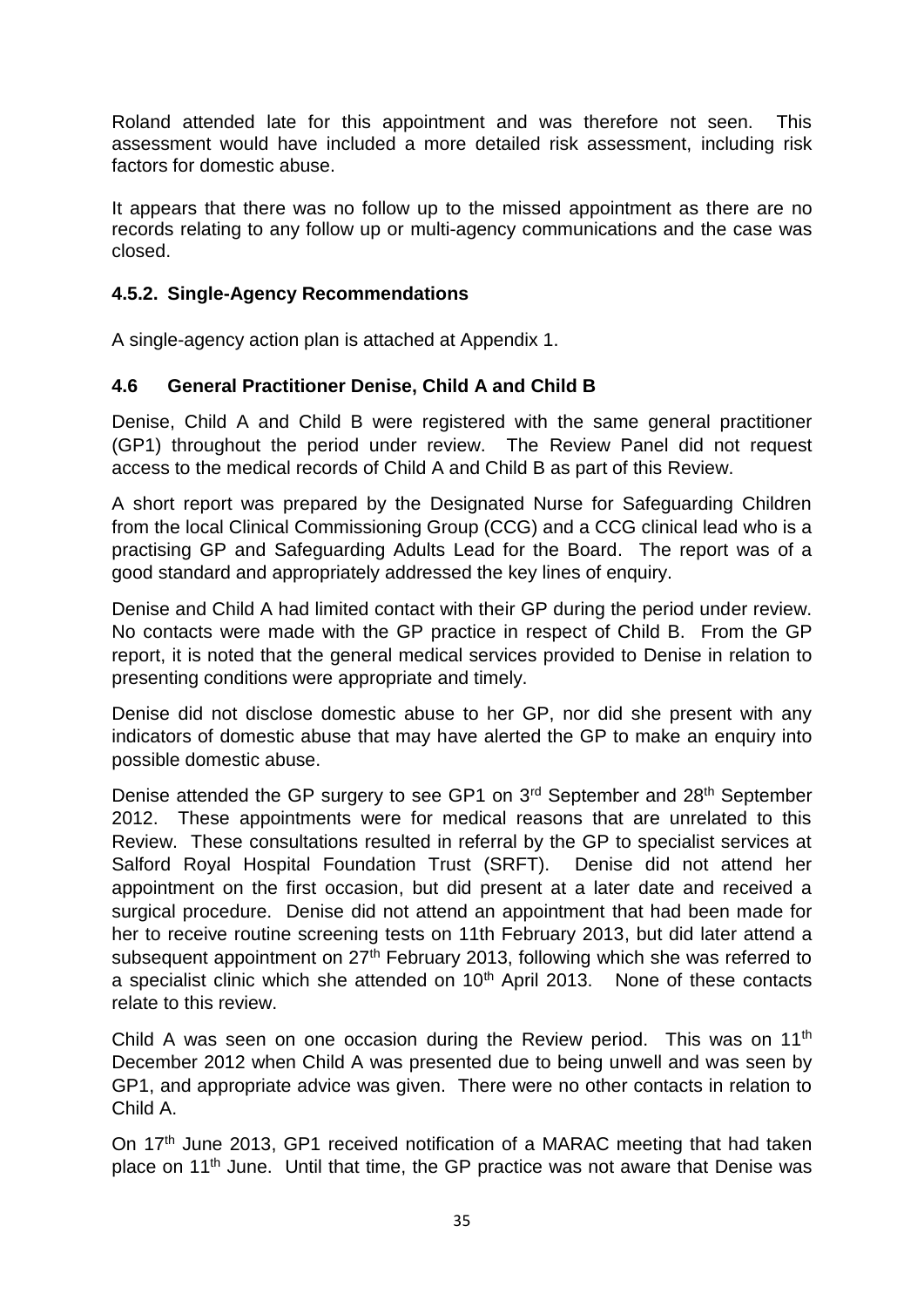Roland attended late for this appointment and was therefore not seen. This assessment would have included a more detailed risk assessment, including risk factors for domestic abuse.

It appears that there was no follow up to the missed appointment as there are no records relating to any follow up or multi-agency communications and the case was closed.

### 4.5.2. Single-Agency Recommendations

A single-agency action plan is attached at Appendix 1.

### 4.6 General Practitioner Denise, Child A and Child B

Denise, Child A and Child B were registered with the same general practitioner (GP1) throughout the period under review. The Review Panel did not request access to the medical records of Child A and Child B as part of this Review.

A short report was prepared by the Designated Nurse for Safeguarding Children from the local Clinical Commissioning Group (CCG) and a CCG clinical lead who is a practising GP and Safeguarding Adults Lead for the Board. The report was of a good standard and appropriately addressed the key lines of enquiry.

Denise and Child A had limited contact with their GP during the period under review. No contacts were made with the GP practice in respect of Child B. From the GP report, it is noted that the general medical services provided to Denise in relation to presenting conditions were appropriate and timely.

Denise did not disclose domestic abuse to her GP, nor did she present with any indicators of domestic abuse that may have alerted the GP to make an enquiry into possible domestic abuse.

Denise attended the GP surgery to see GP1 on 3rd September and 28th September 2012. These appointments were for medical reasons that are unrelated to this Review. These consultations resulted in referral by the GP to specialist services at Salford Royal Hospital Foundation Trust (SRFT). Denise did not attend her appointment on the first occasion, but did present at a later date and received a surgical procedure. Denise did not attend an appointment that had been made for her to receive routine screening tests on 11th February 2013, but did later attend a subsequent appointment on 27th February 2013, following which she was referred to a specialist clinic which she attended on 10th April 2013. None of these contacts relate to this review.

Child A was seen on one occasion during the Review period. This was on 11th December 2012 when Child A was presented due to being unwell and was seen by GP1, and appropriate advice was given. There were no other contacts in relation to Child A.

On 17th June 2013, GP1 received notification of a MARAC meeting that had taken place on 11th June. Until that time, the GP practice was not aware that Denise was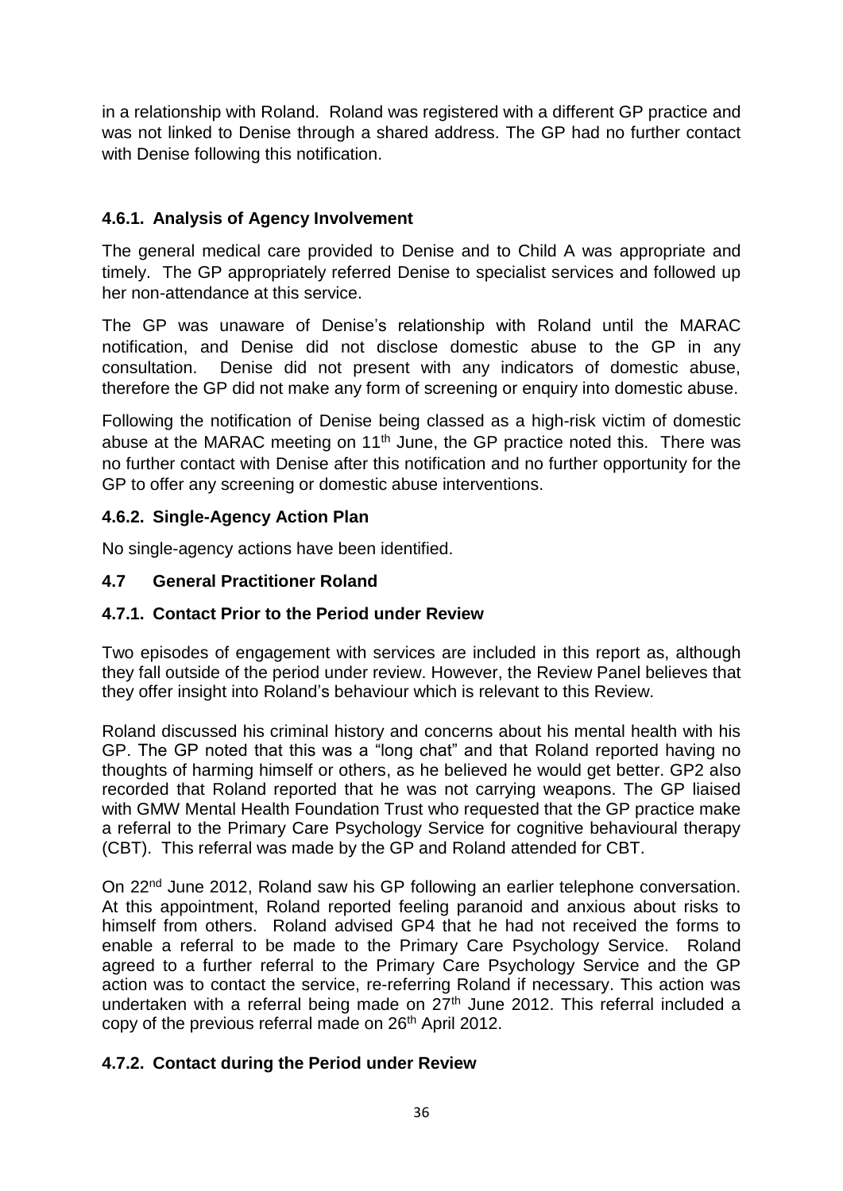in a relationship with Roland. Roland was registered with a different GP practice and was not linked to Denise through a shared address. The GP had no further contact with Denise following this notification.

### 4.6.1. Analysis of Agency Involvement

The general medical care provided to Denise and to Child A was appropriate and timely. The GP appropriately referred Denise to specialist services and followed up her non-attendance at this service.

The GP was unaware of Denise's relationship with Roland until the MARAC notification, and Denise did not disclose domestic abuse to the GP in any consultation. Denise did not present with any indicators of domestic abuse, therefore the GP did not make any form of screening or enquiry into domestic abuse.

Following the notification of Denise being classed as a high-risk victim of domestic abuse at the MARAC meeting on 11th June, the GP practice noted this. There was no further contact with Denise after this notification and no further opportunity for the GP to offer any screening or domestic abuse interventions.

### 4.6.2. Single-Agency Action Plan

No single-agency actions have been identified.

## 4.7 General Practitioner Roland

### 4.7.1. Contact Prior to the Period under Review

Two episodes of engagement with services are included in this report as, although they fall outside of the period under review. However, the Review Panel believes that they offer insight into Roland's behaviour which is relevant to this Review.

Roland discussed his criminal history and concerns about his mental health with his GP. The GP noted that this was a "long chat" and that Roland reported having no thoughts of harming himself or others, as he believed he would get better. GP2 also recorded that Roland reported that he was not carrying weapons. The GP liaised with GMW Mental Health Foundation Trust who requested that the GP practice make a referral to the Primary Care Psychology Service for cognitive behavioural therapy (CBT). This referral was made by the GP and Roland attended for CBT.

On 22nd June 2012, Roland saw his GP following an earlier telephone conversation. At this appointment, Roland reported feeling paranoid and anxious about risks to himself from others. Roland advised GP4 that he had not received the forms to enable a referral to be made to the Primary Care Psychology Service. Roland agreed to a further referral to the Primary Care Psychology Service and the GP action was to contact the service, re-referring Roland if necessary. This action was undertaken with a referral being made on 27th June 2012. This referral included a copy of the previous referral made on 26th April 2012.

### 4.7.2. Contact during the Period under Review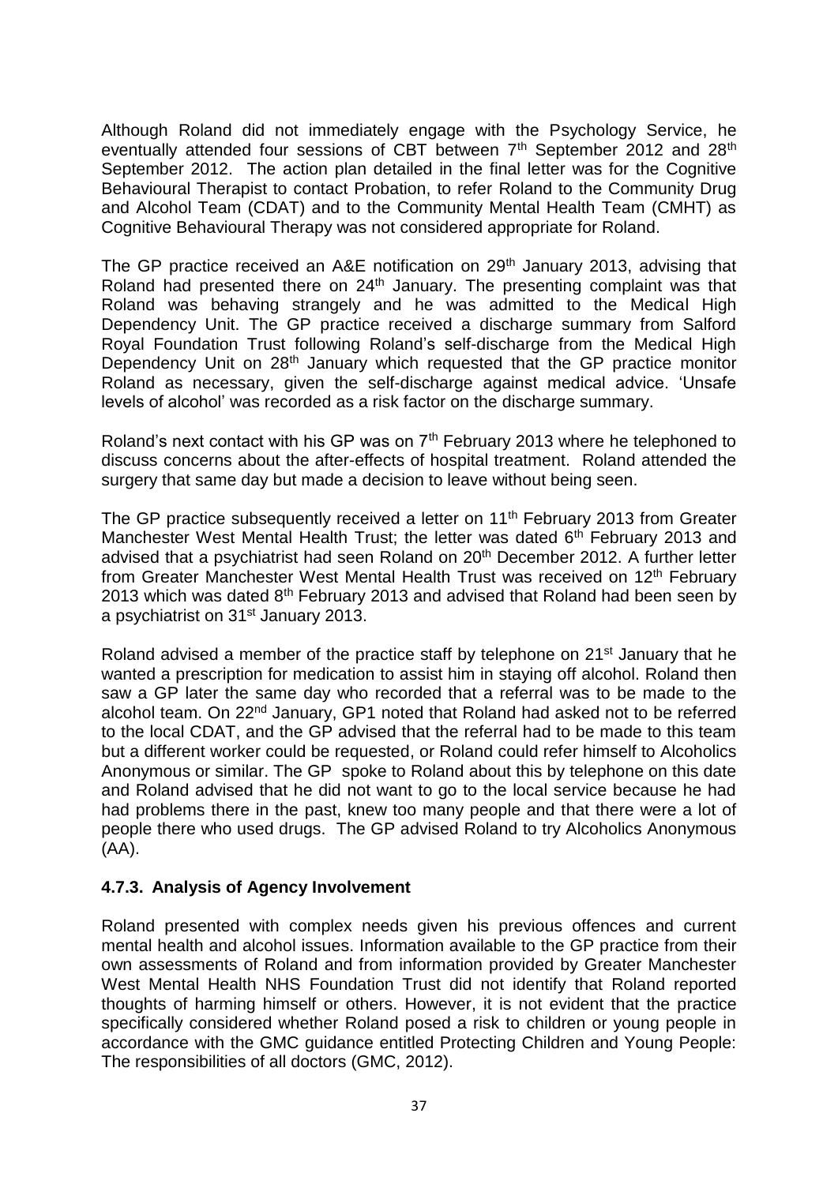Although Roland did not immediately engage with the Psychology Service, he eventually attended four sessions of CBT between 7th September 2012 and 28th September 2012. The action plan detailed in the final letter was for the Cognitive Behavioural Therapist to contact Probation, to refer Roland to the Community Drug and Alcohol Team (CDAT) and to the Community Mental Health Team (CMHT) as Cognitive Behavioural Therapy was not considered appropriate for Roland.

The GP practice received an A&E notification on 29th January 2013, advising that Roland had presented there on 24th January. The presenting complaint was that Roland was behaving strangely and he was admitted to the Medical High Dependency Unit. The GP practice received a discharge summary from Salford Royal Foundation Trust following Roland's self-discharge from the Medical High Dependency Unit on 28th January which requested that the GP practice monitor Roland as necessary, given the self-discharge against medical advice. 'Unsafe levels of alcohol' was recorded as a risk factor on the discharge summary.

Roland's next contact with his GP was on 7th February 2013 where he telephoned to discuss concerns about the after-effects of hospital treatment. Roland attended the surgery that same day but made a decision to leave without being seen.

The GP practice subsequently received a letter on 11th February 2013 from Greater Manchester West Mental Health Trust; the letter was dated 6th February 2013 and advised that a psychiatrist had seen Roland on 20th December 2012. A further letter from Greater Manchester West Mental Health Trust was received on 12th February 2013 which was dated 8th February 2013 and advised that Roland had been seen by a psychiatrist on 31st January 2013.

Roland advised a member of the practice staff by telephone on 21st January that he wanted a prescription for medication to assist him in staying off alcohol. Roland then saw a GP later the same day who recorded that a referral was to be made to the alcohol team. On 22nd January, GP1 noted that Roland had asked not to be referred to the local CDAT, and the GP advised that the referral had to be made to this team but a different worker could be requested, or Roland could refer himself to Alcoholics Anonymous or similar. The GP spoke to Roland about this by telephone on this date and Roland advised that he did not want to go to the local service because he had had problems there in the past, knew too many people and that there were a lot of people there who used drugs. The GP advised Roland to try Alcoholics Anonymous (AA).

### 4.7.3. Analysis of Agency Involvement

Roland presented with complex needs given his previous offences and current mental health and alcohol issues. Information available to the GP practice from their own assessments of Roland and from information provided by Greater Manchester West Mental Health NHS Foundation Trust did not identify that Roland reported thoughts of harming himself or others. However, it is not evident that the practice specifically considered whether Roland posed a risk to children or young people in accordance with the GMC guidance entitled Protecting Children and Young People: The responsibilities of all doctors (GMC, 2012).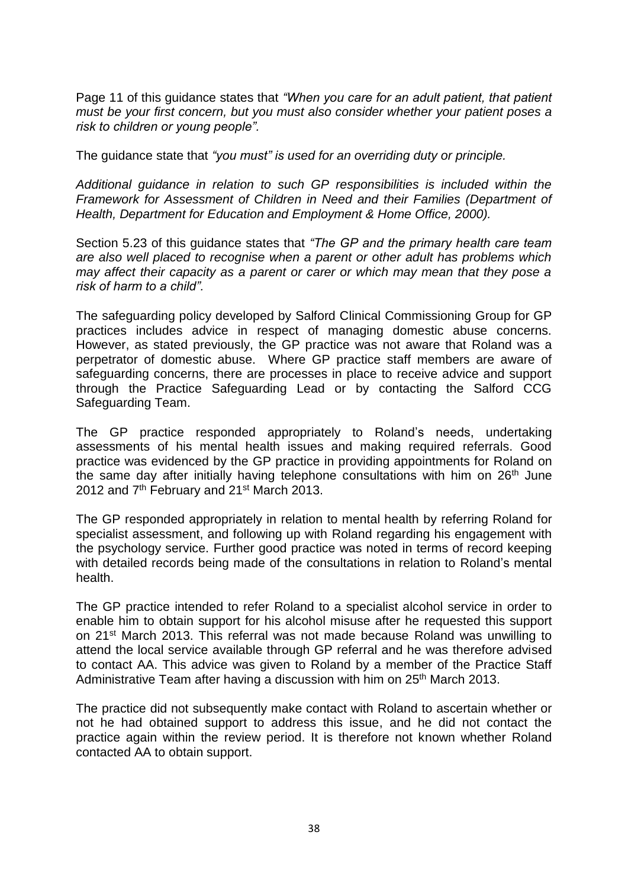Page 11 of this guidance states that *"When you care for an adult patient, that patient must be your first concern, but you must also consider whether your patient poses a risk to children or young people".*

The guidance state that *"you must" is used for an overriding duty or principle.*

*Additional guidance in relation to such GP responsibilities is included within the Framework for Assessment of Children in Need and their Families (Department of Health, Department for Education and Employment & Home Office, 2000).*

Section 5.23 of this guidance states that *"The GP and the primary health care team are also well placed to recognise when a parent or other adult has problems which may affect their capacity as a parent or carer or which may mean that they pose a risk of harm to a child".*

The safeguarding policy developed by Salford Clinical Commissioning Group for GP practices includes advice in respect of managing domestic abuse concerns. However, as stated previously, the GP practice was not aware that Roland was a perpetrator of domestic abuse. Where GP practice staff members are aware of safeguarding concerns, there are processes in place to receive advice and support through the Practice Safeguarding Lead or by contacting the Salford CCG Safeguarding Team.

The GP practice responded appropriately to Roland's needs, undertaking assessments of his mental health issues and making required referrals. Good practice was evidenced by the GP practice in providing appointments for Roland on the same day after initially having telephone consultations with him on 26th June 2012 and 7th February and 21st March 2013.

The GP responded appropriately in relation to mental health by referring Roland for specialist assessment, and following up with Roland regarding his engagement with the psychology service. Further good practice was noted in terms of record keeping with detailed records being made of the consultations in relation to Roland's mental health.

The GP practice intended to refer Roland to a specialist alcohol service in order to enable him to obtain support for his alcohol misuse after he requested this support on 21st March 2013. This referral was not made because Roland was unwilling to attend the local service available through GP referral and he was therefore advised to contact AA. This advice was given to Roland by a member of the Practice Staff Administrative Team after having a discussion with him on 25th March 2013.

The practice did not subsequently make contact with Roland to ascertain whether or not he had obtained support to address this issue, and he did not contact the practice again within the review period. It is therefore not known whether Roland contacted AA to obtain support.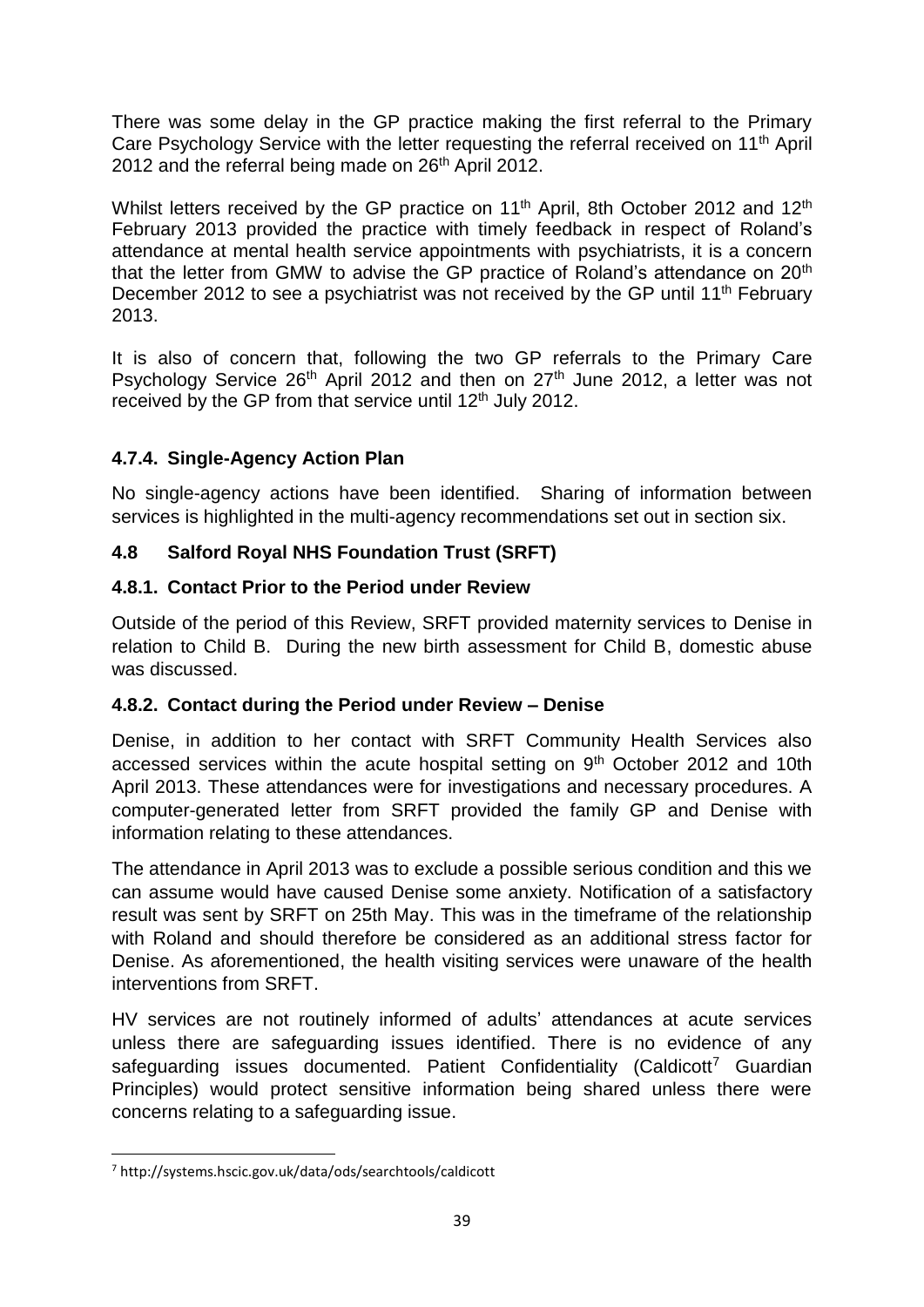There was some delay in the GP practice making the first referral to the Primary Care Psychology Service with the letter requesting the referral received on 11th April 2012 and the referral being made on 26th April 2012.

Whilst letters received by the GP practice on 11th April, 8th October 2012 and 12th February 2013 provided the practice with timely feedback in respect of Roland's attendance at mental health service appointments with psychiatrists, it is a concern that the letter from GMW to advise the GP practice of Roland's attendance on 20th December 2012 to see a psychiatrist was not received by the GP until 11th February 2013.

It is also of concern that, following the two GP referrals to the Primary Care Psychology Service 26th April 2012 and then on 27th June 2012, a letter was not received by the GP from that service until 12th July 2012.

### 4.7.4. Single-Agency Action Plan

No single-agency actions have been identified. Sharing of information between services is highlighted in the multi-agency recommendations set out in section six.

## 4.8 Salford Royal NHS Foundation Trust (SRFT)

### 4.8.1. Contact Prior to the Period under Review

Outside of the period of this Review, SRFT provided maternity services to Denise in relation to Child B. During the new birth assessment for Child B, domestic abuse was discussed.

### 4.8.2. Contact during the Period under Review – Denise

Denise, in addition to her contact with SRFT Community Health Services also accessed services within the acute hospital setting on 9th October 2012 and 10th April 2013. These attendances were for investigations and necessary procedures. A computer-generated letter from SRFT provided the family GP and Denise with information relating to these attendances.

The attendance in April 2013 was to exclude a possible serious condition and this we can assume would have caused Denise some anxiety. Notification of a satisfactory result was sent by SRFT on 25th May. This was in the timeframe of the relationship with Roland and should therefore be considered as an additional stress factor for Denise. As aforementioned, the health visiting services were unaware of the health interventions from SRFT.

HV services are not routinely informed of adults' attendances at acute services unless there are safeguarding issues identified. There is no evidence of any safeguarding issues documented. Patient Confidentiality (Caldicott[7] Guardian Principles) would protect sensitive information being shared unless there were concerns relating to a safeguarding issue.

[7] http://systems.hscic.gov.uk/data/ods/searchtools/caldicott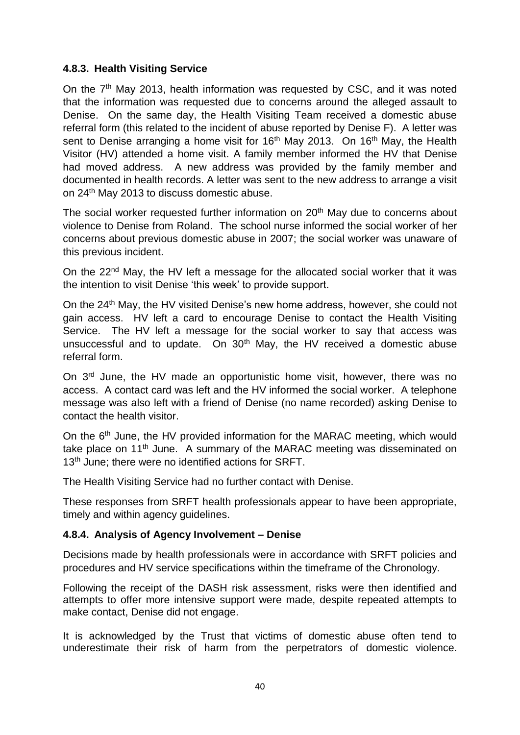#### 4.8.3. Health Visiting Service

On the 7th May 2013, health information was requested by CSC, and it was noted that the information was requested due to concerns around the alleged assault to Denise. On the same day, the Health Visiting Team received a domestic abuse referral form (this related to the incident of abuse reported by Denise F). A letter was sent to Denise arranging a home visit for 16th May 2013. On 16th May, the Health Visitor (HV) attended a home visit. A family member informed the HV that Denise had moved address. A new address was provided by the family member and documented in health records. A letter was sent to the new address to arrange a visit on 24th May 2013 to discuss domestic abuse.

The social worker requested further information on 20th May due to concerns about violence to Denise from Roland. The school nurse informed the social worker of her concerns about previous domestic abuse in 2007; the social worker was unaware of this previous incident.

On the 22nd May, the HV left a message for the allocated social worker that it was the intention to visit Denise 'this week' to provide support.

On the 24th May, the HV visited Denise's new home address, however, she could not gain access. HV left a card to encourage Denise to contact the Health Visiting Service. The HV left a message for the social worker to say that access was unsuccessful and to update. On 30th May, the HV received a domestic abuse referral form.

On 3rd June, the HV made an opportunistic home visit, however, there was no access. A contact card was left and the HV informed the social worker. A telephone message was also left with a friend of Denise (no name recorded) asking Denise to contact the health visitor.

On the 6th June, the HV provided information for the MARAC meeting, which would take place on 11th June. A summary of the MARAC meeting was disseminated on 13th June; there were no identified actions for SRFT.

The Health Visiting Service had no further contact with Denise.

These responses from SRFT health professionals appear to have been appropriate, timely and within agency guidelines.

#### 4.8.4. Analysis of Agency Involvement – Denise

Decisions made by health professionals were in accordance with SRFT policies and procedures and HV service specifications within the timeframe of the Chronology.

Following the receipt of the DASH risk assessment, risks were then identified and attempts to offer more intensive support were made, despite repeated attempts to make contact, Denise did not engage.

It is acknowledged by the Trust that victims of domestic abuse often tend to underestimate their risk of harm from the perpetrators of domestic violence.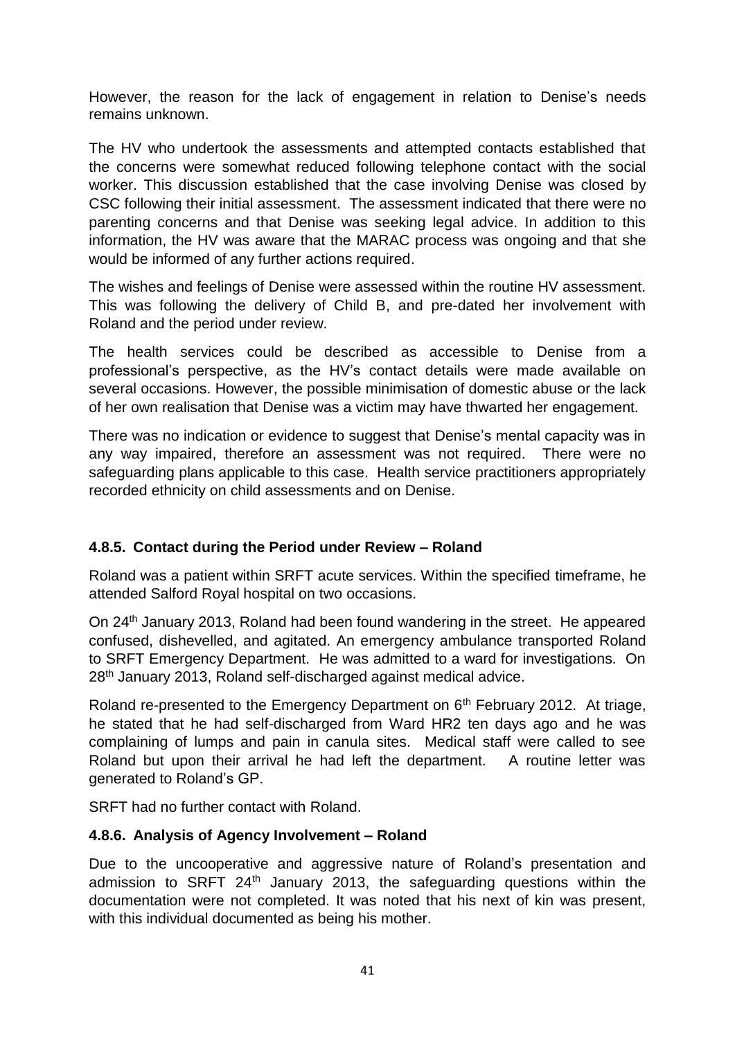However, the reason for the lack of engagement in relation to Denise's needs remains unknown.

The HV who undertook the assessments and attempted contacts established that the concerns were somewhat reduced following telephone contact with the social worker. This discussion established that the case involving Denise was closed by CSC following their initial assessment. The assessment indicated that there were no parenting concerns and that Denise was seeking legal advice. In addition to this information, the HV was aware that the MARAC process was ongoing and that she would be informed of any further actions required.

The wishes and feelings of Denise were assessed within the routine HV assessment. This was following the delivery of Child B, and pre-dated her involvement with Roland and the period under review.

The health services could be described as accessible to Denise from a professional's perspective, as the HV's contact details were made available on several occasions. However, the possible minimisation of domestic abuse or the lack of her own realisation that Denise was a victim may have thwarted her engagement.

There was no indication or evidence to suggest that Denise's mental capacity was in any way impaired, therefore an assessment was not required. There were no safeguarding plans applicable to this case. Health service practitioners appropriately recorded ethnicity on child assessments and on Denise.

### 4.8.5. Contact during the Period under Review – Roland

Roland was a patient within SRFT acute services. Within the specified timeframe, he attended Salford Royal hospital on two occasions.

On 24th January 2013, Roland had been found wandering in the street. He appeared confused, dishevelled, and agitated. An emergency ambulance transported Roland to SRFT Emergency Department. He was admitted to a ward for investigations. On 28th January 2013, Roland self-discharged against medical advice.

Roland re-presented to the Emergency Department on 6th February 2012. At triage, he stated that he had self-discharged from Ward HR2 ten days ago and he was complaining of lumps and pain in canula sites. Medical staff were called to see Roland but upon their arrival he had left the department. A routine letter was generated to Roland's GP.

SRFT had no further contact with Roland.

### 4.8.6. Analysis of Agency Involvement – Roland

Due to the uncooperative and aggressive nature of Roland's presentation and admission to SRFT 24th January 2013, the safeguarding questions within the documentation were not completed. It was noted that his next of kin was present, with this individual documented as being his mother.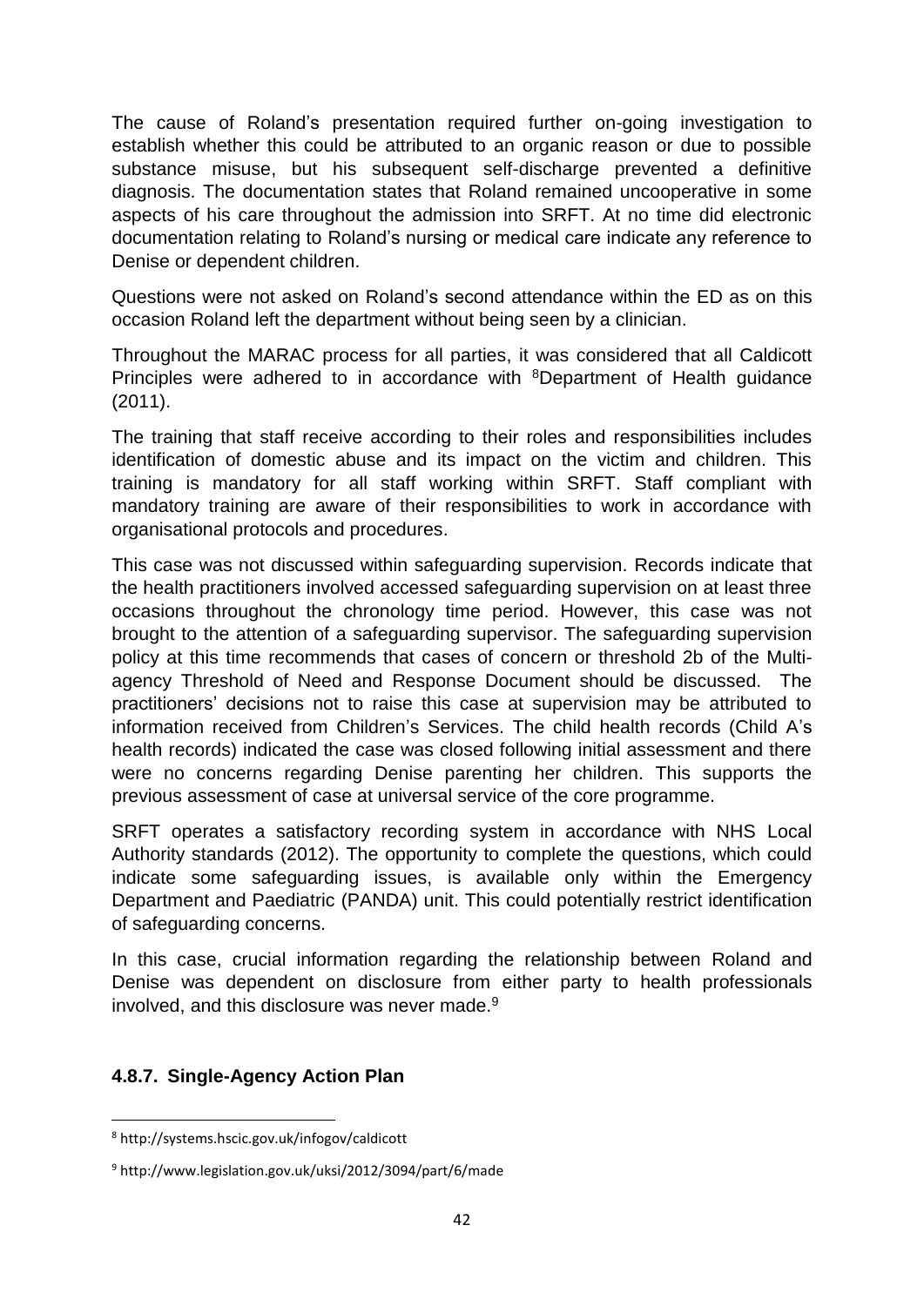The cause of Roland's presentation required further on-going investigation to establish whether this could be attributed to an organic reason or due to possible substance misuse, but his subsequent self-discharge prevented a definitive diagnosis. The documentation states that Roland remained uncooperative in some aspects of his care throughout the admission into SRFT. At no time did electronic documentation relating to Roland's nursing or medical care indicate any reference to Denise or dependent children.

Questions were not asked on Roland's second attendance within the ED as on this occasion Roland left the department without being seen by a clinician.

Throughout the MARAC process for all parties, it was considered that all Caldicott Principles were adhered to in accordance with [8]Department of Health guidance (2011).

The training that staff receive according to their roles and responsibilities includes identification of domestic abuse and its impact on the victim and children. This training is mandatory for all staff working within SRFT. Staff compliant with mandatory training are aware of their responsibilities to work in accordance with organisational protocols and procedures.

This case was not discussed within safeguarding supervision. Records indicate that the health practitioners involved accessed safeguarding supervision on at least three occasions throughout the chronology time period. However, this case was not brought to the attention of a safeguarding supervisor. The safeguarding supervision policy at this time recommends that cases of concern or threshold 2b of the Multi-agency Threshold of Need and Response Document should be discussed. The practitioners' decisions not to raise this case at supervision may be attributed to information received from Children's Services. The child health records (Child A's health records) indicated the case was closed following initial assessment and there were no concerns regarding Denise parenting her children. This supports the previous assessment of case at universal service of the core programme.

SRFT operates a satisfactory recording system in accordance with NHS Local Authority standards (2012). The opportunity to complete the questions, which could indicate some safeguarding issues, is available only within the Emergency Department and Paediatric (PANDA) unit. This could potentially restrict identification of safeguarding concerns.

In this case, crucial information regarding the relationship between Roland and Denise was dependent on disclosure from either party to health professionals involved, and this disclosure was never made.[9]

### 4.8.7. Single-Agency Action Plan

[8] http://systems.hscic.gov.uk/infogov/caldicott

[9] http://www.legislation.gov.uk/uksi/2012/3094/part/6/made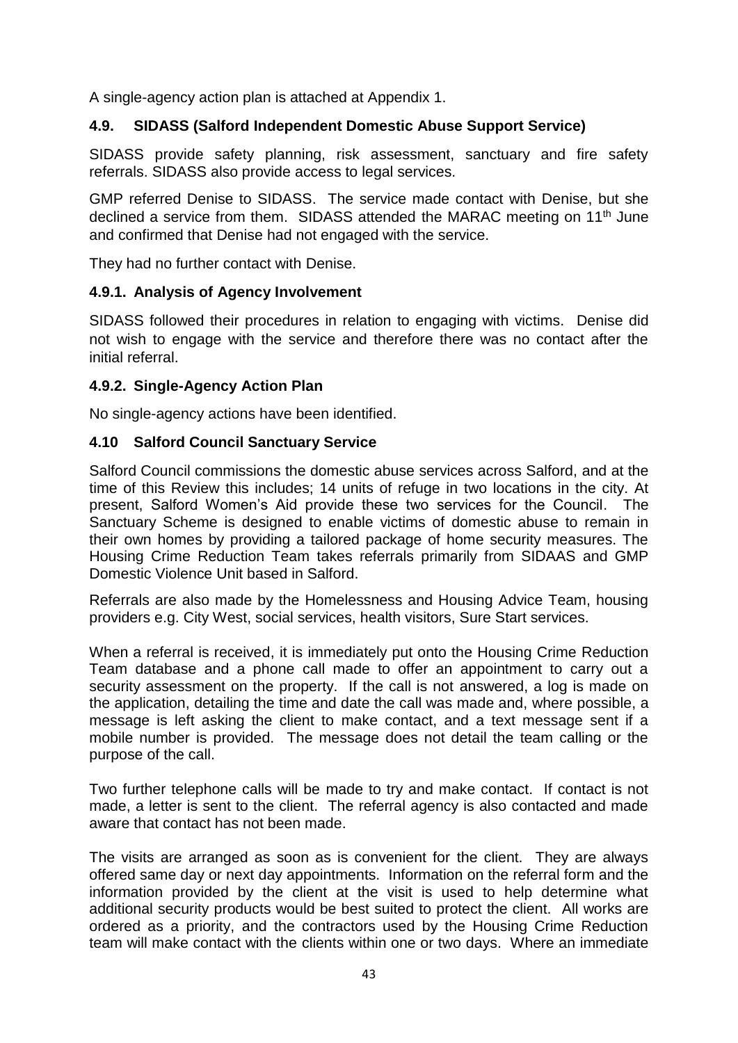A single-agency action plan is attached at Appendix 1.

### 4.9. SIDASS (Salford Independent Domestic Abuse Support Service)

SIDASS provide safety planning, risk assessment, sanctuary and fire safety referrals. SIDASS also provide access to legal services.

GMP referred Denise to SIDASS. The service made contact with Denise, but she declined a service from them. SIDASS attended the MARAC meeting on 11th June and confirmed that Denise had not engaged with the service.

They had no further contact with Denise.

#### 4.9.1. Analysis of Agency Involvement

SIDASS followed their procedures in relation to engaging with victims. Denise did not wish to engage with the service and therefore there was no contact after the initial referral.

#### 4.9.2. Single-Agency Action Plan

No single-agency actions have been identified.

### 4.10 Salford Council Sanctuary Service

Salford Council commissions the domestic abuse services across Salford, and at the time of this Review this includes; 14 units of refuge in two locations in the city. At present, Salford Women's Aid provide these two services for the Council. The Sanctuary Scheme is designed to enable victims of domestic abuse to remain in their own homes by providing a tailored package of home security measures. The Housing Crime Reduction Team takes referrals primarily from SIDAAS and GMP Domestic Violence Unit based in Salford.

Referrals are also made by the Homelessness and Housing Advice Team, housing providers e.g. City West, social services, health visitors, Sure Start services.

When a referral is received, it is immediately put onto the Housing Crime Reduction Team database and a phone call made to offer an appointment to carry out a security assessment on the property. If the call is not answered, a log is made on the application, detailing the time and date the call was made and, where possible, a message is left asking the client to make contact, and a text message sent if a mobile number is provided. The message does not detail the team calling or the purpose of the call.

Two further telephone calls will be made to try and make contact. If contact is not made, a letter is sent to the client. The referral agency is also contacted and made aware that contact has not been made.

The visits are arranged as soon as is convenient for the client. They are always offered same day or next day appointments. Information on the referral form and the information provided by the client at the visit is used to help determine what additional security products would be best suited to protect the client. All works are ordered as a priority, and the contractors used by the Housing Crime Reduction team will make contact with the clients within one or two days. Where an immediate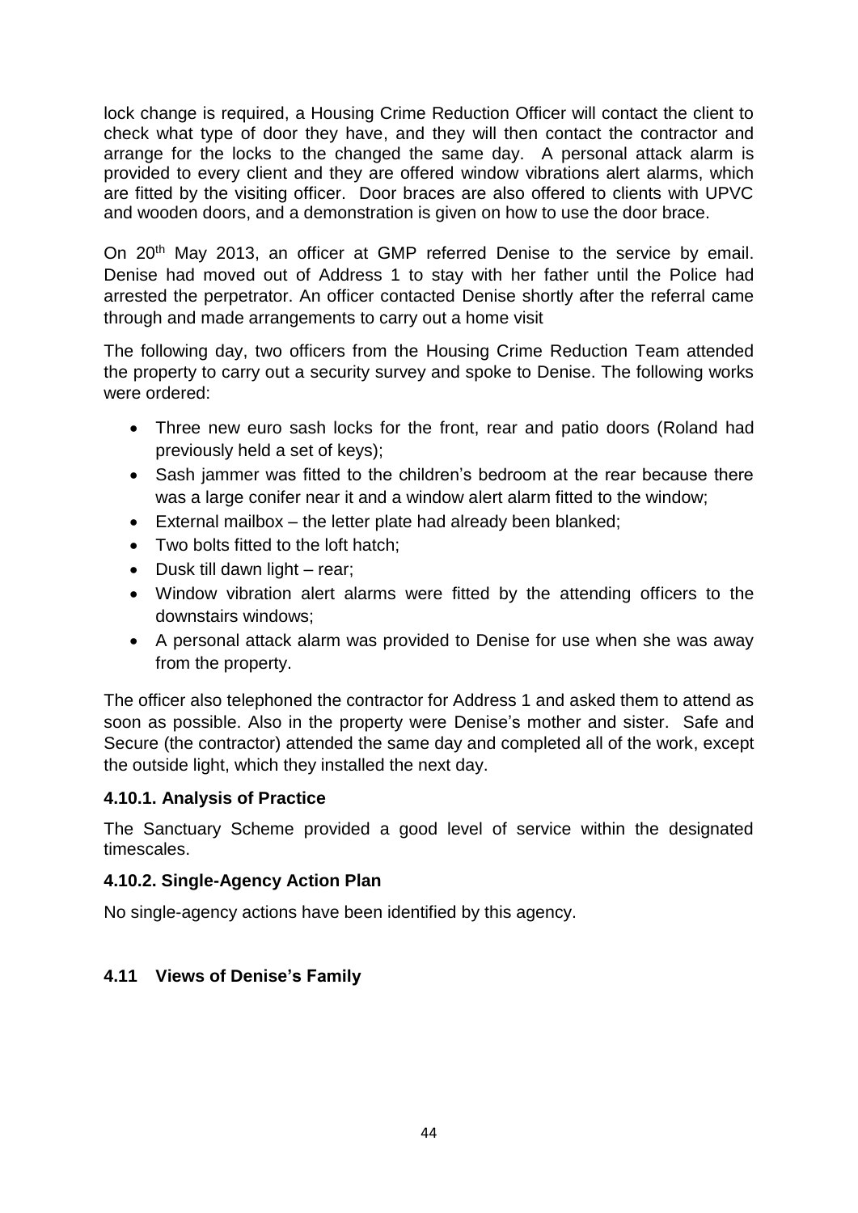lock change is required, a Housing Crime Reduction Officer will contact the client to check what type of door they have, and they will then contact the contractor and arrange for the locks to the changed the same day. A personal attack alarm is provided to every client and they are offered window vibrations alert alarms, which are fitted by the visiting officer. Door braces are also offered to clients with UPVC and wooden doors, and a demonstration is given on how to use the door brace.

On 20th May 2013, an officer at GMP referred Denise to the service by email. Denise had moved out of Address 1 to stay with her father until the Police had arrested the perpetrator. An officer contacted Denise shortly after the referral came through and made arrangements to carry out a home visit

The following day, two officers from the Housing Crime Reduction Team attended the property to carry out a security survey and spoke to Denise. The following works were ordered:

- Three new euro sash locks for the front, rear and patio doors (Roland had previously held a set of keys);
- Sash jammer was fitted to the children's bedroom at the rear because there was a large conifer near it and a window alert alarm fitted to the window;
- External mailbox – the letter plate had already been blanked;
- Two bolts fitted to the loft hatch;
- Dusk till dawn light – rear;
- Window vibration alert alarms were fitted by the attending officers to the downstairs windows;
- A personal attack alarm was provided to Denise for use when she was away from the property.

The officer also telephoned the contractor for Address 1 and asked them to attend as soon as possible. Also in the property were Denise's mother and sister. Safe and Secure (the contractor) attended the same day and completed all of the work, except the outside light, which they installed the next day.

#### 4.10.1. Analysis of Practice

The Sanctuary Scheme provided a good level of service within the designated timescales.

#### 4.10.2. Single-Agency Action Plan

No single-agency actions have been identified by this agency.

### 4.11 Views of Denise's Family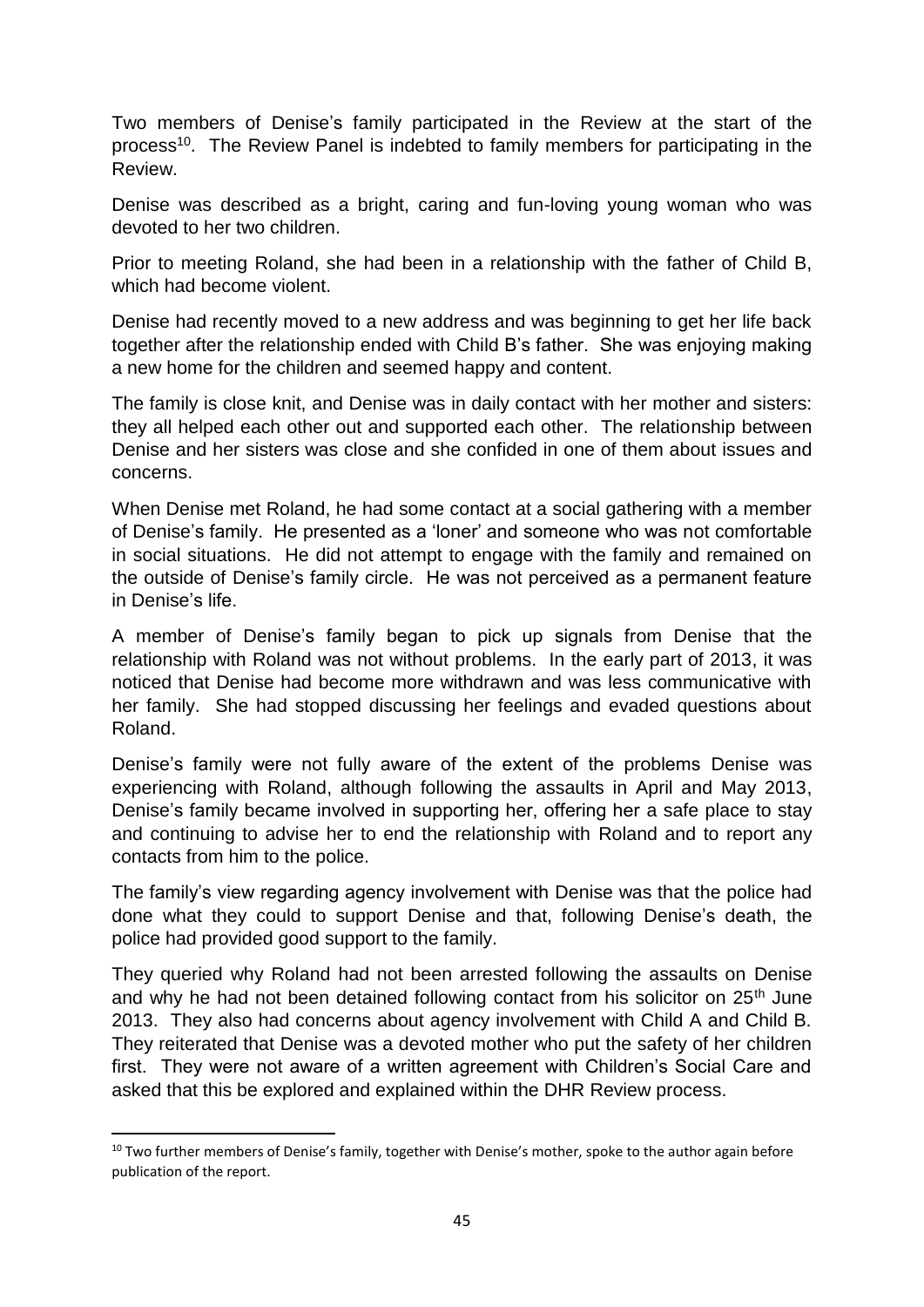Two members of Denise's family participated in the Review at the start of the process[10]. The Review Panel is indebted to family members for participating in the Review.

Denise was described as a bright, caring and fun-loving young woman who was devoted to her two children.

Prior to meeting Roland, she had been in a relationship with the father of Child B, which had become violent.

Denise had recently moved to a new address and was beginning to get her life back together after the relationship ended with Child B's father. She was enjoying making a new home for the children and seemed happy and content.

The family is close knit, and Denise was in daily contact with her mother and sisters: they all helped each other out and supported each other. The relationship between Denise and her sisters was close and she confided in one of them about issues and concerns.

When Denise met Roland, he had some contact at a social gathering with a member of Denise's family. He presented as a 'loner' and someone who was not comfortable in social situations. He did not attempt to engage with the family and remained on the outside of Denise's family circle. He was not perceived as a permanent feature in Denise's life.

A member of Denise's family began to pick up signals from Denise that the relationship with Roland was not without problems. In the early part of 2013, it was noticed that Denise had become more withdrawn and was less communicative with her family. She had stopped discussing her feelings and evaded questions about Roland.

Denise's family were not fully aware of the extent of the problems Denise was experiencing with Roland, although following the assaults in April and May 2013, Denise's family became involved in supporting her, offering her a safe place to stay and continuing to advise her to end the relationship with Roland and to report any contacts from him to the police.

The family's view regarding agency involvement with Denise was that the police had done what they could to support Denise and that, following Denise's death, the police had provided good support to the family.

They queried why Roland had not been arrested following the assaults on Denise and why he had not been detained following contact from his solicitor on 25th June 2013. They also had concerns about agency involvement with Child A and Child B. They reiterated that Denise was a devoted mother who put the safety of her children first. They were not aware of a written agreement with Children's Social Care and asked that this be explored and explained within the DHR Review process.

[10] Two further members of Denise's family, together with Denise's mother, spoke to the author again before publication of the report.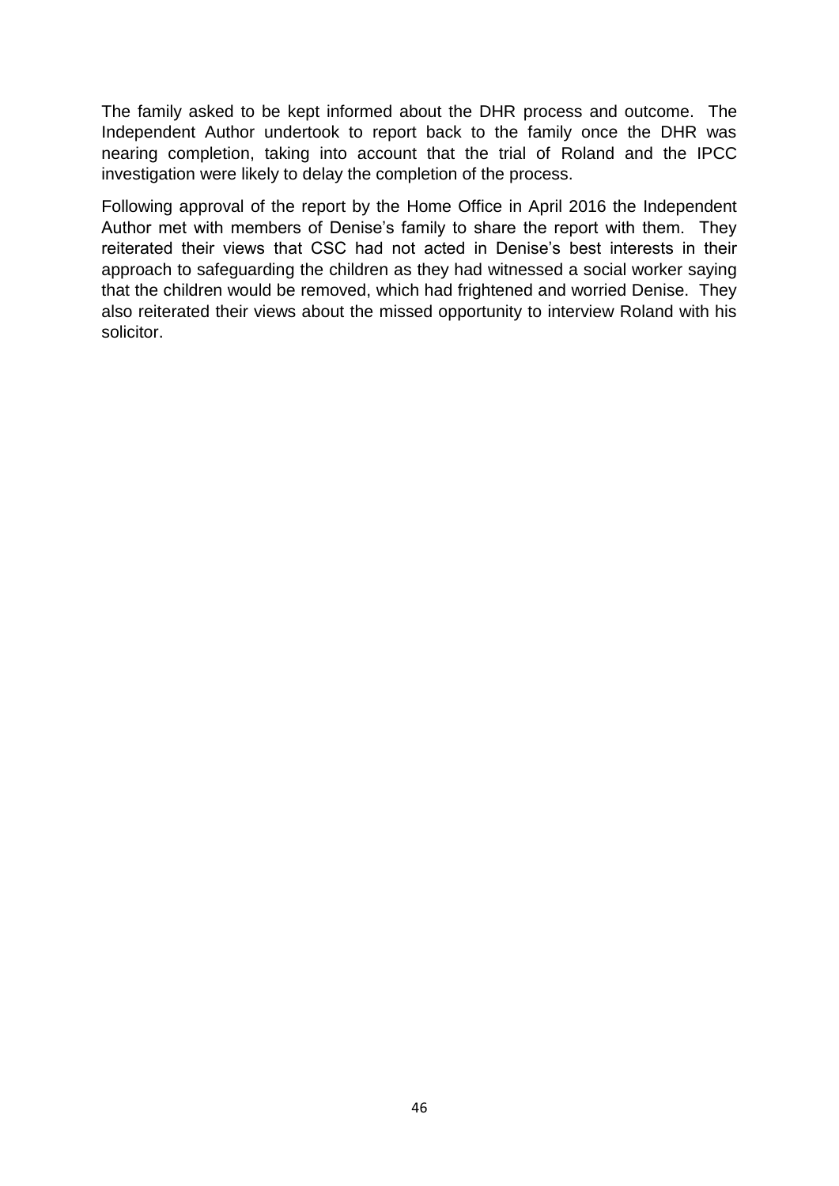The family asked to be kept informed about the DHR process and outcome. The Independent Author undertook to report back to the family once the DHR was nearing completion, taking into account that the trial of Roland and the IPCC investigation were likely to delay the completion of the process.

Following approval of the report by the Home Office in April 2016 the Independent Author met with members of Denise's family to share the report with them. They reiterated their views that CSC had not acted in Denise's best interests in their approach to safeguarding the children as they had witnessed a social worker saying that the children would be removed, which had frightened and worried Denise. They also reiterated their views about the missed opportunity to interview Roland with his solicitor.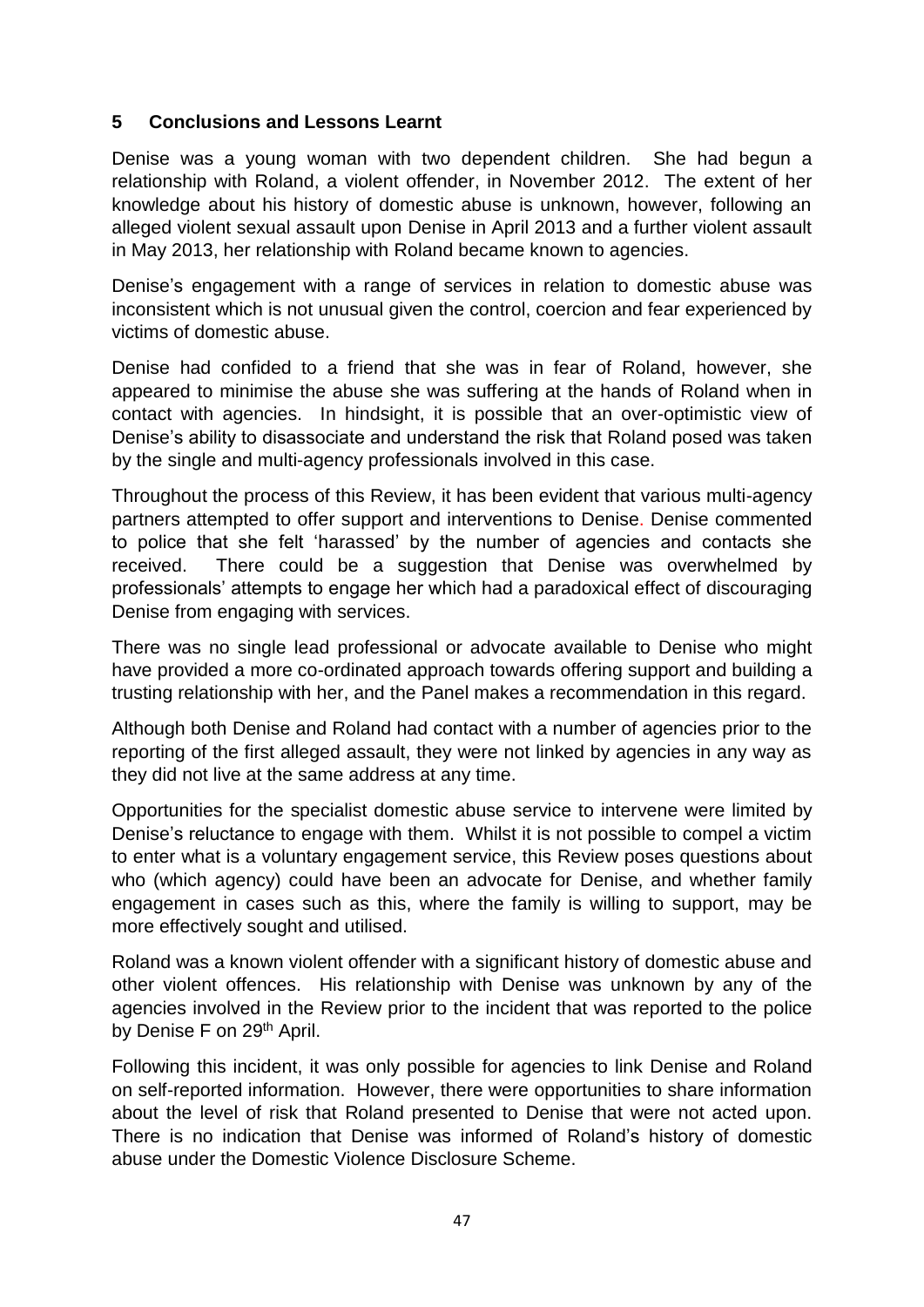## 5 Conclusions and Lessons Learnt

Denise was a young woman with two dependent children. She had begun a relationship with Roland, a violent offender, in November 2012. The extent of her knowledge about his history of domestic abuse is unknown, however, following an alleged violent sexual assault upon Denise in April 2013 and a further violent assault in May 2013, her relationship with Roland became known to agencies.

Denise's engagement with a range of services in relation to domestic abuse was inconsistent which is not unusual given the control, coercion and fear experienced by victims of domestic abuse.

Denise had confided to a friend that she was in fear of Roland, however, she appeared to minimise the abuse she was suffering at the hands of Roland when in contact with agencies. In hindsight, it is possible that an over-optimistic view of Denise's ability to disassociate and understand the risk that Roland posed was taken by the single and multi-agency professionals involved in this case.

Throughout the process of this Review, it has been evident that various multi-agency partners attempted to offer support and interventions to Denise. Denise commented to police that she felt 'harassed' by the number of agencies and contacts she received. There could be a suggestion that Denise was overwhelmed by professionals' attempts to engage her which had a paradoxical effect of discouraging Denise from engaging with services.

There was no single lead professional or advocate available to Denise who might have provided a more co-ordinated approach towards offering support and building a trusting relationship with her, and the Panel makes a recommendation in this regard.

Although both Denise and Roland had contact with a number of agencies prior to the reporting of the first alleged assault, they were not linked by agencies in any way as they did not live at the same address at any time.

Opportunities for the specialist domestic abuse service to intervene were limited by Denise's reluctance to engage with them. Whilst it is not possible to compel a victim to enter what is a voluntary engagement service, this Review poses questions about who (which agency) could have been an advocate for Denise, and whether family engagement in cases such as this, where the family is willing to support, may be more effectively sought and utilised.

Roland was a known violent offender with a significant history of domestic abuse and other violent offences. His relationship with Denise was unknown by any of the agencies involved in the Review prior to the incident that was reported to the police by Denise F on 29th April.

Following this incident, it was only possible for agencies to link Denise and Roland on self-reported information. However, there were opportunities to share information about the level of risk that Roland presented to Denise that were not acted upon. There is no indication that Denise was informed of Roland's history of domestic abuse under the Domestic Violence Disclosure Scheme.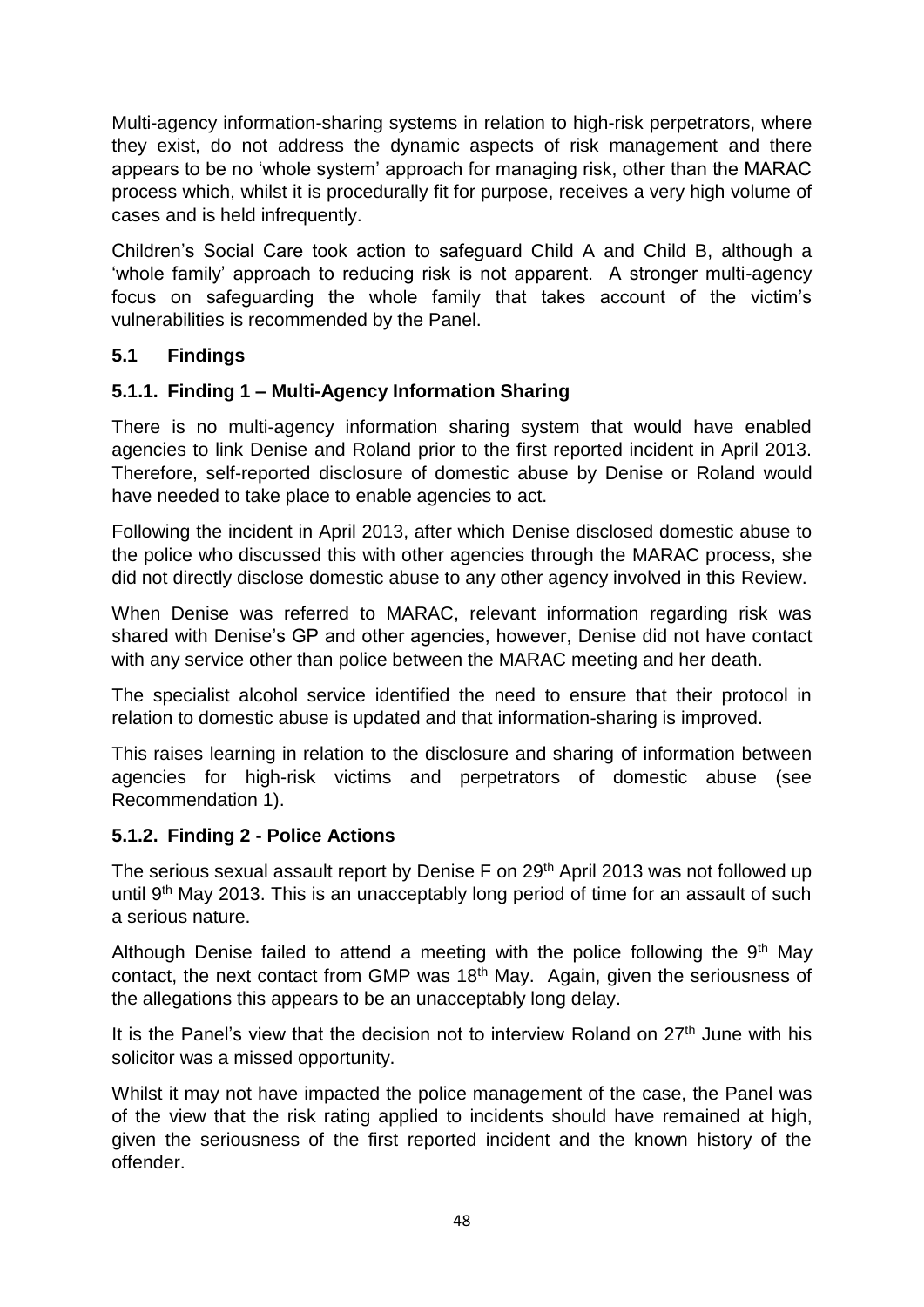Multi-agency information-sharing systems in relation to high-risk perpetrators, where they exist, do not address the dynamic aspects of risk management and there appears to be no 'whole system' approach for managing risk, other than the MARAC process which, whilst it is procedurally fit for purpose, receives a very high volume of cases and is held infrequently.

Children's Social Care took action to safeguard Child A and Child B, although a 'whole family' approach to reducing risk is not apparent. A stronger multi-agency focus on safeguarding the whole family that takes account of the victim's vulnerabilities is recommended by the Panel.

## 5.1 Findings

### 5.1.1. Finding 1 – Multi-Agency Information Sharing

There is no multi-agency information sharing system that would have enabled agencies to link Denise and Roland prior to the first reported incident in April 2013. Therefore, self-reported disclosure of domestic abuse by Denise or Roland would have needed to take place to enable agencies to act.

Following the incident in April 2013, after which Denise disclosed domestic abuse to the police who discussed this with other agencies through the MARAC process, she did not directly disclose domestic abuse to any other agency involved in this Review.

When Denise was referred to MARAC, relevant information regarding risk was shared with Denise's GP and other agencies, however, Denise did not have contact with any service other than police between the MARAC meeting and her death.

The specialist alcohol service identified the need to ensure that their protocol in relation to domestic abuse is updated and that information-sharing is improved.

This raises learning in relation to the disclosure and sharing of information between agencies for high-risk victims and perpetrators of domestic abuse (see Recommendation 1).

### 5.1.2. Finding 2 - Police Actions

The serious sexual assault report by Denise F on 29th April 2013 was not followed up until 9th May 2013. This is an unacceptably long period of time for an assault of such a serious nature.

Although Denise failed to attend a meeting with the police following the 9th May contact, the next contact from GMP was 18th May. Again, given the seriousness of the allegations this appears to be an unacceptably long delay.

It is the Panel's view that the decision not to interview Roland on 27th June with his solicitor was a missed opportunity.

Whilst it may not have impacted the police management of the case, the Panel was of the view that the risk rating applied to incidents should have remained at high, given the seriousness of the first reported incident and the known history of the offender.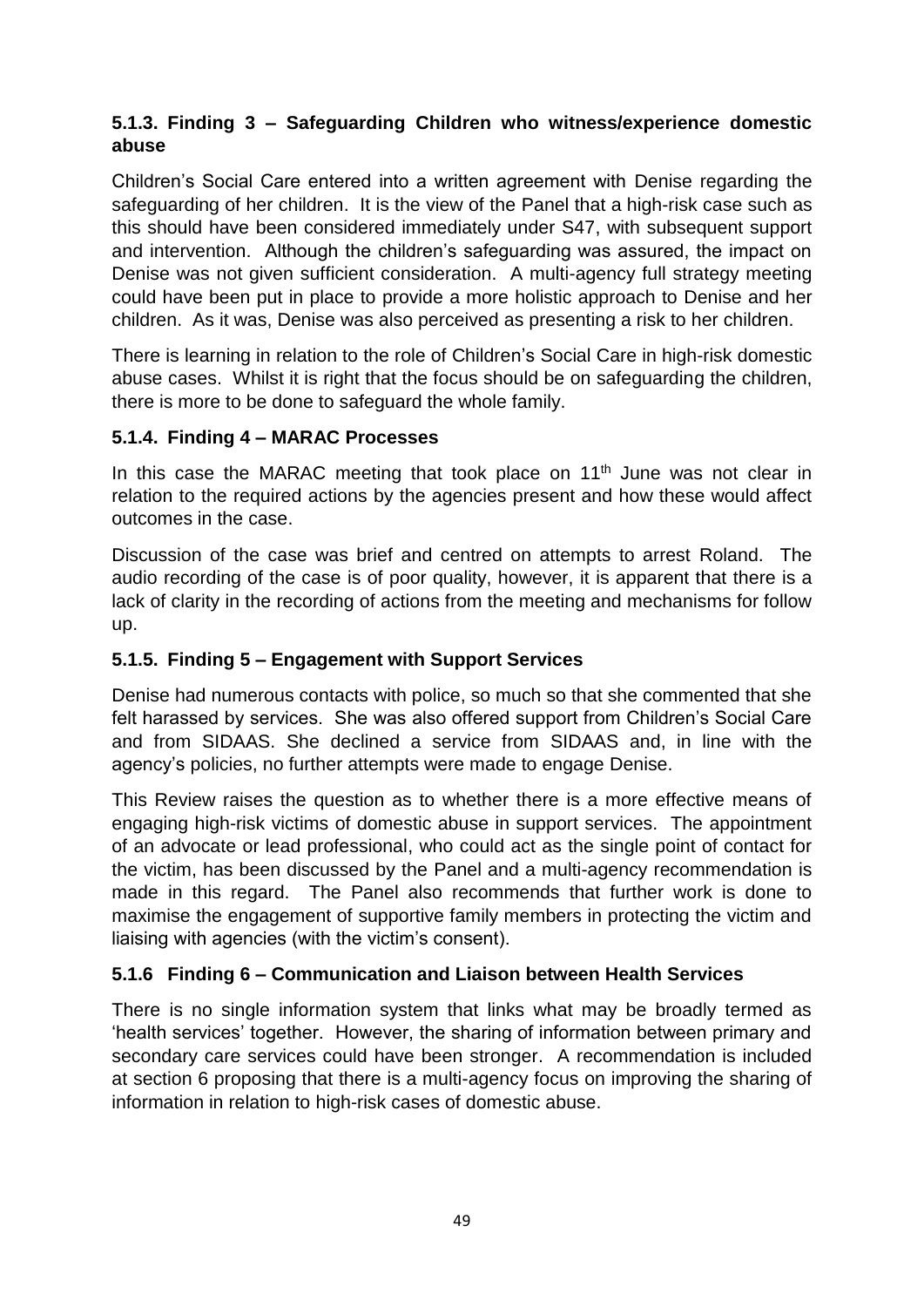### 5.1.3. Finding 3 – Safeguarding Children who witness/experience domestic abuse

Children's Social Care entered into a written agreement with Denise regarding the safeguarding of her children. It is the view of the Panel that a high-risk case such as this should have been considered immediately under S47, with subsequent support and intervention. Although the children's safeguarding was assured, the impact on Denise was not given sufficient consideration. A multi-agency full strategy meeting could have been put in place to provide a more holistic approach to Denise and her children. As it was, Denise was also perceived as presenting a risk to her children.

There is learning in relation to the role of Children's Social Care in high-risk domestic abuse cases. Whilst it is right that the focus should be on safeguarding the children, there is more to be done to safeguard the whole family.

### 5.1.4. Finding 4 – MARAC Processes

In this case the MARAC meeting that took place on 11th June was not clear in relation to the required actions by the agencies present and how these would affect outcomes in the case.

Discussion of the case was brief and centred on attempts to arrest Roland. The audio recording of the case is of poor quality, however, it is apparent that there is a lack of clarity in the recording of actions from the meeting and mechanisms for follow up.

### 5.1.5. Finding 5 – Engagement with Support Services

Denise had numerous contacts with police, so much so that she commented that she felt harassed by services. She was also offered support from Children's Social Care and from SIDAAS. She declined a service from SIDAAS and, in line with the agency's policies, no further attempts were made to engage Denise.

This Review raises the question as to whether there is a more effective means of engaging high-risk victims of domestic abuse in support services. The appointment of an advocate or lead professional, who could act as the single point of contact for the victim, has been discussed by the Panel and a multi-agency recommendation is made in this regard. The Panel also recommends that further work is done to maximise the engagement of supportive family members in protecting the victim and liaising with agencies (with the victim's consent).

### 5.1.6 Finding 6 – Communication and Liaison between Health Services

There is no single information system that links what may be broadly termed as 'health services' together. However, the sharing of information between primary and secondary care services could have been stronger. A recommendation is included at section 6 proposing that there is a multi-agency focus on improving the sharing of information in relation to high-risk cases of domestic abuse.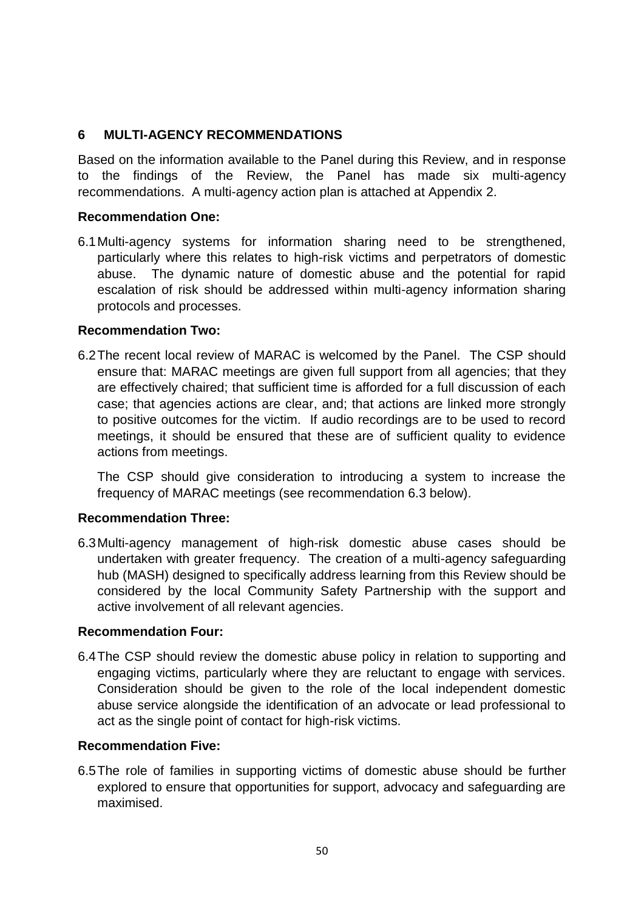## 6 MULTI-AGENCY RECOMMENDATIONS

Based on the information available to the Panel during this Review, and in response to the findings of the Review, the Panel has made six multi-agency recommendations. A multi-agency action plan is attached at Appendix 2.

**Recommendation One:**

6.1 Multi-agency systems for information sharing need to be strengthened, particularly where this relates to high-risk victims and perpetrators of domestic abuse. The dynamic nature of domestic abuse and the potential for rapid escalation of risk should be addressed within multi-agency information sharing protocols and processes.

**Recommendation Two:**

6.2 The recent local review of MARAC is welcomed by the Panel. The CSP should ensure that: MARAC meetings are given full support from all agencies; that they are effectively chaired; that sufficient time is afforded for a full discussion of each case; that agencies actions are clear, and; that actions are linked more strongly to positive outcomes for the victim. If audio recordings are to be used to record meetings, it should be ensured that these are of sufficient quality to evidence actions from meetings.

The CSP should give consideration to introducing a system to increase the frequency of MARAC meetings (see recommendation 6.3 below).

**Recommendation Three:**

6.3 Multi-agency management of high-risk domestic abuse cases should be undertaken with greater frequency. The creation of a multi-agency safeguarding hub (MASH) designed to specifically address learning from this Review should be considered by the local Community Safety Partnership with the support and active involvement of all relevant agencies.

**Recommendation Four:**

6.4 The CSP should review the domestic abuse policy in relation to supporting and engaging victims, particularly where they are reluctant to engage with services. Consideration should be given to the role of the local independent domestic abuse service alongside the identification of an advocate or lead professional to act as the single point of contact for high-risk victims.

**Recommendation Five:**

6.5 The role of families in supporting victims of domestic abuse should be further explored to ensure that opportunities for support, advocacy and safeguarding are maximised.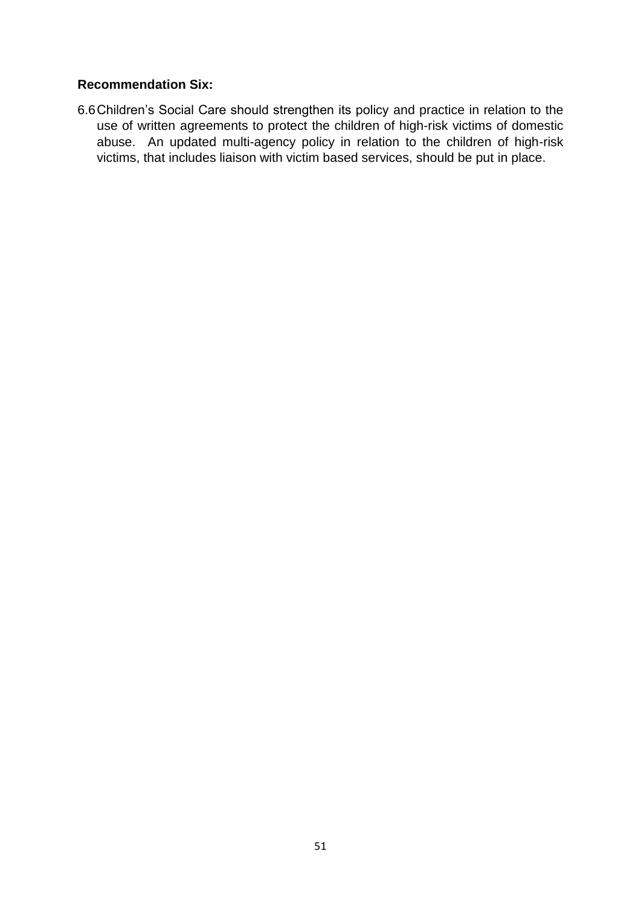**Recommendation Six:**

6.6 Children's Social Care should strengthen its policy and practice in relation to the use of written agreements to protect the children of high-risk victims of domestic abuse. An updated multi-agency policy in relation to the children of high-risk victims, that includes liaison with victim based services, should be put in place.